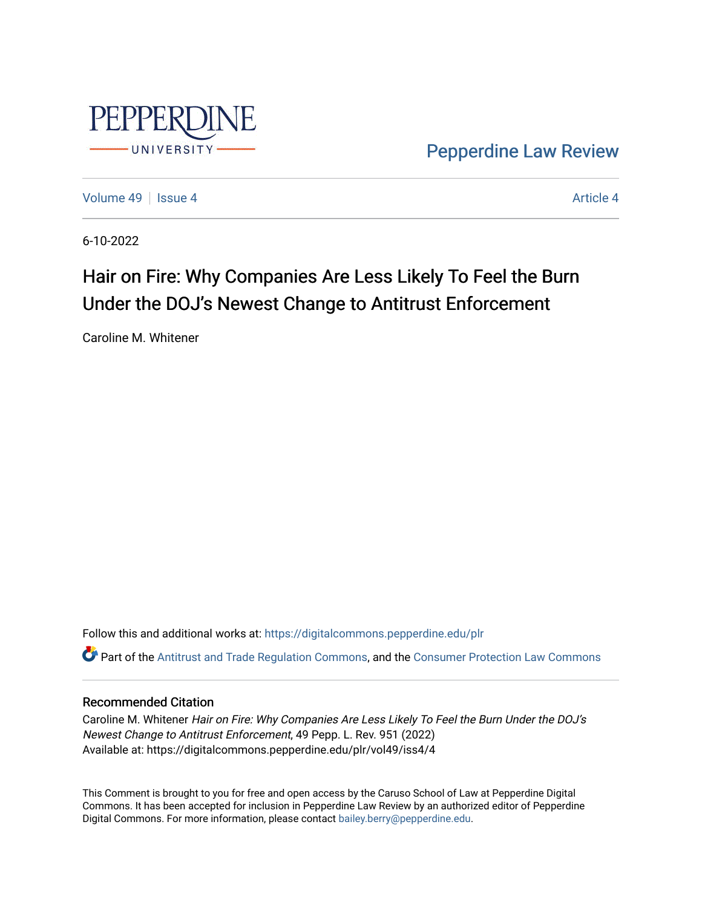Pepperdine Law Review

Volume 49 | Issue 4 — Article 4

6-10-2022

# Hair on Fire: Why Companies Are Less Likely To Feel the Burn Under the DOJ's Newest Change to Antitrust Enforcement

Caroline M. Whitener

Follow this and additional works at: https://digitalcommons.pepperdine.edu/plr

Part of the Antitrust and Trade Regulation Commons, and the Consumer Protection Law Commons

## Recommended Citation

Caroline M. Whitener *Hair on Fire: Why Companies Are Less Likely To Feel the Burn Under the DOJ's Newest Change to Antitrust Enforcement*, 49 Pepp. L. Rev. 951 (2022)
Available at: https://digitalcommons.pepperdine.edu/plr/vol49/iss4/4

This Comment is brought to you for free and open access by the Caruso School of Law at Pepperdine Digital Commons. It has been accepted for inclusion in Pepperdine Law Review by an authorized editor of Pepperdine Digital Commons. For more information, please contact bailey.berry@pepperdine.edu.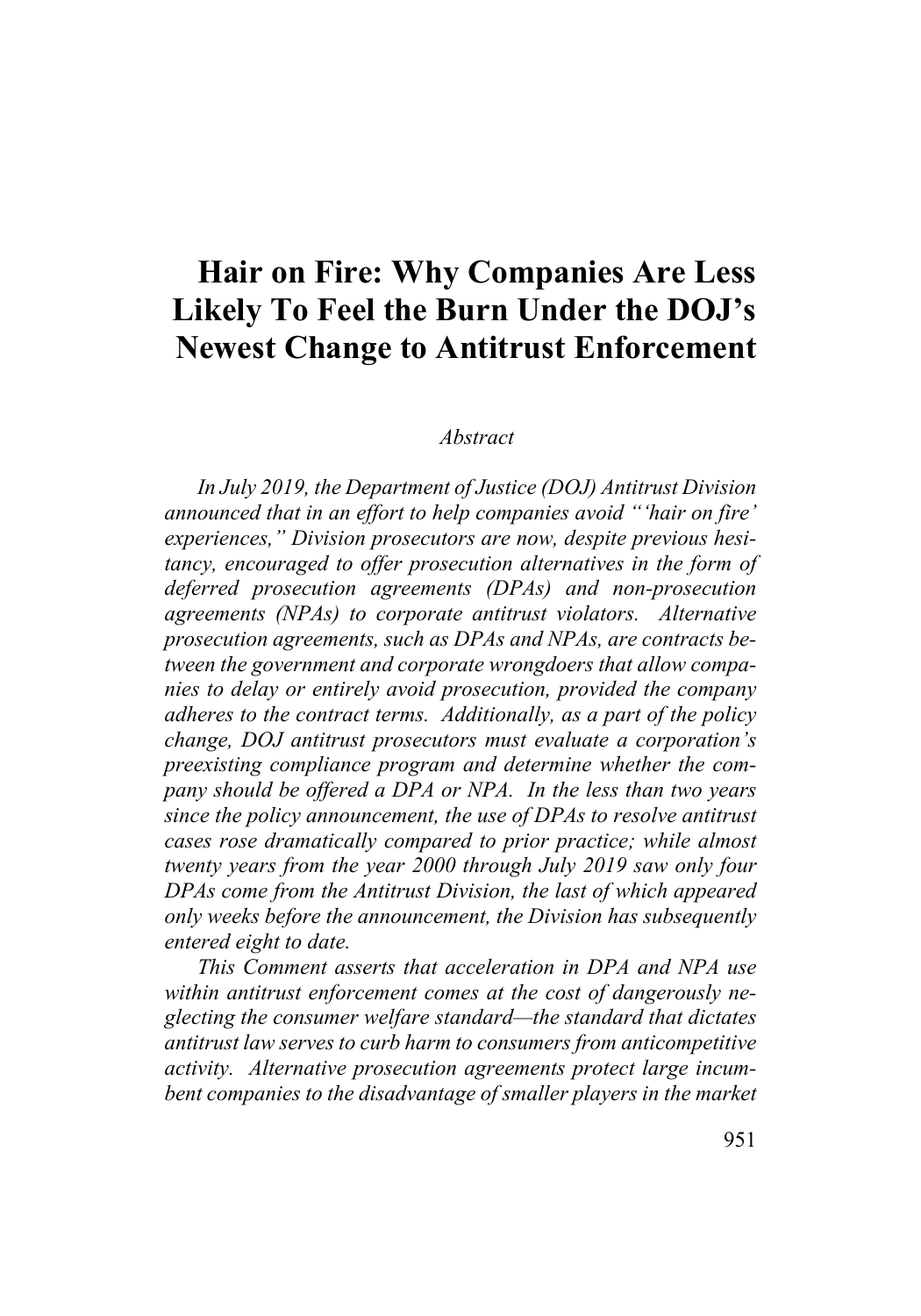# Hair on Fire: Why Companies Are Less Likely To Feel the Burn Under the DOJ's Newest Change to Antitrust Enforcement

*Abstract*

*In July 2019, the Department of Justice (DOJ) Antitrust Division announced that in an effort to help companies avoid "'hair on fire' experiences," Division prosecutors are now, despite previous hesitancy, encouraged to offer prosecution alternatives in the form of deferred prosecution agreements (DPAs) and non-prosecution agreements (NPAs) to corporate antitrust violators. Alternative prosecution agreements, such as DPAs and NPAs, are contracts between the government and corporate wrongdoers that allow companies to delay or entirely avoid prosecution, provided the company adheres to the contract terms. Additionally, as a part of the policy change, DOJ antitrust prosecutors must evaluate a corporation's preexisting compliance program and determine whether the company should be offered a DPA or NPA. In the less than two years since the policy announcement, the use of DPAs to resolve antitrust cases rose dramatically compared to prior practice; while almost twenty years from the year 2000 through July 2019 saw only four DPAs come from the Antitrust Division, the last of which appeared only weeks before the announcement, the Division has subsequently entered eight to date.*

*This Comment asserts that acceleration in DPA and NPA use within antitrust enforcement comes at the cost of dangerously neglecting the consumer welfare standard—the standard that dictates antitrust law serves to curb harm to consumers from anticompetitive activity. Alternative prosecution agreements protect large incumbent companies to the disadvantage of smaller players in the market*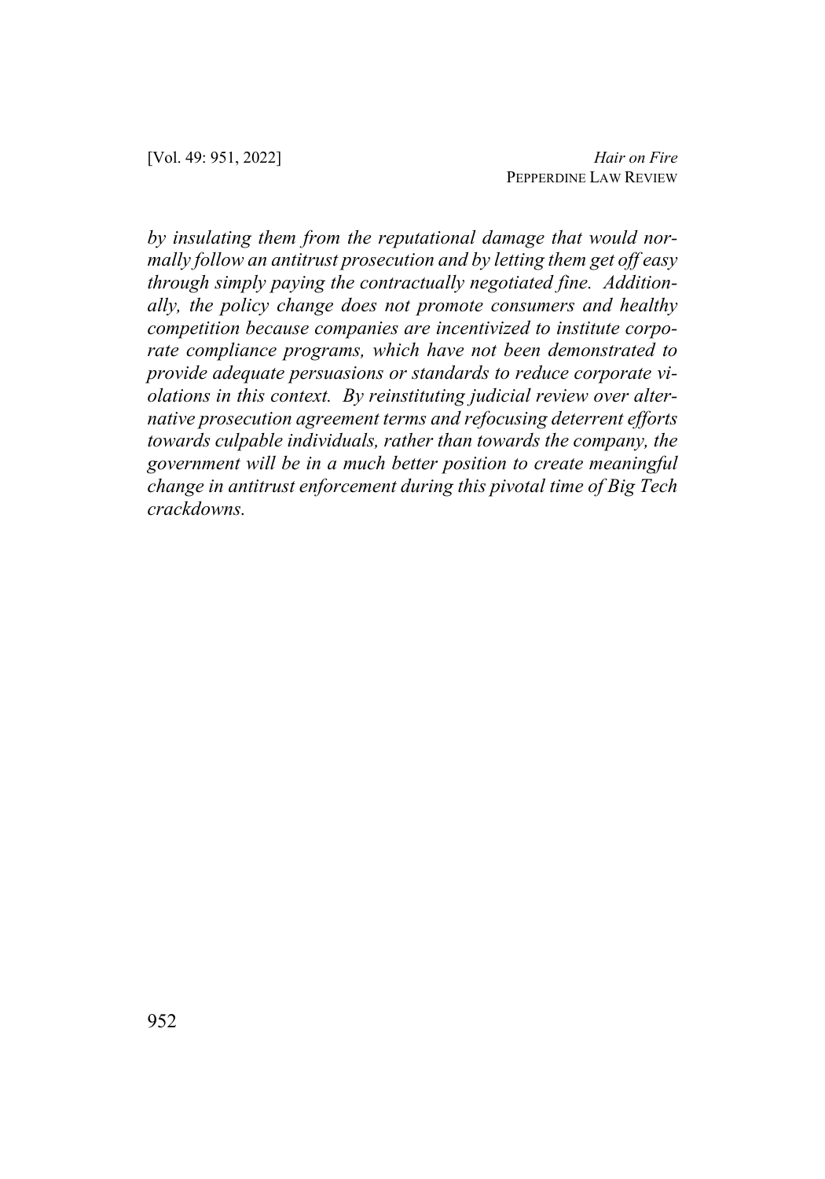*by insulating them from the reputational damage that would normally follow an antitrust prosecution and by letting them get off easy through simply paying the contractually negotiated fine. Additionally, the policy change does not promote consumers and healthy competition because companies are incentivized to institute corporate compliance programs, which have not been demonstrated to provide adequate persuasions or standards to reduce corporate violations in this context. By reinstituting judicial review over alternative prosecution agreement terms and refocusing deterrent efforts towards culpable individuals, rather than towards the company, the government will be in a much better position to create meaningful change in antitrust enforcement during this pivotal time of Big Tech crackdowns.*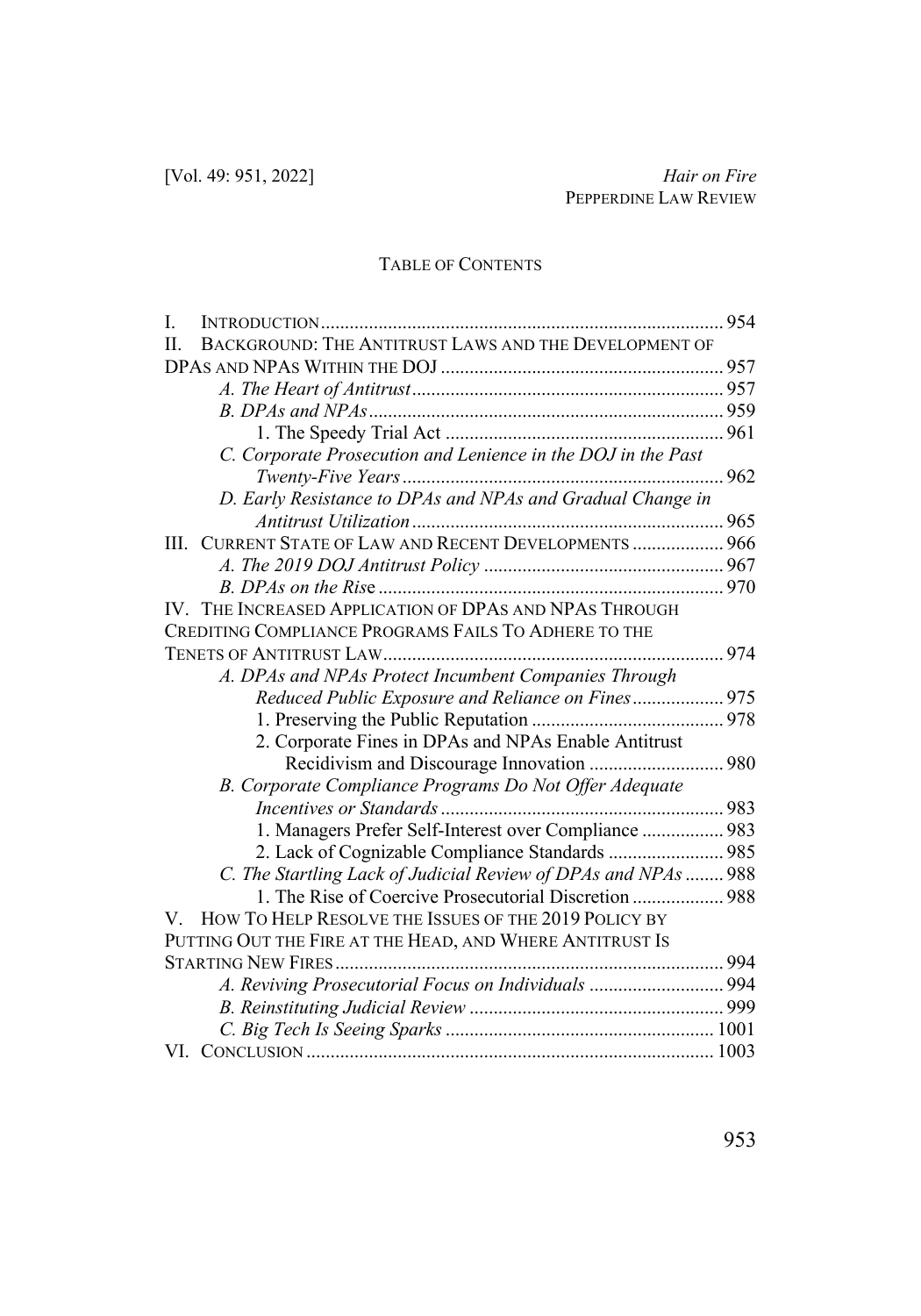## TABLE OF CONTENTS

I. INTRODUCTION .................................................................................... 954
II. BACKGROUND: THE ANTITRUST LAWS AND THE DEVELOPMENT OF DPAS AND NPAS WITHIN THE DOJ ............................................................ 957
- *A. The Heart of Antitrust* ................................................................. 957
- *B. DPAs and NPAs* .......................................................................... 959
  - 1. The Speedy Trial Act ........................................................... 961
- *C. Corporate Prosecution and Lenience in the DOJ in the Past Twenty-Five Years* ................................................................... 962
- *D. Early Resistance to DPAs and NPAs and Gradual Change in Antitrust Utilization* ................................................................. 965

III. CURRENT STATE OF LAW AND RECENT DEVELOPMENTS ................... 966
- *A. The 2019 DOJ Antitrust Policy* .................................................. 967
- *B. DPAs on the Rise* ........................................................................ 970

IV. THE INCREASED APPLICATION OF DPAS AND NPAS THROUGH CREDITING COMPLIANCE PROGRAMS FAILS TO ADHERE TO THE TENETS OF ANTITRUST LAW ....................................................................... 974
- *A. DPAs and NPAs Protect Incumbent Companies Through Reduced Public Exposure and Reliance on Fines* ................... 975
  - 1. Preserving the Public Reputation ........................................ 978
  - 2. Corporate Fines in DPAs and NPAs Enable Antitrust Recidivism and Discourage Innovation ............................ 980
- *B. Corporate Compliance Programs Do Not Offer Adequate Incentives or Standards* ........................................................... 983
  - 1. Managers Prefer Self-Interest over Compliance ................. 983
  - 2. Lack of Cognizable Compliance Standards ........................ 985
- *C. The Startling Lack of Judicial Review of DPAs and NPAs* ........ 988
  - 1. The Rise of Coercive Prosecutorial Discretion ................... 988

V. HOW TO HELP RESOLVE THE ISSUES OF THE 2019 POLICY BY PUTTING OUT THE FIRE AT THE HEAD, AND WHERE ANTITRUST IS STARTING NEW FIRES ................................................................................. 994
- *A. Reviving Prosecutorial Focus on Individuals* ............................ 994
- *B. Reinstituting Judicial Review* ..................................................... 999
- *C. Big Tech Is Seeing Sparks* ........................................................ 1001

VI. CONCLUSION ..................................................................................... 1003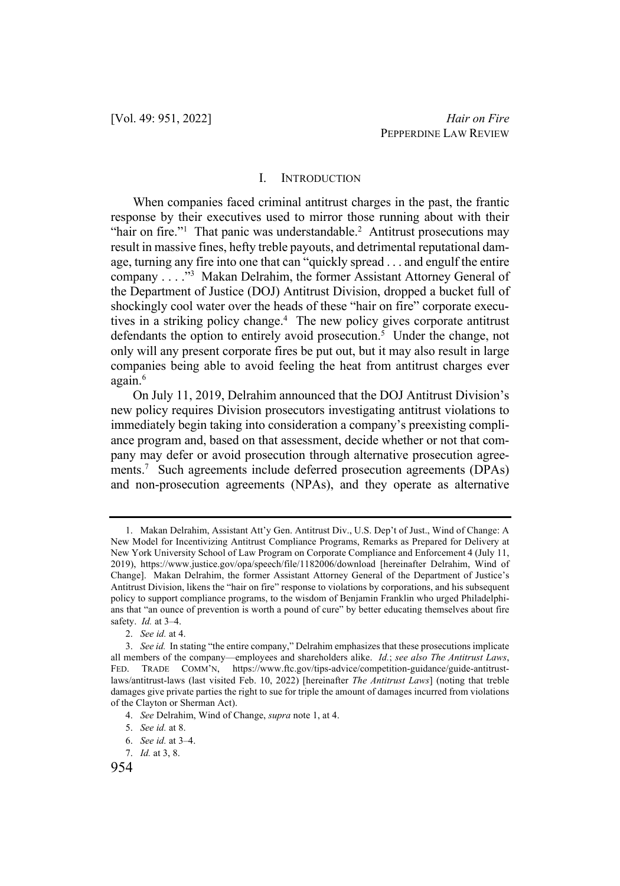## I. INTRODUCTION

When companies faced criminal antitrust charges in the past, the frantic response by their executives used to mirror those running about with their "hair on fire."[1] That panic was understandable.[2] Antitrust prosecutions may result in massive fines, hefty treble payouts, and detrimental reputational damage, turning any fire into one that can "quickly spread . . . and engulf the entire company . . . ."[3] Makan Delrahim, the former Assistant Attorney General of the Department of Justice (DOJ) Antitrust Division, dropped a bucket full of shockingly cool water over the heads of these "hair on fire" corporate executives in a striking policy change.[4] The new policy gives corporate antitrust defendants the option to entirely avoid prosecution.[5] Under the change, not only will any present corporate fires be put out, but it may also result in large companies being able to avoid feeling the heat from antitrust charges ever again.[6]

On July 11, 2019, Delrahim announced that the DOJ Antitrust Division's new policy requires Division prosecutors investigating antitrust violations to immediately begin taking into consideration a company's preexisting compliance program and, based on that assessment, decide whether or not that company may defer or avoid prosecution through alternative prosecution agreements.[7] Such agreements include deferred prosecution agreements (DPAs) and non-prosecution agreements (NPAs), and they operate as alternative

---

1. Makan Delrahim, Assistant Att'y Gen. Antitrust Div., U.S. Dep't of Just., Wind of Change: A New Model for Incentivizing Antitrust Compliance Programs, Remarks as Prepared for Delivery at New York University School of Law Program on Corporate Compliance and Enforcement 4 (July 11, 2019), https://www.justice.gov/opa/speech/file/1182006/download [hereinafter Delrahim, Wind of Change]. Makan Delrahim, the former Assistant Attorney General of the Department of Justice's Antitrust Division, likens the "hair on fire" response to violations by corporations, and his subsequent policy to support compliance programs, to the wisdom of Benjamin Franklin who urged Philadelphians that "an ounce of prevention is worth a pound of cure" by better educating themselves about fire safety. *Id.* at 3–4.

2. *See id.* at 4.

3. *See id.* In stating "the entire company," Delrahim emphasizes that these prosecutions implicate all members of the company—employees and shareholders alike. *Id.*; *see also The Antitrust Laws*, FED. TRADE COMM'N, https://www.ftc.gov/tips-advice/competition-guidance/guide-antitrust-laws/antitrust-laws (last visited Feb. 10, 2022) [hereinafter *The Antitrust Laws*] (noting that treble damages give private parties the right to sue for triple the amount of damages incurred from violations of the Clayton or Sherman Act).

4. *See* Delrahim, Wind of Change, *supra* note 1, at 4.

5. *See id.* at 8.

6. *See id.* at 3–4.

7. *Id.* at 3, 8.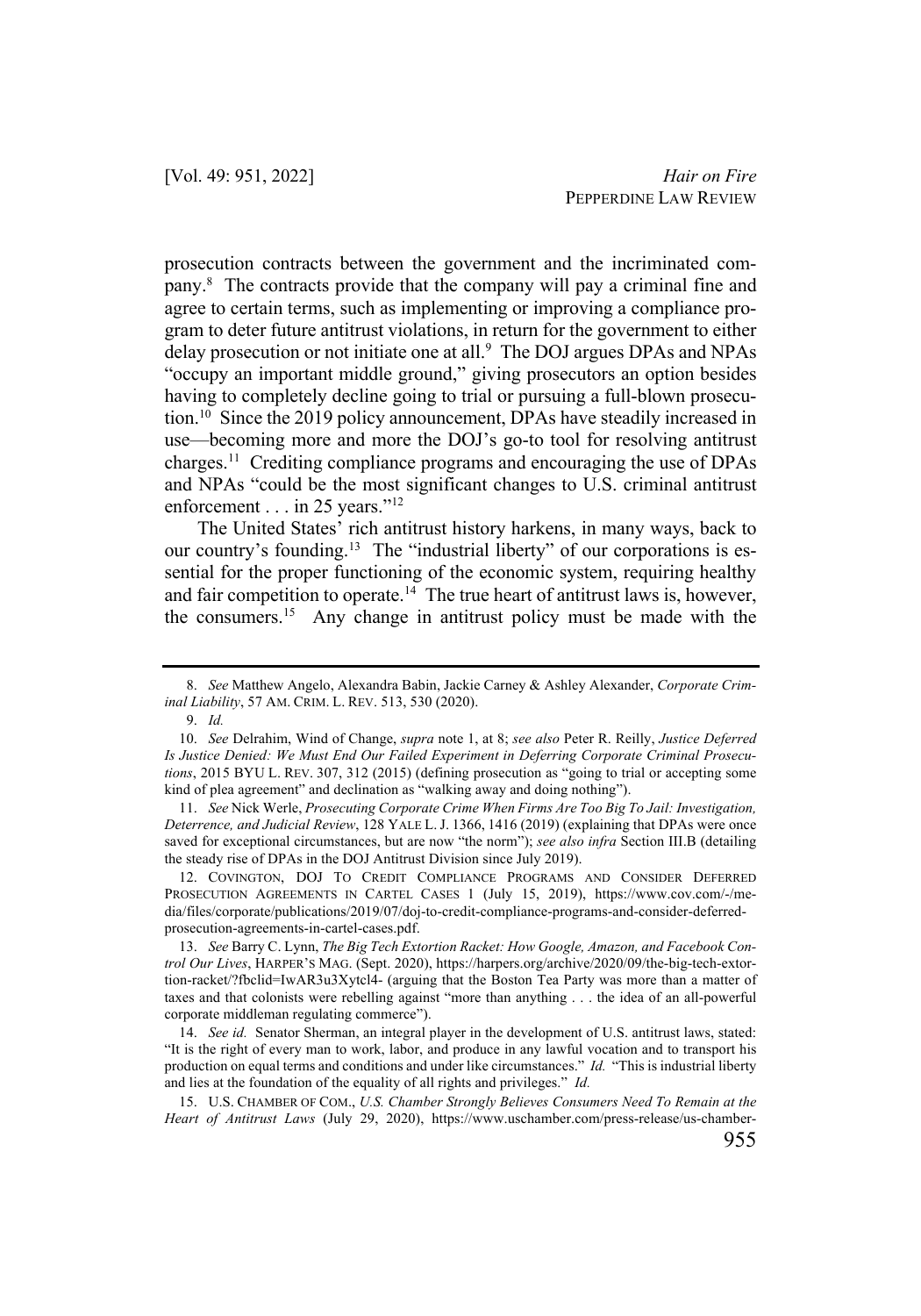prosecution contracts between the government and the incriminated company.[8] The contracts provide that the company will pay a criminal fine and agree to certain terms, such as implementing or improving a compliance program to deter future antitrust violations, in return for the government to either delay prosecution or not initiate one at all.[9] The DOJ argues DPAs and NPAs "occupy an important middle ground," giving prosecutors an option besides having to completely decline going to trial or pursuing a full-blown prosecution.[10] Since the 2019 policy announcement, DPAs have steadily increased in use—becoming more and more the DOJ's go-to tool for resolving antitrust charges.[11] Crediting compliance programs and encouraging the use of DPAs and NPAs "could be the most significant changes to U.S. criminal antitrust enforcement . . . in 25 years."[12]

The United States' rich antitrust history harkens, in many ways, back to our country's founding.[13] The "industrial liberty" of our corporations is essential for the proper functioning of the economic system, requiring healthy and fair competition to operate.[14] The true heart of antitrust laws is, however, the consumers.[15] Any change in antitrust policy must be made with the

---

8. *See* Matthew Angelo, Alexandra Babin, Jackie Carney & Ashley Alexander, *Corporate Criminal Liability*, 57 AM. CRIM. L. REV. 513, 530 (2020).

9. *Id.*

10. *See* Delrahim, Wind of Change, *supra* note 1, at 8; *see also* Peter R. Reilly, *Justice Deferred Is Justice Denied: We Must End Our Failed Experiment in Deferring Corporate Criminal Prosecutions*, 2015 BYU L. REV. 307, 312 (2015) (defining prosecution as "going to trial or accepting some kind of plea agreement" and declination as "walking away and doing nothing").

11. *See* Nick Werle, *Prosecuting Corporate Crime When Firms Are Too Big To Jail: Investigation, Deterrence, and Judicial Review*, 128 YALE L. J. 1366, 1416 (2019) (explaining that DPAs were once saved for exceptional circumstances, but are now "the norm"); *see also infra* Section III.B (detailing the steady rise of DPAs in the DOJ Antitrust Division since July 2019).

12. COVINGTON, DOJ TO CREDIT COMPLIANCE PROGRAMS AND CONSIDER DEFERRED PROSECUTION AGREEMENTS IN CARTEL CASES 1 (July 15, 2019), https://www.cov.com/-/media/files/corporate/publications/2019/07/doj-to-credit-compliance-programs-and-consider-deferred-prosecution-agreements-in-cartel-cases.pdf.

13. *See* Barry C. Lynn, *The Big Tech Extortion Racket: How Google, Amazon, and Facebook Control Our Lives*, HARPER'S MAG. (Sept. 2020), https://harpers.org/archive/2020/09/the-big-tech-extortion-racket/?fbclid=IwAR3u3Xytcl4- (arguing that the Boston Tea Party was more than a matter of taxes and that colonists were rebelling against "more than anything . . . the idea of an all-powerful corporate middleman regulating commerce").

14. *See id.* Senator Sherman, an integral player in the development of U.S. antitrust laws, stated: "It is the right of every man to work, labor, and produce in any lawful vocation and to transport his production on equal terms and conditions and under like circumstances." *Id.* "This is industrial liberty and lies at the foundation of the equality of all rights and privileges." *Id.*

15. U.S. CHAMBER OF COM., *U.S. Chamber Strongly Believes Consumers Need To Remain at the Heart of Antitrust Laws* (July 29, 2020), https://www.uschamber.com/press-release/us-chamber-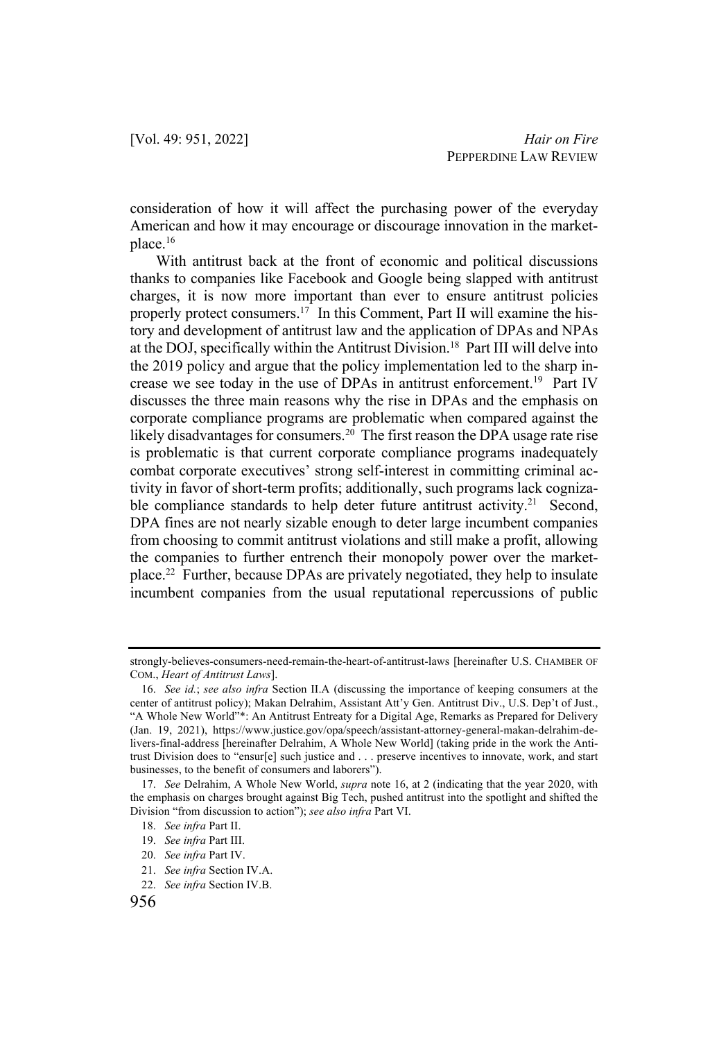consideration of how it will affect the purchasing power of the everyday American and how it may encourage or discourage innovation in the marketplace.[16]

With antitrust back at the front of economic and political discussions thanks to companies like Facebook and Google being slapped with antitrust charges, it is now more important than ever to ensure antitrust policies properly protect consumers.[17] In this Comment, Part II will examine the history and development of antitrust law and the application of DPAs and NPAs at the DOJ, specifically within the Antitrust Division.[18] Part III will delve into the 2019 policy and argue that the policy implementation led to the sharp increase we see today in the use of DPAs in antitrust enforcement.[19] Part IV discusses the three main reasons why the rise in DPAs and the emphasis on corporate compliance programs are problematic when compared against the likely disadvantages for consumers.[20] The first reason the DPA usage rate rise is problematic is that current corporate compliance programs inadequately combat corporate executives' strong self-interest in committing criminal activity in favor of short-term profits; additionally, such programs lack cognizable compliance standards to help deter future antitrust activity.[21] Second, DPA fines are not nearly sizable enough to deter large incumbent companies from choosing to commit antitrust violations and still make a profit, allowing the companies to further entrench their monopoly power over the marketplace.[22] Further, because DPAs are privately negotiated, they help to insulate incumbent companies from the usual reputational repercussions of public

---

strongly-believes-consumers-need-remain-the-heart-of-antitrust-laws [hereinafter U.S. CHAMBER OF COM., *Heart of Antitrust Laws*].

16. *See id.*; *see also infra* Section II.A (discussing the importance of keeping consumers at the center of antitrust policy); Makan Delrahim, Assistant Att'y Gen. Antitrust Div., U.S. Dep't of Just., "A Whole New World"*: An Antitrust Entreaty for a Digital Age, Remarks as Prepared for Delivery (Jan. 19, 2021), https://www.justice.gov/opa/speech/assistant-attorney-general-makan-delrahim-delivers-final-address [hereinafter Delrahim, A Whole New World] (taking pride in the work the Antitrust Division does to "ensur[e] such justice and . . . preserve incentives to innovate, work, and start businesses, to the benefit of consumers and laborers").

17. *See* Delrahim, A Whole New World, *supra* note 16, at 2 (indicating that the year 2020, with the emphasis on charges brought against Big Tech, pushed antitrust into the spotlight and shifted the Division "from discussion to action"); *see also infra* Part VI.

18. *See infra* Part II.

19. *See infra* Part III.

20. *See infra* Part IV.

21. *See infra* Section IV.A.

22. *See infra* Section IV.B.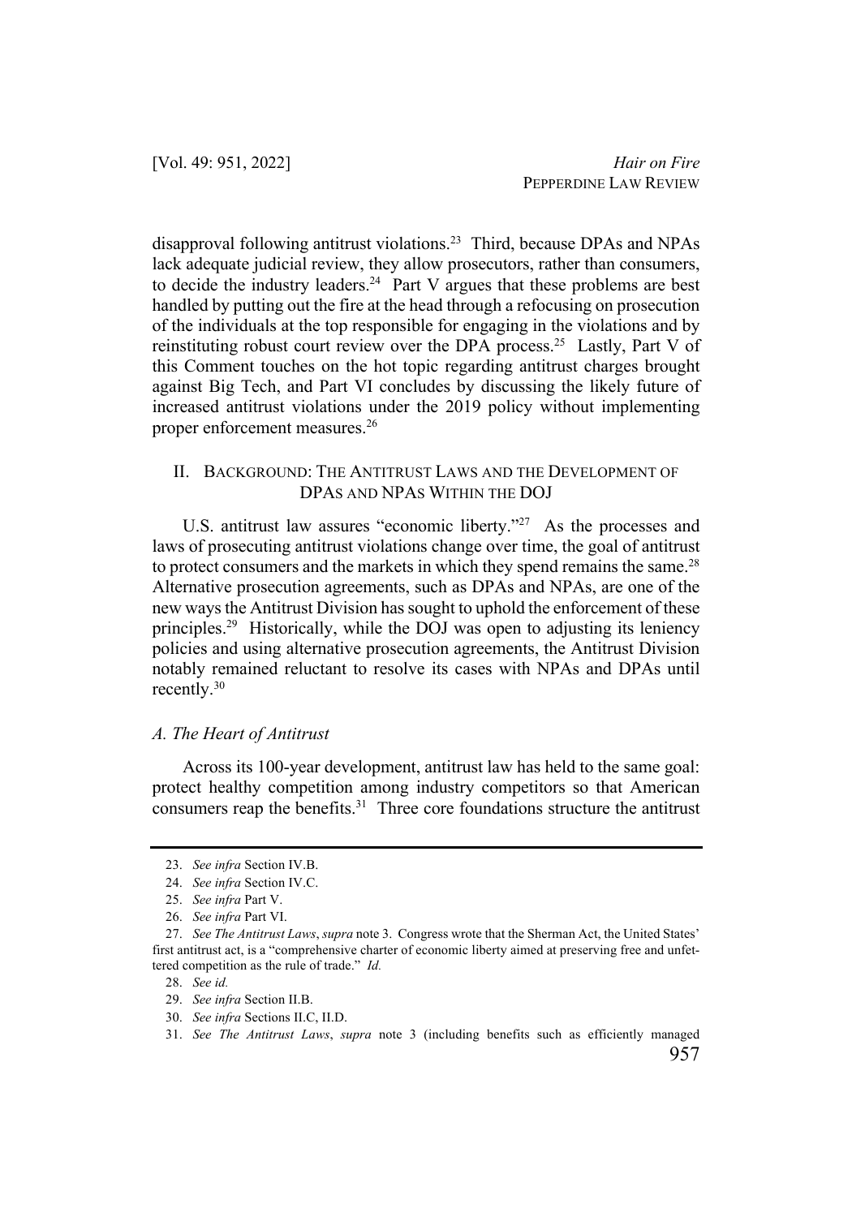disapproval following antitrust violations.[23] Third, because DPAs and NPAs lack adequate judicial review, they allow prosecutors, rather than consumers, to decide the industry leaders.[24] Part V argues that these problems are best handled by putting out the fire at the head through a refocusing on prosecution of the individuals at the top responsible for engaging in the violations and by reinstituting robust court review over the DPA process.[25] Lastly, Part V of this Comment touches on the hot topic regarding antitrust charges brought against Big Tech, and Part VI concludes by discussing the likely future of increased antitrust violations under the 2019 policy without implementing proper enforcement measures.[26]

## II. BACKGROUND: THE ANTITRUST LAWS AND THE DEVELOPMENT OF DPAS AND NPAS WITHIN THE DOJ

U.S. antitrust law assures "economic liberty."[27] As the processes and laws of prosecuting antitrust violations change over time, the goal of antitrust to protect consumers and the markets in which they spend remains the same.[28] Alternative prosecution agreements, such as DPAs and NPAs, are one of the new ways the Antitrust Division has sought to uphold the enforcement of these principles.[29] Historically, while the DOJ was open to adjusting its leniency policies and using alternative prosecution agreements, the Antitrust Division notably remained reluctant to resolve its cases with NPAs and DPAs until recently.[30]

### *A. The Heart of Antitrust*

Across its 100-year development, antitrust law has held to the same goal: protect healthy competition among industry competitors so that American consumers reap the benefits.[31] Three core foundations structure the antitrust

---

23. *See infra* Section IV.B.

24. *See infra* Section IV.C.

25. *See infra* Part V.

26. *See infra* Part VI.

27. *See The Antitrust Laws*, *supra* note 3. Congress wrote that the Sherman Act, the United States' first antitrust act, is a "comprehensive charter of economic liberty aimed at preserving free and unfettered competition as the rule of trade." *Id.*

28. *See id.*

29. *See infra* Section II.B.

30. *See infra* Sections II.C, II.D.

31. *See The Antitrust Laws*, *supra* note 3 (including benefits such as efficiently managed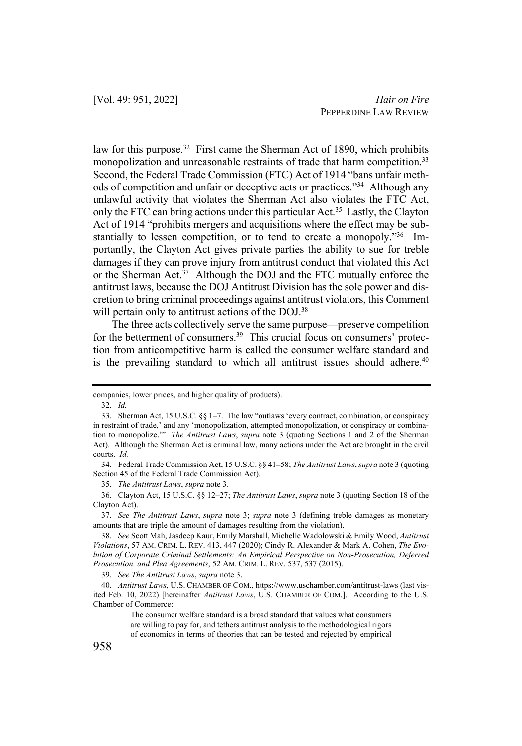law for this purpose.[32] First came the Sherman Act of 1890, which prohibits monopolization and unreasonable restraints of trade that harm competition.[33] Second, the Federal Trade Commission (FTC) Act of 1914 "bans unfair methods of competition and unfair or deceptive acts or practices."[34] Although any unlawful activity that violates the Sherman Act also violates the FTC Act, only the FTC can bring actions under this particular Act.[35] Lastly, the Clayton Act of 1914 "prohibits mergers and acquisitions where the effect may be substantially to lessen competition, or to tend to create a monopoly."[36] Importantly, the Clayton Act gives private parties the ability to sue for treble damages if they can prove injury from antitrust conduct that violated this Act or the Sherman Act.[37] Although the DOJ and the FTC mutually enforce the antitrust laws, because the DOJ Antitrust Division has the sole power and discretion to bring criminal proceedings against antitrust violators, this Comment will pertain only to antitrust actions of the DOJ.[38]

The three acts collectively serve the same purpose—preserve competition for the betterment of consumers.[39] This crucial focus on consumers' protection from anticompetitive harm is called the consumer welfare standard and is the prevailing standard to which all antitrust issues should adhere.[40]

---

companies, lower prices, and higher quality of products).

32. *Id.*

33. Sherman Act, 15 U.S.C. §§ 1–7. The law "outlaws 'every contract, combination, or conspiracy in restraint of trade,' and any 'monopolization, attempted monopolization, or conspiracy or combination to monopolize.'" *The Antitrust Laws*, *supra* note 3 (quoting Sections 1 and 2 of the Sherman Act). Although the Sherman Act is criminal law, many actions under the Act are brought in the civil courts. *Id.*

34. Federal Trade Commission Act, 15 U.S.C. §§ 41–58; *The Antitrust Laws*, *supra* note 3 (quoting Section 45 of the Federal Trade Commission Act).

35. *The Antitrust Laws*, *supra* note 3.

36. Clayton Act, 15 U.S.C. §§ 12–27; *The Antitrust Laws*, *supra* note 3 (quoting Section 18 of the Clayton Act).

37. *See The Antitrust Laws*, *supra* note 3; *supra* note 3 (defining treble damages as monetary amounts that are triple the amount of damages resulting from the violation).

38. *See* Scott Mah, Jasdeep Kaur, Emily Marshall, Michelle Wadolowski & Emily Wood, *Antitrust Violations*, 57 AM. CRIM. L. REV. 413, 447 (2020); Cindy R. Alexander & Mark A. Cohen, *The Evolution of Corporate Criminal Settlements: An Empirical Perspective on Non-Prosecution, Deferred Prosecution, and Plea Agreements*, 52 AM. CRIM. L. REV. 537, 537 (2015).

39. *See The Antitrust Laws*, *supra* note 3.

40. *Antitrust Laws*, U.S. CHAMBER OF COM., https://www.uschamber.com/antitrust-laws (last visited Feb. 10, 2022) [hereinafter *Antitrust Laws*, U.S. CHAMBER OF COM.]. According to the U.S. Chamber of Commerce:

> The consumer welfare standard is a broad standard that values what consumers are willing to pay for, and tethers antitrust analysis to the methodological rigors of economics in terms of theories that can be tested and rejected by empirical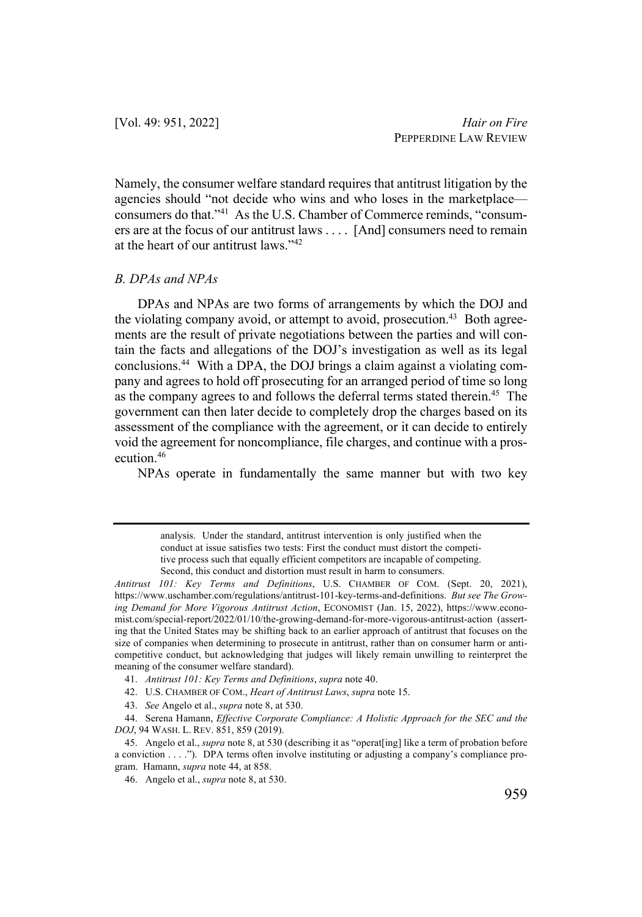Namely, the consumer welfare standard requires that antitrust litigation by the agencies should "not decide who wins and who loses in the marketplace—consumers do that."[41] As the U.S. Chamber of Commerce reminds, "consumers are at the focus of our antitrust laws . . . . [And] consumers need to remain at the heart of our antitrust laws."[42]

### *B. DPAs and NPAs*

DPAs and NPAs are two forms of arrangements by which the DOJ and the violating company avoid, or attempt to avoid, prosecution.[43] Both agreements are the result of private negotiations between the parties and will contain the facts and allegations of the DOJ's investigation as well as its legal conclusions.[44] With a DPA, the DOJ brings a claim against a violating company and agrees to hold off prosecuting for an arranged period of time so long as the company agrees to and follows the deferral terms stated therein.[45] The government can then later decide to completely drop the charges based on its assessment of the compliance with the agreement, or it can decide to entirely void the agreement for noncompliance, file charges, and continue with a prosecution.[46]

NPAs operate in fundamentally the same manner but with two key

---

> analysis. Under the standard, antitrust intervention is only justified when the conduct at issue satisfies two tests: First the conduct must distort the competitive process such that equally efficient competitors are incapable of competing. Second, this conduct and distortion must result in harm to consumers.

*Antitrust 101: Key Terms and Definitions*, U.S. CHAMBER OF COM. (Sept. 20, 2021), https://www.uschamber.com/regulations/antitrust-101-key-terms-and-definitions. *But see The Growing Demand for More Vigorous Antitrust Action*, ECONOMIST (Jan. 15, 2022), https://www.economist.com/special-report/2022/01/10/the-growing-demand-for-more-vigorous-antitrust-action (asserting that the United States may be shifting back to an earlier approach of antitrust that focuses on the size of companies when determining to prosecute in antitrust, rather than on consumer harm or anticompetitive conduct, but acknowledging that judges will likely remain unwilling to reinterpret the meaning of the consumer welfare standard).

41. *Antitrust 101: Key Terms and Definitions*, *supra* note 40.

42. U.S. CHAMBER OF COM., *Heart of Antitrust Laws*, *supra* note 15.

43. *See* Angelo et al., *supra* note 8, at 530.

44. Serena Hamann, *Effective Corporate Compliance: A Holistic Approach for the SEC and the DOJ*, 94 WASH. L. REV. 851, 859 (2019).

45. Angelo et al., *supra* note 8, at 530 (describing it as "operat[ing] like a term of probation before a conviction . . . ."). DPA terms often involve instituting or adjusting a company's compliance program. Hamann, *supra* note 44, at 858.

46. Angelo et al., *supra* note 8, at 530.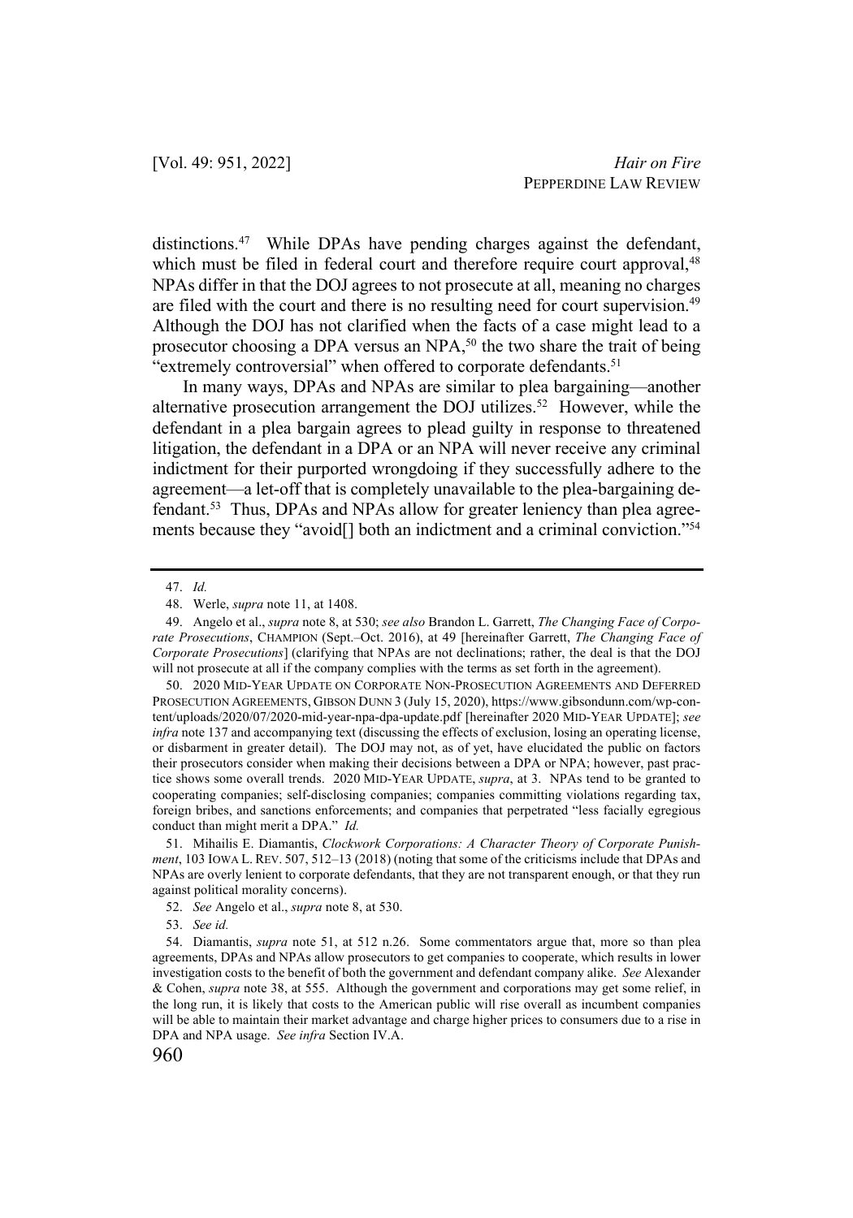distinctions.[47] While DPAs have pending charges against the defendant, which must be filed in federal court and therefore require court approval,[48] NPAs differ in that the DOJ agrees to not prosecute at all, meaning no charges are filed with the court and there is no resulting need for court supervision.[49] Although the DOJ has not clarified when the facts of a case might lead to a prosecutor choosing a DPA versus an NPA,[50] the two share the trait of being "extremely controversial" when offered to corporate defendants.[51]

In many ways, DPAs and NPAs are similar to plea bargaining—another alternative prosecution arrangement the DOJ utilizes.[52] However, while the defendant in a plea bargain agrees to plead guilty in response to threatened litigation, the defendant in a DPA or an NPA will never receive any criminal indictment for their purported wrongdoing if they successfully adhere to the agreement—a let-off that is completely unavailable to the plea-bargaining defendant.[53] Thus, DPAs and NPAs allow for greater leniency than plea agreements because they "avoid[] both an indictment and a criminal conviction."[54]

---

47. *Id.*

48. Werle, *supra* note 11, at 1408.

49. Angelo et al., *supra* note 8, at 530; *see also* Brandon L. Garrett, *The Changing Face of Corporate Prosecutions*, CHAMPION (Sept.–Oct. 2016), at 49 [hereinafter Garrett, *The Changing Face of Corporate Prosecutions*] (clarifying that NPAs are not declinations; rather, the deal is that the DOJ will not prosecute at all if the company complies with the terms as set forth in the agreement).

50. 2020 MID-YEAR UPDATE ON CORPORATE NON-PROSECUTION AGREEMENTS AND DEFERRED PROSECUTION AGREEMENTS, GIBSON DUNN 3 (July 15, 2020), https://www.gibsondunn.com/wp-content/uploads/2020/07/2020-mid-year-npa-dpa-update.pdf [hereinafter 2020 MID-YEAR UPDATE]; *see infra* note 137 and accompanying text (discussing the effects of exclusion, losing an operating license, or disbarment in greater detail). The DOJ may not, as of yet, have elucidated the public on factors their prosecutors consider when making their decisions between a DPA or NPA; however, past practice shows some overall trends. 2020 MID-YEAR UPDATE, *supra*, at 3. NPAs tend to be granted to cooperating companies; self-disclosing companies; companies committing violations regarding tax, foreign bribes, and sanctions enforcements; and companies that perpetrated "less facially egregious conduct than might merit a DPA." *Id.*

51. Mihailis E. Diamantis, *Clockwork Corporations: A Character Theory of Corporate Punishment*, 103 IOWA L. REV. 507, 512–13 (2018) (noting that some of the criticisms include that DPAs and NPAs are overly lenient to corporate defendants, that they are not transparent enough, or that they run against political morality concerns).

52. *See* Angelo et al., *supra* note 8, at 530.

53. *See id.*

54. Diamantis, *supra* note 51, at 512 n.26. Some commentators argue that, more so than plea agreements, DPAs and NPAs allow prosecutors to get companies to cooperate, which results in lower investigation costs to the benefit of both the government and defendant company alike. *See* Alexander & Cohen, *supra* note 38, at 555. Although the government and corporations may get some relief, in the long run, it is likely that costs to the American public will rise overall as incumbent companies will be able to maintain their market advantage and charge higher prices to consumers due to a rise in DPA and NPA usage. *See infra* Section IV.A.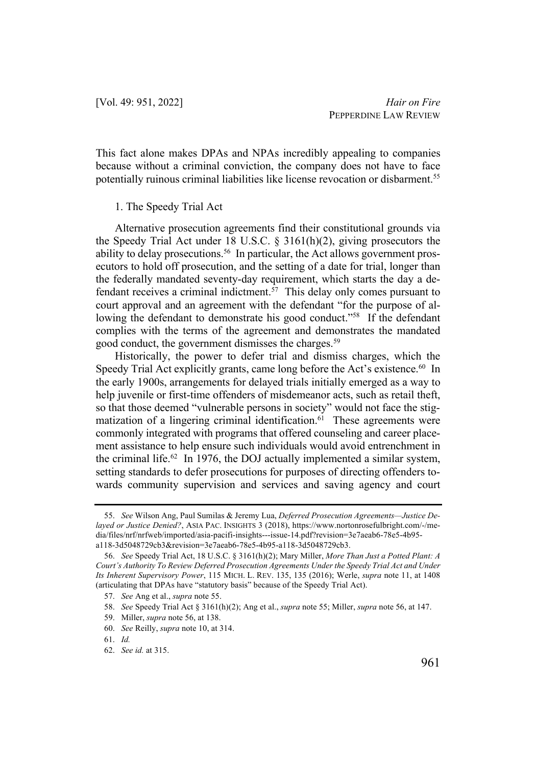This fact alone makes DPAs and NPAs incredibly appealing to companies because without a criminal conviction, the company does not have to face potentially ruinous criminal liabilities like license revocation or disbarment.[55]

1. The Speedy Trial Act

Alternative prosecution agreements find their constitutional grounds via the Speedy Trial Act under 18 U.S.C. § 3161(h)(2), giving prosecutors the ability to delay prosecutions.[56] In particular, the Act allows government prosecutors to hold off prosecution, and the setting of a date for trial, longer than the federally mandated seventy-day requirement, which starts the day a defendant receives a criminal indictment.[57] This delay only comes pursuant to court approval and an agreement with the defendant "for the purpose of allowing the defendant to demonstrate his good conduct."[58] If the defendant complies with the terms of the agreement and demonstrates the mandated good conduct, the government dismisses the charges.[59]

Historically, the power to defer trial and dismiss charges, which the Speedy Trial Act explicitly grants, came long before the Act's existence.[60] In the early 1900s, arrangements for delayed trials initially emerged as a way to help juvenile or first-time offenders of misdemeanor acts, such as retail theft, so that those deemed "vulnerable persons in society" would not face the stigmatization of a lingering criminal identification.[61] These agreements were commonly integrated with programs that offered counseling and career placement assistance to help ensure such individuals would avoid entrenchment in the criminal life.[62] In 1976, the DOJ actually implemented a similar system, setting standards to defer prosecutions for purposes of directing offenders towards community supervision and services and saving agency and court

55. *See* Wilson Ang, Paul Sumilas & Jeremy Lua, *Deferred Prosecution Agreements—Justice Delayed or Justice Denied?*, ASIA PAC. INSIGHTS 3 (2018), https://www.nortonrosefulbright.com/-/media/files/nrf/nrfweb/imported/asia-pacifi-insights---issue-14.pdf?revision=3e7aeab6-78e5-4b95-a118-3d5048729cb3&revision=3e7aeab6-78e5-4b95-a118-3d5048729cb3.

56. *See* Speedy Trial Act, 18 U.S.C. § 3161(h)(2); Mary Miller, *More Than Just a Potted Plant: A Court's Authority To Review Deferred Prosecution Agreements Under the Speedy Trial Act and Under Its Inherent Supervisory Power*, 115 MICH. L. REV. 135, 135 (2016); Werle, *supra* note 11, at 1408 (articulating that DPAs have "statutory basis" because of the Speedy Trial Act).

57. *See* Ang et al., *supra* note 55.

58. *See* Speedy Trial Act § 3161(h)(2); Ang et al., *supra* note 55; Miller, *supra* note 56, at 147.

59. Miller, *supra* note 56, at 138.

60. *See* Reilly, *supra* note 10, at 314.

61. *Id.*

62. *See id.* at 315.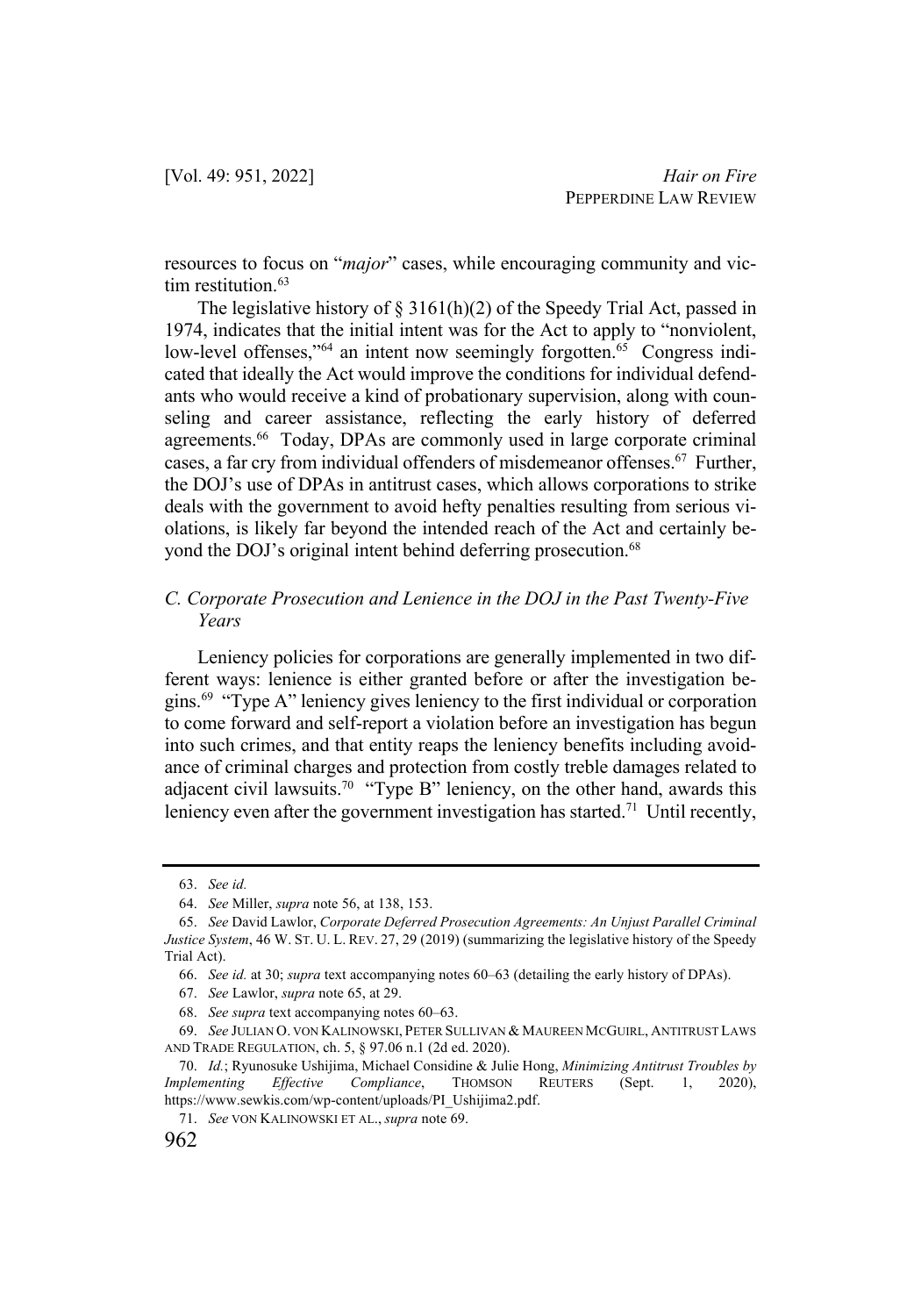resources to focus on "*major*" cases, while encouraging community and victim restitution.[63]

The legislative history of § 3161(h)(2) of the Speedy Trial Act, passed in 1974, indicates that the initial intent was for the Act to apply to "nonviolent, low-level offenses,"[64] an intent now seemingly forgotten.[65] Congress indicated that ideally the Act would improve the conditions for individual defendants who would receive a kind of probationary supervision, along with counseling and career assistance, reflecting the early history of deferred agreements.[66] Today, DPAs are commonly used in large corporate criminal cases, a far cry from individual offenders of misdemeanor offenses.[67] Further, the DOJ's use of DPAs in antitrust cases, which allows corporations to strike deals with the government to avoid hefty penalties resulting from serious violations, is likely far beyond the intended reach of the Act and certainly beyond the DOJ's original intent behind deferring prosecution.[68]

### *C. Corporate Prosecution and Lenience in the DOJ in the Past Twenty-Five Years*

Leniency policies for corporations are generally implemented in two different ways: lenience is either granted before or after the investigation begins.[69] "Type A" leniency gives leniency to the first individual or corporation to come forward and self-report a violation before an investigation has begun into such crimes, and that entity reaps the leniency benefits including avoidance of criminal charges and protection from costly treble damages related to adjacent civil lawsuits.[70] "Type B" leniency, on the other hand, awards this leniency even after the government investigation has started.[71] Until recently,

---

63. *See id.*

64. *See* Miller, *supra* note 56, at 138, 153.

65. *See* David Lawlor, *Corporate Deferred Prosecution Agreements: An Unjust Parallel Criminal Justice System*, 46 W. ST. U. L. REV. 27, 29 (2019) (summarizing the legislative history of the Speedy Trial Act).

66. *See id.* at 30; *supra* text accompanying notes 60–63 (detailing the early history of DPAs).

67. *See* Lawlor, *supra* note 65, at 29.

68. *See supra* text accompanying notes 60–63.

69. *See* JULIAN O. VON KALINOWSKI, PETER SULLIVAN & MAUREEN MCGUIRL, ANTITRUST LAWS AND TRADE REGULATION, ch. 5, § 97.06 n.1 (2d ed. 2020).

70. *Id.*; Ryunosuke Ushijima, Michael Considine & Julie Hong, *Minimizing Antitrust Troubles by Implementing Effective Compliance*, THOMSON REUTERS (Sept. 1, 2020), https://www.sewkis.com/wp-content/uploads/PI_Ushijima2.pdf.

71. *See* VON KALINOWSKI ET AL., *supra* note 69.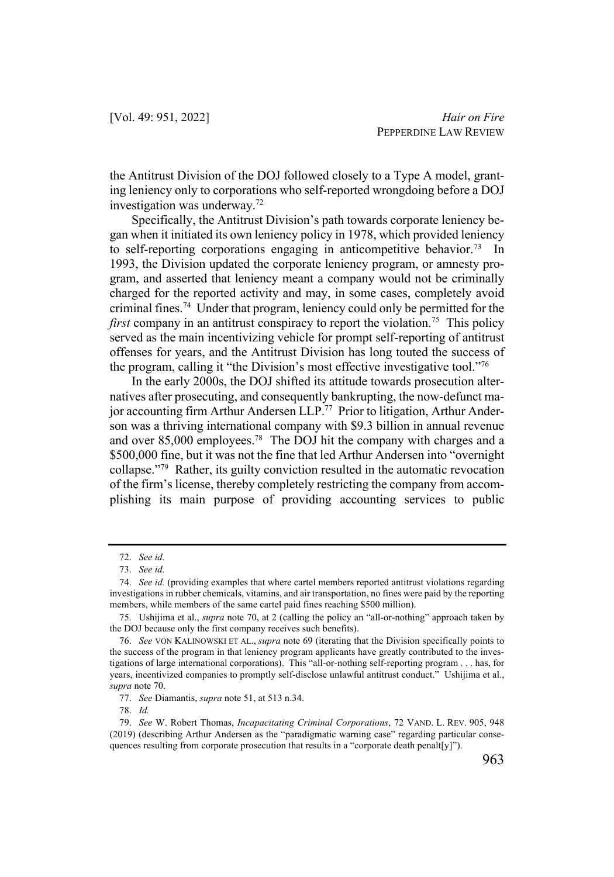the Antitrust Division of the DOJ followed closely to a Type A model, granting leniency only to corporations who self-reported wrongdoing before a DOJ investigation was underway.[72]

Specifically, the Antitrust Division's path towards corporate leniency began when it initiated its own leniency policy in 1978, which provided leniency to self-reporting corporations engaging in anticompetitive behavior.[73] In 1993, the Division updated the corporate leniency program, or amnesty program, and asserted that leniency meant a company would not be criminally charged for the reported activity and may, in some cases, completely avoid criminal fines.[74] Under that program, leniency could only be permitted for the *first* company in an antitrust conspiracy to report the violation.[75] This policy served as the main incentivizing vehicle for prompt self-reporting of antitrust offenses for years, and the Antitrust Division has long touted the success of the program, calling it "the Division's most effective investigative tool."[76]

In the early 2000s, the DOJ shifted its attitude towards prosecution alternatives after prosecuting, and consequently bankrupting, the now-defunct major accounting firm Arthur Andersen LLP.[77] Prior to litigation, Arthur Anderson was a thriving international company with \$9.3 billion in annual revenue and over 85,000 employees.[78] The DOJ hit the company with charges and a \$500,000 fine, but it was not the fine that led Arthur Andersen into "overnight collapse."[79] Rather, its guilty conviction resulted in the automatic revocation of the firm's license, thereby completely restricting the company from accomplishing its main purpose of providing accounting services to public

---

72. *See id.*

73. *See id.*

74. *See id.* (providing examples that where cartel members reported antitrust violations regarding investigations in rubber chemicals, vitamins, and air transportation, no fines were paid by the reporting members, while members of the same cartel paid fines reaching \$500 million).

75. Ushijima et al., *supra* note 70, at 2 (calling the policy an "all-or-nothing" approach taken by the DOJ because only the first company receives such benefits).

76. *See* VON KALINOWSKI ET AL., *supra* note 69 (iterating that the Division specifically points to the success of the program in that leniency program applicants have greatly contributed to the investigations of large international corporations). This "all-or-nothing self-reporting program . . . has, for years, incentivized companies to promptly self-disclose unlawful antitrust conduct." Ushijima et al., *supra* note 70.

77. *See* Diamantis, *supra* note 51, at 513 n.34.

78. *Id.*

79. *See* W. Robert Thomas, *Incapacitating Criminal Corporations*, 72 VAND. L. REV. 905, 948 (2019) (describing Arthur Andersen as the "paradigmatic warning case" regarding particular consequences resulting from corporate prosecution that results in a "corporate death penalt[y]").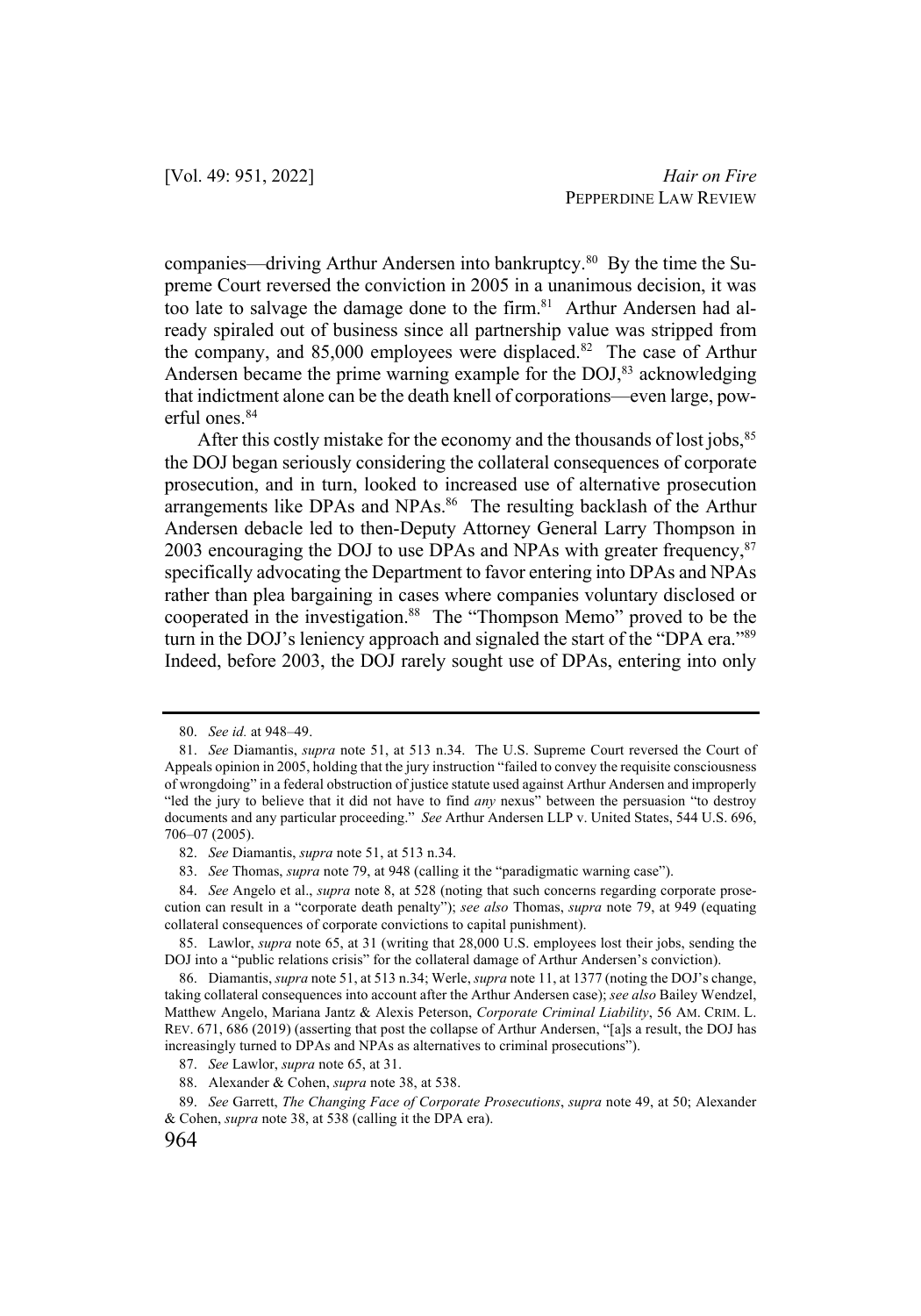companies—driving Arthur Andersen into bankruptcy.[80] By the time the Supreme Court reversed the conviction in 2005 in a unanimous decision, it was too late to salvage the damage done to the firm.[81] Arthur Andersen had already spiraled out of business since all partnership value was stripped from the company, and 85,000 employees were displaced.[82] The case of Arthur Andersen became the prime warning example for the DOJ,[83] acknowledging that indictment alone can be the death knell of corporations—even large, powerful ones.[84]

After this costly mistake for the economy and the thousands of lost jobs,[85] the DOJ began seriously considering the collateral consequences of corporate prosecution, and in turn, looked to increased use of alternative prosecution arrangements like DPAs and NPAs.[86] The resulting backlash of the Arthur Andersen debacle led to then-Deputy Attorney General Larry Thompson in 2003 encouraging the DOJ to use DPAs and NPAs with greater frequency,[87] specifically advocating the Department to favor entering into DPAs and NPAs rather than plea bargaining in cases where companies voluntary disclosed or cooperated in the investigation.[88] The "Thompson Memo" proved to be the turn in the DOJ's leniency approach and signaled the start of the "DPA era."[89] Indeed, before 2003, the DOJ rarely sought use of DPAs, entering into only

---

80. *See id.* at 948–49.

81. *See* Diamantis, *supra* note 51, at 513 n.34. The U.S. Supreme Court reversed the Court of Appeals opinion in 2005, holding that the jury instruction "failed to convey the requisite consciousness of wrongdoing" in a federal obstruction of justice statute used against Arthur Andersen and improperly "led the jury to believe that it did not have to find *any* nexus" between the persuasion "to destroy documents and any particular proceeding." *See* Arthur Andersen LLP v. United States, 544 U.S. 696, 706–07 (2005).

82. *See* Diamantis, *supra* note 51, at 513 n.34.

83. *See* Thomas, *supra* note 79, at 948 (calling it the "paradigmatic warning case").

84. *See* Angelo et al., *supra* note 8, at 528 (noting that such concerns regarding corporate prosecution can result in a "corporate death penalty"); *see also* Thomas, *supra* note 79, at 949 (equating collateral consequences of corporate convictions to capital punishment).

85. Lawlor, *supra* note 65, at 31 (writing that 28,000 U.S. employees lost their jobs, sending the DOJ into a "public relations crisis" for the collateral damage of Arthur Andersen's conviction).

86. Diamantis, *supra* note 51, at 513 n.34; Werle, *supra* note 11, at 1377 (noting the DOJ's change, taking collateral consequences into account after the Arthur Andersen case); *see also* Bailey Wendzel, Matthew Angelo, Mariana Jantz & Alexis Peterson, *Corporate Criminal Liability*, 56 AM. CRIM. L. REV. 671, 686 (2019) (asserting that post the collapse of Arthur Andersen, "[a]s a result, the DOJ has increasingly turned to DPAs and NPAs as alternatives to criminal prosecutions").

87. *See* Lawlor, *supra* note 65, at 31.

88. Alexander & Cohen, *supra* note 38, at 538.

89. *See* Garrett, *The Changing Face of Corporate Prosecutions*, *supra* note 49, at 50; Alexander & Cohen, *supra* note 38, at 538 (calling it the DPA era).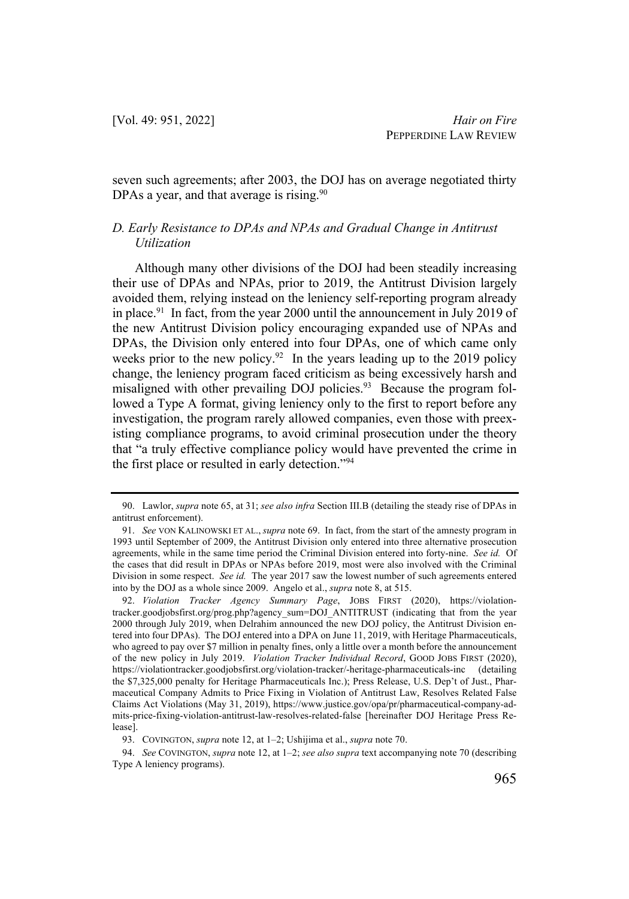seven such agreements; after 2003, the DOJ has on average negotiated thirty DPAs a year, and that average is rising.[90]

### *D. Early Resistance to DPAs and NPAs and Gradual Change in Antitrust Utilization*

Although many other divisions of the DOJ had been steadily increasing their use of DPAs and NPAs, prior to 2019, the Antitrust Division largely avoided them, relying instead on the leniency self-reporting program already in place.[91] In fact, from the year 2000 until the announcement in July 2019 of the new Antitrust Division policy encouraging expanded use of NPAs and DPAs, the Division only entered into four DPAs, one of which came only weeks prior to the new policy.[92] In the years leading up to the 2019 policy change, the leniency program faced criticism as being excessively harsh and misaligned with other prevailing DOJ policies.[93] Because the program followed a Type A format, giving leniency only to the first to report before any investigation, the program rarely allowed companies, even those with preexisting compliance programs, to avoid criminal prosecution under the theory that "a truly effective compliance policy would have prevented the crime in the first place or resulted in early detection."[94]

---

90. Lawlor, *supra* note 65, at 31; *see also infra* Section III.B (detailing the steady rise of DPAs in antitrust enforcement).

91. *See* VON KALINOWSKI ET AL., *supra* note 69. In fact, from the start of the amnesty program in 1993 until September of 2009, the Antitrust Division only entered into three alternative prosecution agreements, while in the same time period the Criminal Division entered into forty-nine. *See id.* Of the cases that did result in DPAs or NPAs before 2019, most were also involved with the Criminal Division in some respect. *See id.* The year 2017 saw the lowest number of such agreements entered into by the DOJ as a whole since 2009. Angelo et al., *supra* note 8, at 515.

92. *Violation Tracker Agency Summary Page*, JOBS FIRST (2020), https://violation-tracker.goodjobsfirst.org/prog.php?agency_sum=DOJ_ANTITRUST (indicating that from the year 2000 through July 2019, when Delrahim announced the new DOJ policy, the Antitrust Division entered into four DPAs). The DOJ entered into a DPA on June 11, 2019, with Heritage Pharmaceuticals, who agreed to pay over $7 million in penalty fines, only a little over a month before the announcement of the new policy in July 2019. *Violation Tracker Individual Record*, GOOD JOBS FIRST (2020), https://violationtracker.goodjobsfirst.org/violation-tracker/-heritage-pharmaceuticals-inc (detailing the $7,325,000 penalty for Heritage Pharmaceuticals Inc.); Press Release, U.S. Dep't of Just., Pharmaceutical Company Admits to Price Fixing in Violation of Antitrust Law, Resolves Related False Claims Act Violations (May 31, 2019), https://www.justice.gov/opa/pr/pharmaceutical-company-admits-price-fixing-violation-antitrust-law-resolves-related-false [hereinafter DOJ Heritage Press Release].

93. COVINGTON, *supra* note 12, at 1–2; Ushijima et al., *supra* note 70.

94. *See* COVINGTON, *supra* note 12, at 1–2; *see also supra* text accompanying note 70 (describing Type A leniency programs).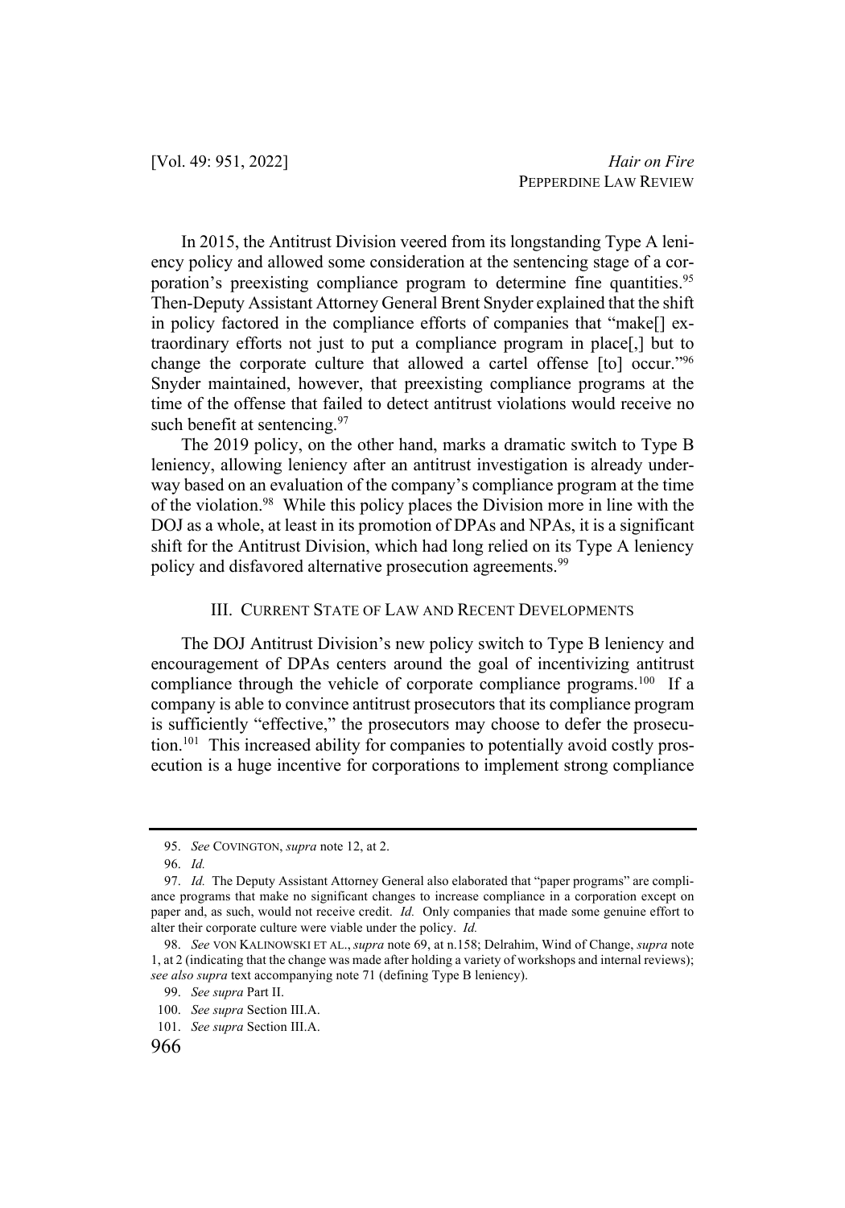In 2015, the Antitrust Division veered from its longstanding Type A leniency policy and allowed some consideration at the sentencing stage of a corporation's preexisting compliance program to determine fine quantities.[95] Then-Deputy Assistant Attorney General Brent Snyder explained that the shift in policy factored in the compliance efforts of companies that "make[] extraordinary efforts not just to put a compliance program in place[,] but to change the corporate culture that allowed a cartel offense [to] occur."[96] Snyder maintained, however, that preexisting compliance programs at the time of the offense that failed to detect antitrust violations would receive no such benefit at sentencing.[97]

The 2019 policy, on the other hand, marks a dramatic switch to Type B leniency, allowing leniency after an antitrust investigation is already underway based on an evaluation of the company's compliance program at the time of the violation.[98] While this policy places the Division more in line with the DOJ as a whole, at least in its promotion of DPAs and NPAs, it is a significant shift for the Antitrust Division, which had long relied on its Type A leniency policy and disfavored alternative prosecution agreements.[99]

## III. CURRENT STATE OF LAW AND RECENT DEVELOPMENTS

The DOJ Antitrust Division's new policy switch to Type B leniency and encouragement of DPAs centers around the goal of incentivizing antitrust compliance through the vehicle of corporate compliance programs.[100] If a company is able to convince antitrust prosecutors that its compliance program is sufficiently "effective," the prosecutors may choose to defer the prosecution.[101] This increased ability for companies to potentially avoid costly prosecution is a huge incentive for corporations to implement strong compliance

---

95. *See* COVINGTON, *supra* note 12, at 2.

96. *Id.*

97. *Id.* The Deputy Assistant Attorney General also elaborated that "paper programs" are compliance programs that make no significant changes to increase compliance in a corporation except on paper and, as such, would not receive credit. *Id.* Only companies that made some genuine effort to alter their corporate culture were viable under the policy. *Id.*

98. *See* VON KALINOWSKI ET AL., *supra* note 69, at n.158; Delrahim, Wind of Change, *supra* note 1, at 2 (indicating that the change was made after holding a variety of workshops and internal reviews); *see also supra* text accompanying note 71 (defining Type B leniency).

99. *See supra* Part II.

100. *See supra* Section III.A.

101. *See supra* Section III.A.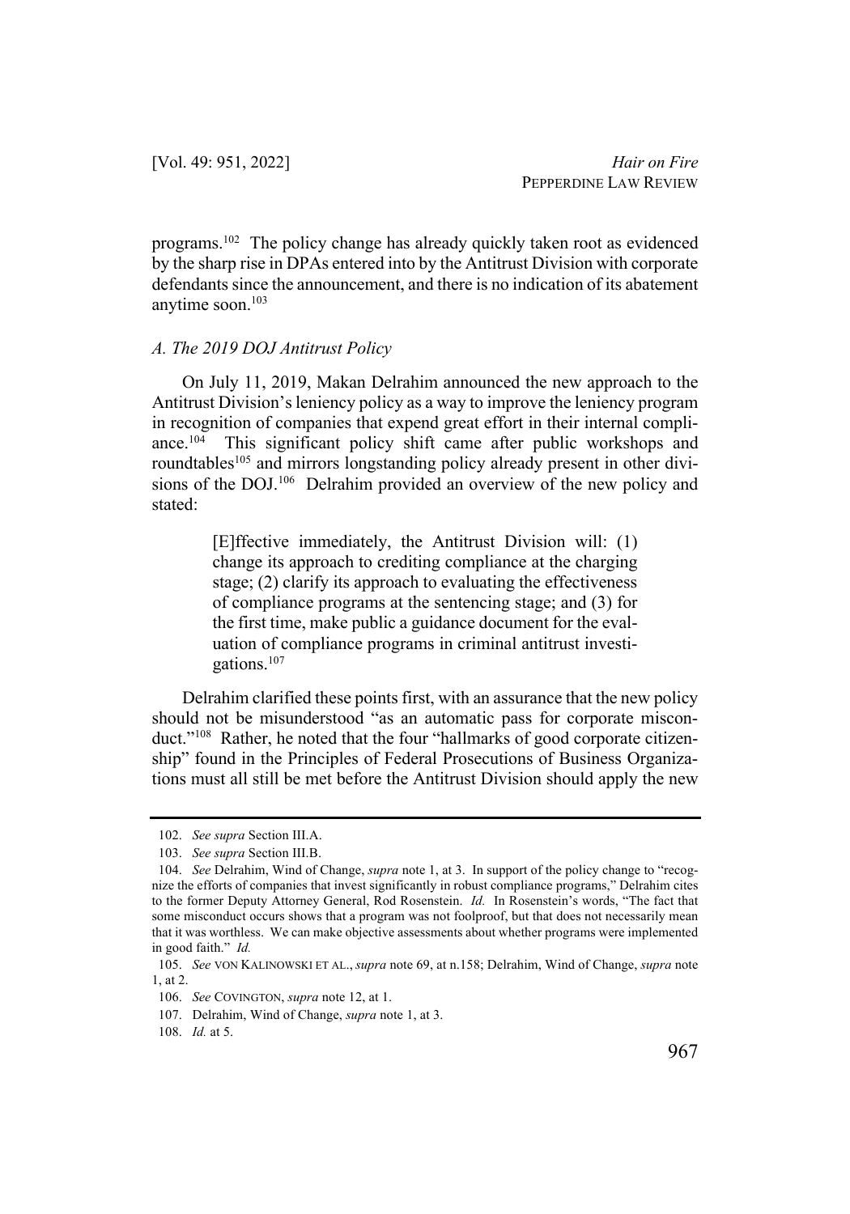programs.[102] The policy change has already quickly taken root as evidenced by the sharp rise in DPAs entered into by the Antitrust Division with corporate defendants since the announcement, and there is no indication of its abatement anytime soon.[103]

### *A. The 2019 DOJ Antitrust Policy*

On July 11, 2019, Makan Delrahim announced the new approach to the Antitrust Division's leniency policy as a way to improve the leniency program in recognition of companies that expend great effort in their internal compliance.[104] This significant policy shift came after public workshops and roundtables[105] and mirrors longstanding policy already present in other divisions of the DOJ.[106] Delrahim provided an overview of the new policy and stated:

> [E]ffective immediately, the Antitrust Division will: (1) change its approach to crediting compliance at the charging stage; (2) clarify its approach to evaluating the effectiveness of compliance programs at the sentencing stage; and (3) for the first time, make public a guidance document for the evaluation of compliance programs in criminal antitrust investigations.[107]

Delrahim clarified these points first, with an assurance that the new policy should not be misunderstood "as an automatic pass for corporate misconduct."[108] Rather, he noted that the four "hallmarks of good corporate citizenship" found in the Principles of Federal Prosecutions of Business Organizations must all still be met before the Antitrust Division should apply the new

---

102. *See supra* Section III.A.

103. *See supra* Section III.B.

104. *See* Delrahim, Wind of Change, *supra* note 1, at 3. In support of the policy change to "recognize the efforts of companies that invest significantly in robust compliance programs," Delrahim cites to the former Deputy Attorney General, Rod Rosenstein. *Id.* In Rosenstein's words, "The fact that some misconduct occurs shows that a program was not foolproof, but that does not necessarily mean that it was worthless. We can make objective assessments about whether programs were implemented in good faith." *Id.*

105. *See* VON KALINOWSKI ET AL., *supra* note 69, at n.158; Delrahim, Wind of Change, *supra* note 1, at 2.

106. *See* COVINGTON, *supra* note 12, at 1.

107. Delrahim, Wind of Change, *supra* note 1, at 3.

108. *Id.* at 5.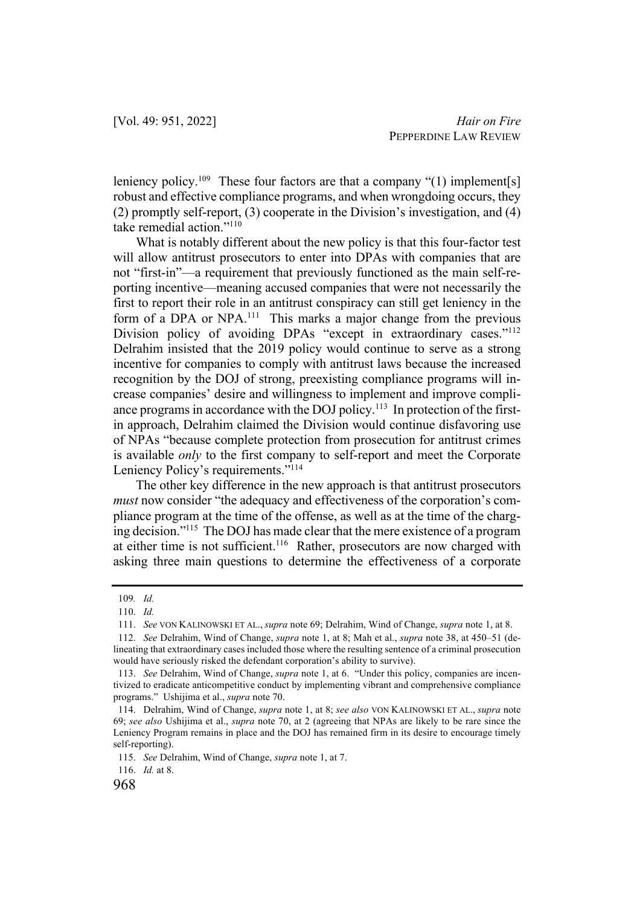leniency policy.[109] These four factors are that a company "(1) implement[s] robust and effective compliance programs, and when wrongdoing occurs, they (2) promptly self-report, (3) cooperate in the Division's investigation, and (4) take remedial action."[110]

What is notably different about the new policy is that this four-factor test will allow antitrust prosecutors to enter into DPAs with companies that are not "first-in"—a requirement that previously functioned as the main self-reporting incentive—meaning accused companies that were not necessarily the first to report their role in an antitrust conspiracy can still get leniency in the form of a DPA or NPA.[111] This marks a major change from the previous Division policy of avoiding DPAs "except in extraordinary cases."[112] Delrahim insisted that the 2019 policy would continue to serve as a strong incentive for companies to comply with antitrust laws because the increased recognition by the DOJ of strong, preexisting compliance programs will increase companies' desire and willingness to implement and improve compliance programs in accordance with the DOJ policy.[113] In protection of the first-in approach, Delrahim claimed the Division would continue disfavoring use of NPAs "because complete protection from prosecution for antitrust crimes is available *only* to the first company to self-report and meet the Corporate Leniency Policy's requirements."[114]

The other key difference in the new approach is that antitrust prosecutors *must* now consider "the adequacy and effectiveness of the corporation's compliance program at the time of the offense, as well as at the time of the charging decision."[115] The DOJ has made clear that the mere existence of a program at either time is not sufficient.[116] Rather, prosecutors are now charged with asking three main questions to determine the effectiveness of a corporate

---

109. *Id.*

110. *Id.*

111. *See* VON KALINOWSKI ET AL., *supra* note 69; Delrahim, Wind of Change, *supra* note 1, at 8.

112. *See* Delrahim, Wind of Change, *supra* note 1, at 8; Mah et al., *supra* note 38, at 450–51 (delineating that extraordinary cases included those where the resulting sentence of a criminal prosecution would have seriously risked the defendant corporation's ability to survive).

113. *See* Delrahim, Wind of Change, *supra* note 1, at 6. "Under this policy, companies are incentivized to eradicate anticompetitive conduct by implementing vibrant and comprehensive compliance programs." Ushijima et al., *supra* note 70.

114. Delrahim, Wind of Change, *supra* note 1, at 8; *see also* VON KALINOWSKI ET AL., *supra* note 69; *see also* Ushijima et al., *supra* note 70, at 2 (agreeing that NPAs are likely to be rare since the Leniency Program remains in place and the DOJ has remained firm in its desire to encourage timely self-reporting).

115. *See* Delrahim, Wind of Change, *supra* note 1, at 7.

116. *Id.* at 8.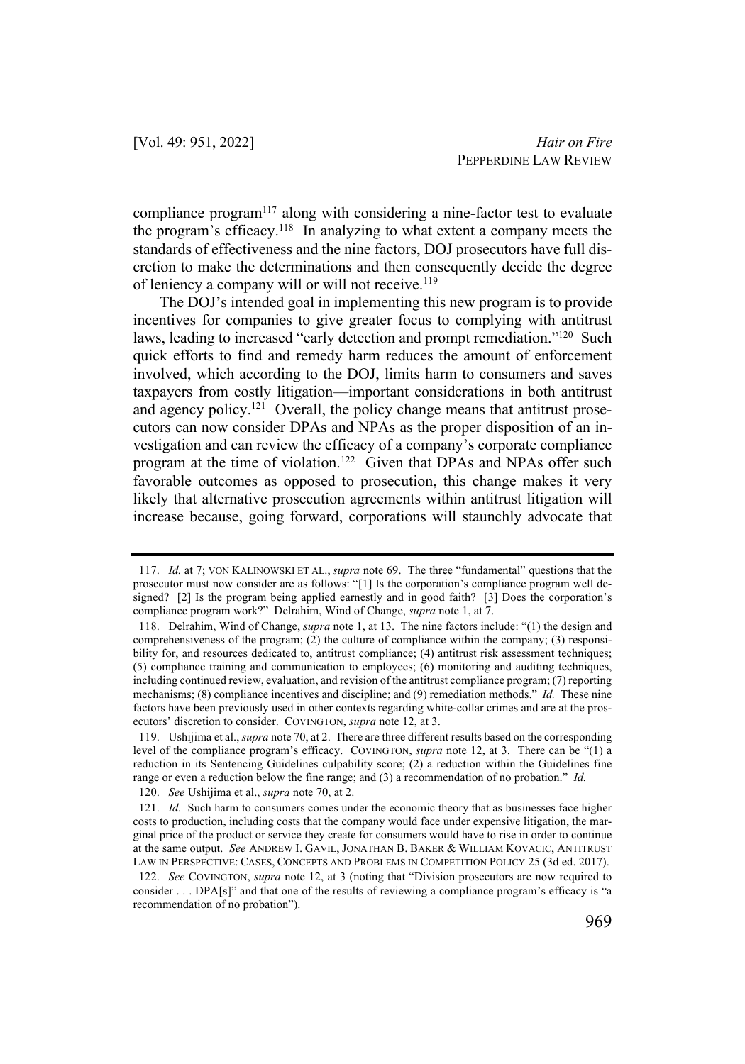compliance program[117] along with considering a nine-factor test to evaluate the program's efficacy.[118] In analyzing to what extent a company meets the standards of effectiveness and the nine factors, DOJ prosecutors have full discretion to make the determinations and then consequently decide the degree of leniency a company will or will not receive.[119]

The DOJ's intended goal in implementing this new program is to provide incentives for companies to give greater focus to complying with antitrust laws, leading to increased "early detection and prompt remediation."[120] Such quick efforts to find and remedy harm reduces the amount of enforcement involved, which according to the DOJ, limits harm to consumers and saves taxpayers from costly litigation—important considerations in both antitrust and agency policy.[121] Overall, the policy change means that antitrust prosecutors can now consider DPAs and NPAs as the proper disposition of an investigation and can review the efficacy of a company's corporate compliance program at the time of violation.[122] Given that DPAs and NPAs offer such favorable outcomes as opposed to prosecution, this change makes it very likely that alternative prosecution agreements within antitrust litigation will increase because, going forward, corporations will staunchly advocate that

---

117. *Id.* at 7; VON KALINOWSKI ET AL., *supra* note 69. The three "fundamental" questions that the prosecutor must now consider are as follows: "[1] Is the corporation's compliance program well designed? [2] Is the program being applied earnestly and in good faith? [3] Does the corporation's compliance program work?" Delrahim, Wind of Change, *supra* note 1, at 7.

118. Delrahim, Wind of Change, *supra* note 1, at 13. The nine factors include: "(1) the design and comprehensiveness of the program; (2) the culture of compliance within the company; (3) responsibility for, and resources dedicated to, antitrust compliance; (4) antitrust risk assessment techniques; (5) compliance training and communication to employees; (6) monitoring and auditing techniques, including continued review, evaluation, and revision of the antitrust compliance program; (7) reporting mechanisms; (8) compliance incentives and discipline; and (9) remediation methods." *Id.* These nine factors have been previously used in other contexts regarding white-collar crimes and are at the prosecutors' discretion to consider. COVINGTON, *supra* note 12, at 3.

119. Ushijima et al., *supra* note 70, at 2. There are three different results based on the corresponding level of the compliance program's efficacy. COVINGTON, *supra* note 12, at 3. There can be "(1) a reduction in its Sentencing Guidelines culpability score; (2) a reduction within the Guidelines fine range or even a reduction below the fine range; and (3) a recommendation of no probation." *Id.*

120. *See* Ushijima et al., *supra* note 70, at 2.

121. *Id.* Such harm to consumers comes under the economic theory that as businesses face higher costs to production, including costs that the company would face under expensive litigation, the marginal price of the product or service they create for consumers would have to rise in order to continue at the same output. *See* ANDREW I. GAVIL, JONATHAN B. BAKER & WILLIAM KOVACIC, ANTITRUST LAW IN PERSPECTIVE: CASES, CONCEPTS AND PROBLEMS IN COMPETITION POLICY 25 (3d ed. 2017).

122. *See* COVINGTON, *supra* note 12, at 3 (noting that "Division prosecutors are now required to consider . . . DPA[s]" and that one of the results of reviewing a compliance program's efficacy is "a recommendation of no probation").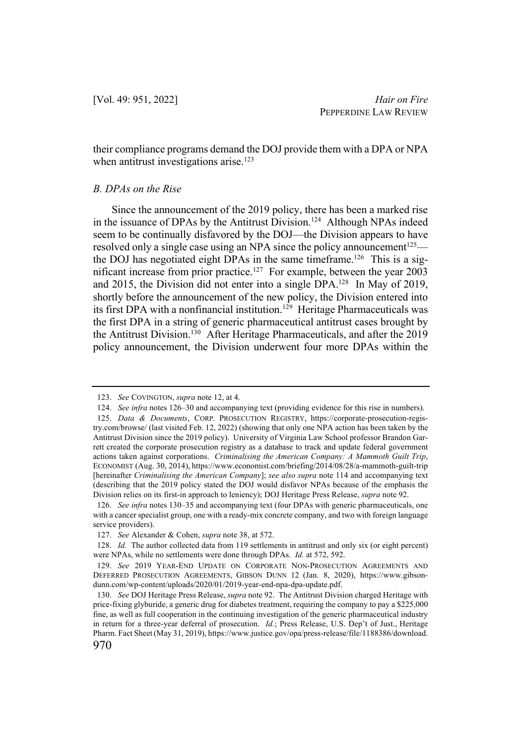their compliance programs demand the DOJ provide them with a DPA or NPA when antitrust investigations arise.[123]

### *B. DPAs on the Rise*

Since the announcement of the 2019 policy, there has been a marked rise in the issuance of DPAs by the Antitrust Division.[124] Although NPAs indeed seem to be continually disfavored by the DOJ—the Division appears to have resolved only a single case using an NPA since the policy announcement[125]—the DOJ has negotiated eight DPAs in the same timeframe.[126] This is a significant increase from prior practice.[127] For example, between the year 2003 and 2015, the Division did not enter into a single DPA.[128] In May of 2019, shortly before the announcement of the new policy, the Division entered into its first DPA with a nonfinancial institution.[129] Heritage Pharmaceuticals was the first DPA in a string of generic pharmaceutical antitrust cases brought by the Antitrust Division.[130] After Heritage Pharmaceuticals, and after the 2019 policy announcement, the Division underwent four more DPAs within the

---

123. *See* COVINGTON, *supra* note 12, at 4.

124. *See infra* notes 126–30 and accompanying text (providing evidence for this rise in numbers).

125. *Data & Documents*, CORP. PROSECUTION REGISTRY, https://corporate-prosecution-registry.com/browse/ (last visited Feb. 12, 2022) (showing that only one NPA action has been taken by the Antitrust Division since the 2019 policy). University of Virginia Law School professor Brandon Garrett created the corporate prosecution registry as a database to track and update federal government actions taken against corporations. *Criminalising the American Company: A Mammoth Guilt Trip*, ECONOMIST (Aug. 30, 2014), https://www.economist.com/briefing/2014/08/28/a-mammoth-guilt-trip [hereinafter *Criminalising the American Company*]; *see also supra* note 114 and accompanying text (describing that the 2019 policy stated the DOJ would disfavor NPAs because of the emphasis the Division relies on its first-in approach to leniency); DOJ Heritage Press Release, *supra* note 92.

126. *See infra* notes 130–35 and accompanying text (four DPAs with generic pharmaceuticals, one with a cancer specialist group, one with a ready-mix concrete company, and two with foreign language service providers).

127. *See* Alexander & Cohen, *supra* note 38, at 572.

128. *Id.* The author collected data from 119 settlements in antitrust and only six (or eight percent) were NPAs, while no settlements were done through DPAs. *Id.* at 572, 592.

129. *See* 2019 YEAR-END UPDATE ON CORPORATE NON-PROSECUTION AGREEMENTS AND DEFERRED PROSECUTION AGREEMENTS, GIBSON DUNN 12 (Jan. 8, 2020), https://www.gibsondunn.com/wp-content/uploads/2020/01/2019-year-end-npa-dpa-update.pdf.

130. *See* DOJ Heritage Press Release, *supra* note 92. The Antitrust Division charged Heritage with price-fixing glyburide, a generic drug for diabetes treatment, requiring the company to pay a $225,000 fine, as well as full cooperation in the continuing investigation of the generic pharmaceutical industry in return for a three-year deferral of prosecution. *Id.*; Press Release, U.S. Dep't of Just., Heritage Pharm. Fact Sheet (May 31, 2019), https://www.justice.gov/opa/press-release/file/1188386/download.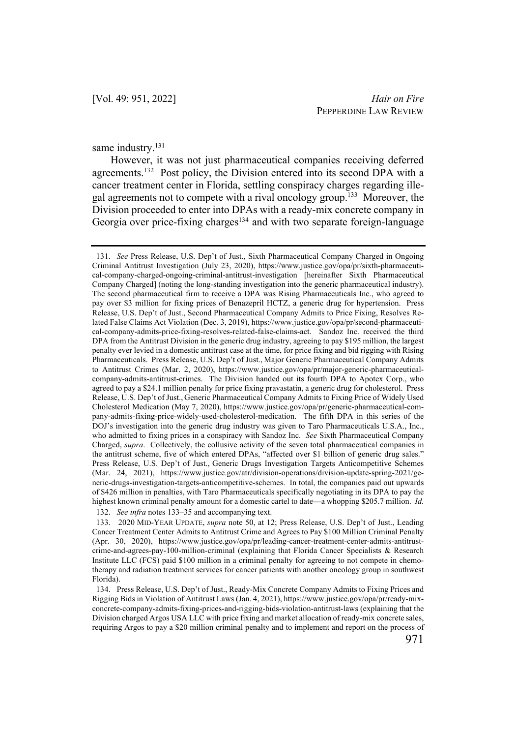same industry.[131]

However, it was not just pharmaceutical companies receiving deferred agreements.[132] Post policy, the Division entered into its second DPA with a cancer treatment center in Florida, settling conspiracy charges regarding illegal agreements not to compete with a rival oncology group.[133] Moreover, the Division proceeded to enter into DPAs with a ready-mix concrete company in Georgia over price-fixing charges[134] and with two separate foreign-language

---

131. *See* Press Release, U.S. Dep't of Just., Sixth Pharmaceutical Company Charged in Ongoing Criminal Antitrust Investigation (July 23, 2020), https://www.justice.gov/opa/pr/sixth-pharmaceutical-company-charged-ongoing-criminal-antitrust-investigation [hereinafter Sixth Pharmaceutical Company Charged] (noting the long-standing investigation into the generic pharmaceutical industry). The second pharmaceutical firm to receive a DPA was Rising Pharmaceuticals Inc., who agreed to pay over $3 million for fixing prices of Benazepril HCTZ, a generic drug for hypertension. Press Release, U.S. Dep't of Just., Second Pharmaceutical Company Admits to Price Fixing, Resolves Related False Claims Act Violation (Dec. 3, 2019), https://www.justice.gov/opa/pr/second-pharmaceutical-company-admits-price-fixing-resolves-related-false-claims-act. Sandoz Inc. received the third DPA from the Antitrust Division in the generic drug industry, agreeing to pay $195 million, the largest penalty ever levied in a domestic antitrust case at the time, for price fixing and bid rigging with Rising Pharmaceuticals. Press Release, U.S. Dep't of Just., Major Generic Pharmaceutical Company Admits to Antitrust Crimes (Mar. 2, 2020), https://www.justice.gov/opa/pr/major-generic-pharmaceutical-company-admits-antitrust-crimes. The Division handed out its fourth DPA to Apotex Corp., who agreed to pay a $24.1 million penalty for price fixing pravastatin, a generic drug for cholesterol. Press Release, U.S. Dep't of Just., Generic Pharmaceutical Company Admits to Fixing Price of Widely Used Cholesterol Medication (May 7, 2020), https://www.justice.gov/opa/pr/generic-pharmaceutical-company-admits-fixing-price-widely-used-cholesterol-medication. The fifth DPA in this series of the DOJ's investigation into the generic drug industry was given to Taro Pharmaceuticals U.S.A., Inc., who admitted to fixing prices in a conspiracy with Sandoz Inc. *See* Sixth Pharmaceutical Company Charged, *supra*. Collectively, the collusive activity of the seven total pharmaceutical companies in the antitrust scheme, five of which entered DPAs, "affected over $1 billion of generic drug sales." Press Release, U.S. Dep't of Just., Generic Drugs Investigation Targets Anticompetitive Schemes (Mar. 24, 2021), https://www.justice.gov/atr/division-operations/division-update-spring-2021/generic-drugs-investigation-targets-anticompetitive-schemes. In total, the companies paid out upwards of $426 million in penalties, with Taro Pharmaceuticals specifically negotiating in its DPA to pay the highest known criminal penalty amount for a domestic cartel to date—a whopping $205.7 million. *Id.*

132. *See infra* notes 133–35 and accompanying text.

133. 2020 MID-YEAR UPDATE, *supra* note 50, at 12; Press Release, U.S. Dep't of Just., Leading Cancer Treatment Center Admits to Antitrust Crime and Agrees to Pay $100 Million Criminal Penalty (Apr. 30, 2020), https://www.justice.gov/opa/pr/leading-cancer-treatment-center-admits-antitrust-crime-and-agrees-pay-100-million-criminal (explaining that Florida Cancer Specialists & Research Institute LLC (FCS) paid $100 million in a criminal penalty for agreeing to not compete in chemotherapy and radiation treatment services for cancer patients with another oncology group in southwest Florida).

134. Press Release, U.S. Dep't of Just., Ready-Mix Concrete Company Admits to Fixing Prices and Rigging Bids in Violation of Antitrust Laws (Jan. 4, 2021), https://www.justice.gov/opa/pr/ready-mix-concrete-company-admits-fixing-prices-and-rigging-bids-violation-antitrust-laws (explaining that the Division charged Argos USA LLC with price fixing and market allocation of ready-mix concrete sales, requiring Argos to pay a $20 million criminal penalty and to implement and report on the process of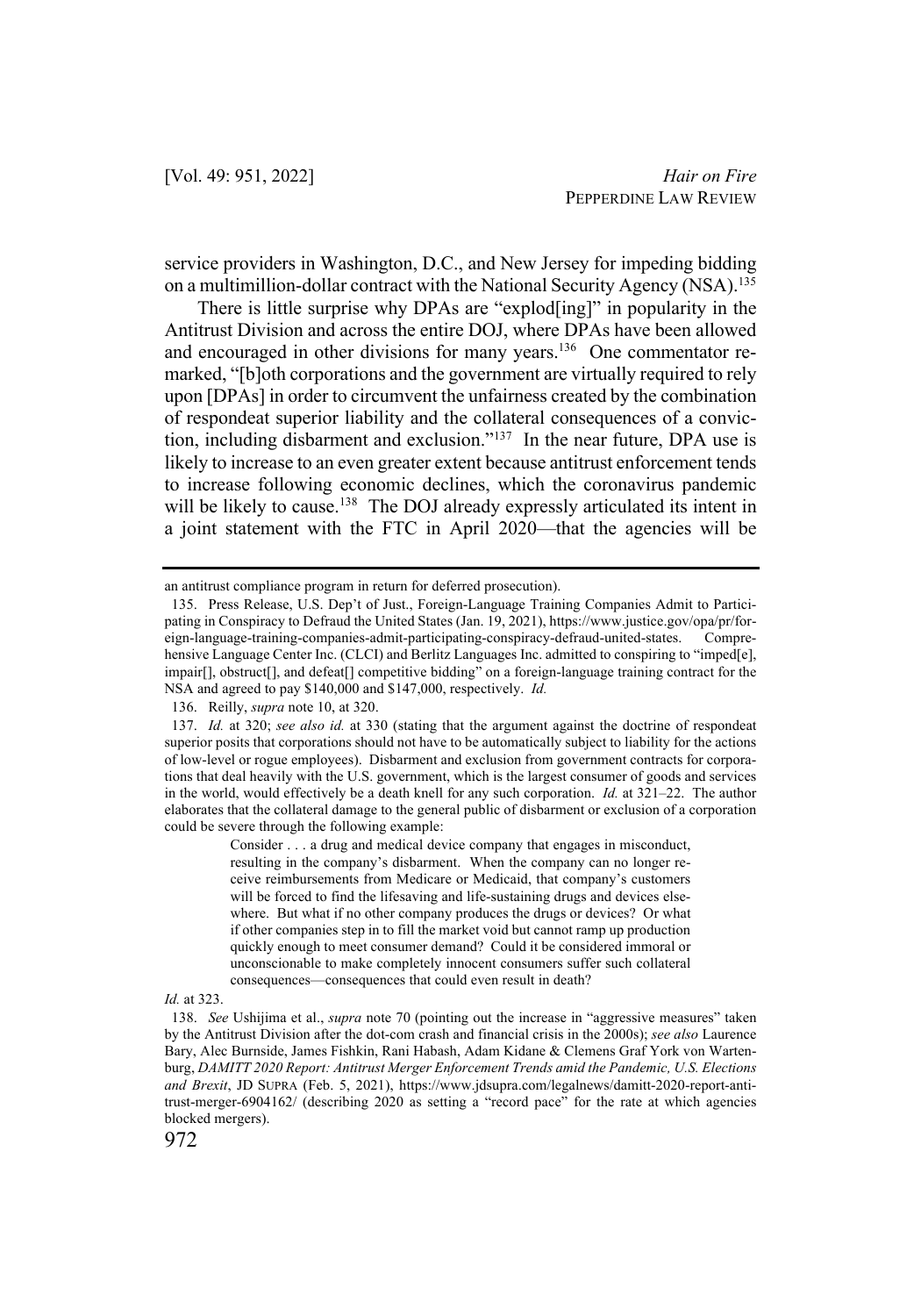service providers in Washington, D.C., and New Jersey for impeding bidding on a multimillion-dollar contract with the National Security Agency (NSA).[135]

There is little surprise why DPAs are "explod[ing]" in popularity in the Antitrust Division and across the entire DOJ, where DPAs have been allowed and encouraged in other divisions for many years.[136] One commentator remarked, "[b]oth corporations and the government are virtually required to rely upon [DPAs] in order to circumvent the unfairness created by the combination of respondeat superior liability and the collateral consequences of a conviction, including disbarment and exclusion."[137] In the near future, DPA use is likely to increase to an even greater extent because antitrust enforcement tends to increase following economic declines, which the coronavirus pandemic will be likely to cause.[138] The DOJ already expressly articulated its intent in a joint statement with the FTC in April 2020—that the agencies will be

---

an antitrust compliance program in return for deferred prosecution).

135. Press Release, U.S. Dep't of Just., Foreign-Language Training Companies Admit to Participating in Conspiracy to Defraud the United States (Jan. 19, 2021), https://www.justice.gov/opa/pr/foreign-language-training-companies-admit-participating-conspiracy-defraud-united-states. Comprehensive Language Center Inc. (CLCI) and Berlitz Languages Inc. admitted to conspiring to "imped[e], impair[], obstruct[], and defeat[] competitive bidding" on a foreign-language training contract for the NSA and agreed to pay $140,000 and $147,000, respectively. *Id.*

136. Reilly, *supra* note 10, at 320.

137. *Id.* at 320; *see also id.* at 330 (stating that the argument against the doctrine of respondeat superior posits that corporations should not have to be automatically subject to liability for the actions of low-level or rogue employees). Disbarment and exclusion from government contracts for corporations that deal heavily with the U.S. government, which is the largest consumer of goods and services in the world, would effectively be a death knell for any such corporation. *Id.* at 321–22. The author elaborates that the collateral damage to the general public of disbarment or exclusion of a corporation could be severe through the following example:

> Consider . . . a drug and medical device company that engages in misconduct, resulting in the company's disbarment. When the company can no longer receive reimbursements from Medicare or Medicaid, that company's customers will be forced to find the lifesaving and life-sustaining drugs and devices elsewhere. But what if no other company produces the drugs or devices? Or what if other companies step in to fill the market void but cannot ramp up production quickly enough to meet consumer demand? Could it be considered immoral or unconscionable to make completely innocent consumers suffer such collateral consequences—consequences that could even result in death?

*Id.* at 323.

138. *See* Ushijima et al., *supra* note 70 (pointing out the increase in "aggressive measures" taken by the Antitrust Division after the dot-com crash and financial crisis in the 2000s); *see also* Laurence Bary, Alec Burnside, James Fishkin, Rani Habash, Adam Kidane & Clemens Graf York von Wartenburg, *DAMITT 2020 Report: Antitrust Merger Enforcement Trends amid the Pandemic, U.S. Elections and Brexit*, JD SUPRA (Feb. 5, 2021), https://www.jdsupra.com/legalnews/damitt-2020-report-antitrust-merger-6904162/ (describing 2020 as setting a "record pace" for the rate at which agencies blocked mergers).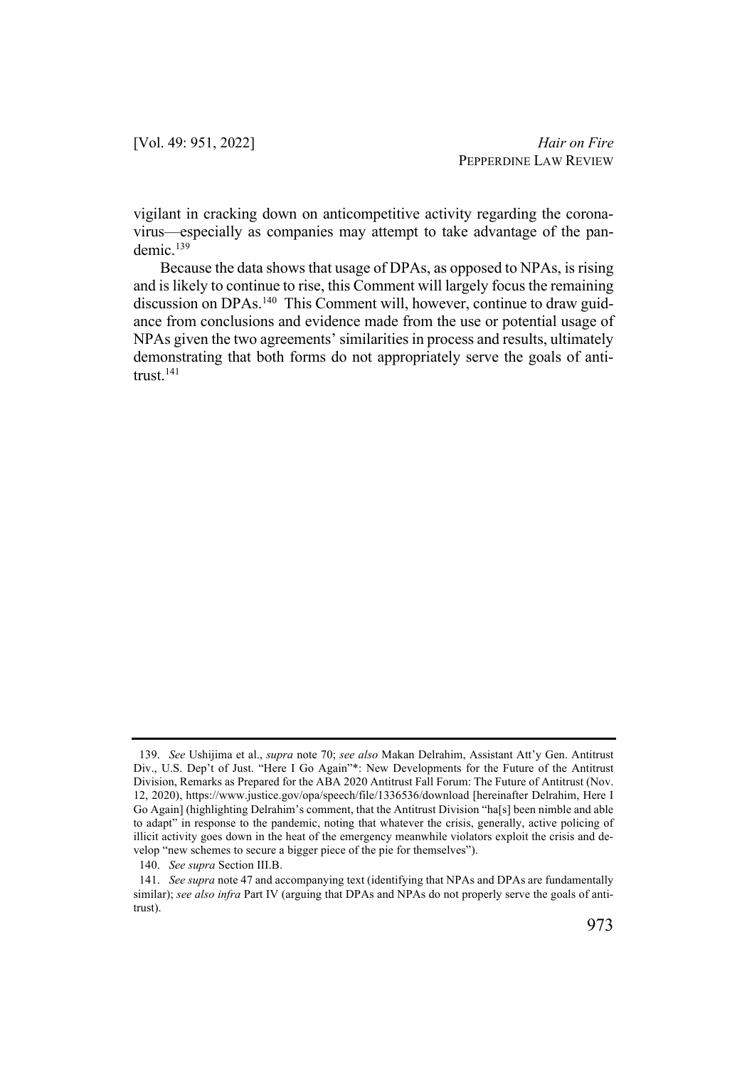vigilant in cracking down on anticompetitive activity regarding the coronavirus—especially as companies may attempt to take advantage of the pandemic.[139]

Because the data shows that usage of DPAs, as opposed to NPAs, is rising and is likely to continue to rise, this Comment will largely focus the remaining discussion on DPAs.[140] This Comment will, however, continue to draw guidance from conclusions and evidence made from the use or potential usage of NPAs given the two agreements' similarities in process and results, ultimately demonstrating that both forms do not appropriately serve the goals of antitrust.[141]

---

139. *See* Ushijima et al., *supra* note 70; *see also* Makan Delrahim, Assistant Att'y Gen. Antitrust Div., U.S. Dep't of Just. "Here I Go Again"*: New Developments for the Future of the Antitrust Division, Remarks as Prepared for the ABA 2020 Antitrust Fall Forum: The Future of Antitrust (Nov. 12, 2020), https://www.justice.gov/opa/speech/file/1336536/download [hereinafter Delrahim, Here I Go Again] (highlighting Delrahim's comment, that the Antitrust Division "ha[s] been nimble and able to adapt" in response to the pandemic, noting that whatever the crisis, generally, active policing of illicit activity goes down in the heat of the emergency meanwhile violators exploit the crisis and develop "new schemes to secure a bigger piece of the pie for themselves").

140. *See supra* Section III.B.

141. *See supra* note 47 and accompanying text (identifying that NPAs and DPAs are fundamentally similar); *see also infra* Part IV (arguing that DPAs and NPAs do not properly serve the goals of antitrust).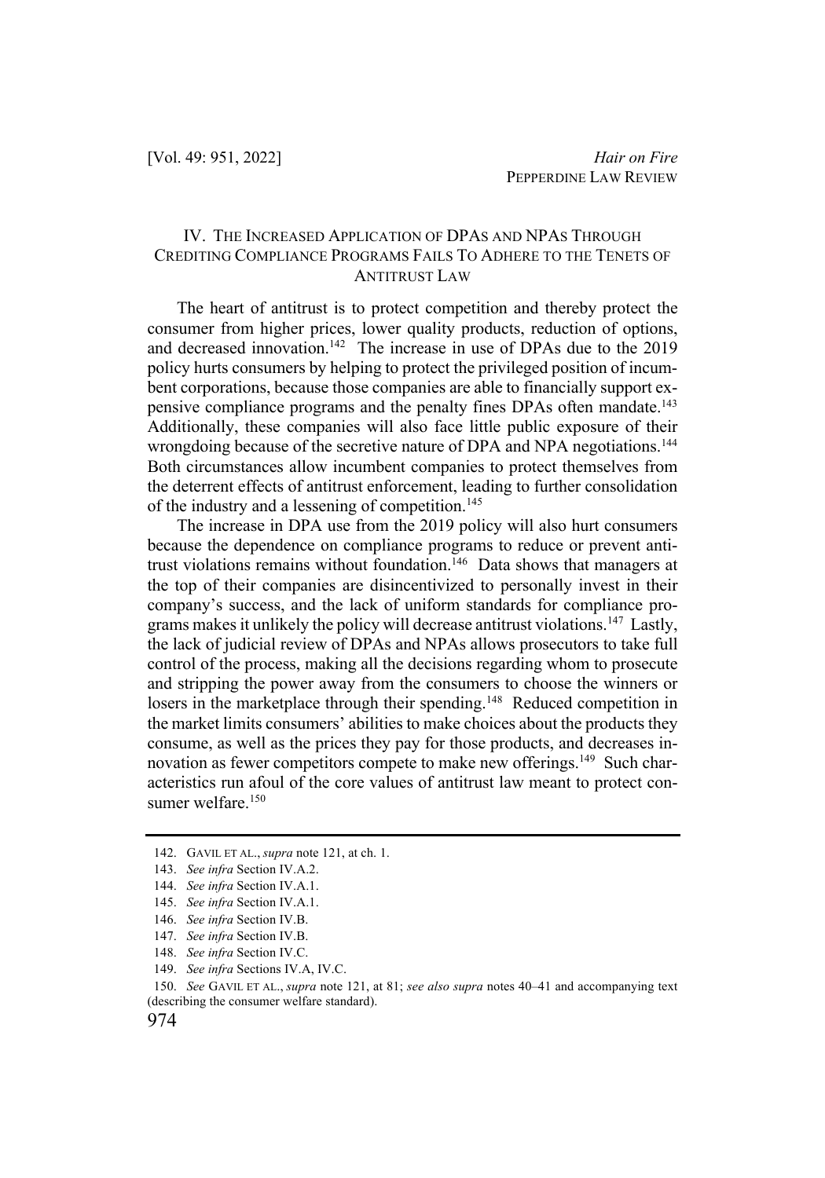## IV. The Increased Application of DPAs and NPAs Through Crediting Compliance Programs Fails To Adhere to the Tenets of Antitrust Law

The heart of antitrust is to protect competition and thereby protect the consumer from higher prices, lower quality products, reduction of options, and decreased innovation.[142] The increase in use of DPAs due to the 2019 policy hurts consumers by helping to protect the privileged position of incumbent corporations, because those companies are able to financially support expensive compliance programs and the penalty fines DPAs often mandate.[143] Additionally, these companies will also face little public exposure of their wrongdoing because of the secretive nature of DPA and NPA negotiations.[144] Both circumstances allow incumbent companies to protect themselves from the deterrent effects of antitrust enforcement, leading to further consolidation of the industry and a lessening of competition.[145]

The increase in DPA use from the 2019 policy will also hurt consumers because the dependence on compliance programs to reduce or prevent antitrust violations remains without foundation.[146] Data shows that managers at the top of their companies are disincentivized to personally invest in their company's success, and the lack of uniform standards for compliance programs makes it unlikely the policy will decrease antitrust violations.[147] Lastly, the lack of judicial review of DPAs and NPAs allows prosecutors to take full control of the process, making all the decisions regarding whom to prosecute and stripping the power away from the consumers to choose the winners or losers in the marketplace through their spending.[148] Reduced competition in the market limits consumers' abilities to make choices about the products they consume, as well as the prices they pay for those products, and decreases innovation as fewer competitors compete to make new offerings.[149] Such characteristics run afoul of the core values of antitrust law meant to protect consumer welfare.[150]

---

142. Gavil et al., *supra* note 121, at ch. 1.

143. *See infra* Section IV.A.2.

144. *See infra* Section IV.A.1.

145. *See infra* Section IV.A.1.

146. *See infra* Section IV.B.

147. *See infra* Section IV.B.

148. *See infra* Section IV.C.

149. *See infra* Sections IV.A, IV.C.

150. *See* Gavil et al., *supra* note 121, at 81; *see also supra* notes 40–41 and accompanying text (describing the consumer welfare standard).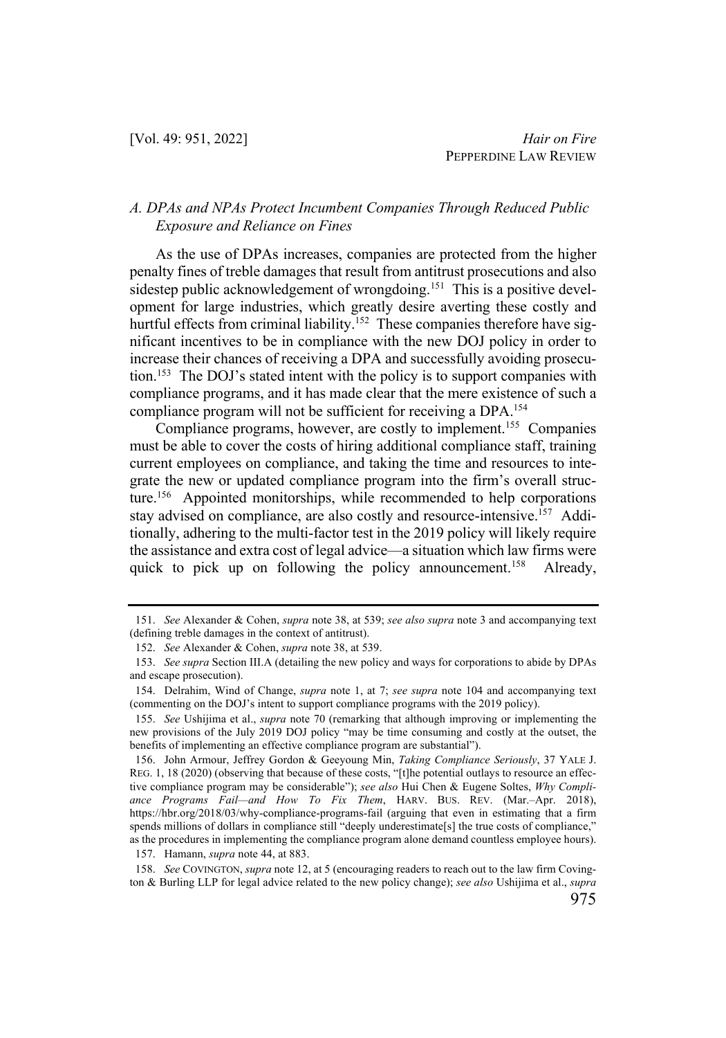### *A. DPAs and NPAs Protect Incumbent Companies Through Reduced Public Exposure and Reliance on Fines*

As the use of DPAs increases, companies are protected from the higher penalty fines of treble damages that result from antitrust prosecutions and also sidestep public acknowledgement of wrongdoing.[151] This is a positive development for large industries, which greatly desire averting these costly and hurtful effects from criminal liability.[152] These companies therefore have significant incentives to be in compliance with the new DOJ policy in order to increase their chances of receiving a DPA and successfully avoiding prosecution.[153] The DOJ's stated intent with the policy is to support companies with compliance programs, and it has made clear that the mere existence of such a compliance program will not be sufficient for receiving a DPA.[154]

Compliance programs, however, are costly to implement.[155] Companies must be able to cover the costs of hiring additional compliance staff, training current employees on compliance, and taking the time and resources to integrate the new or updated compliance program into the firm's overall structure.[156] Appointed monitorships, while recommended to help corporations stay advised on compliance, are also costly and resource-intensive.[157] Additionally, adhering to the multi-factor test in the 2019 policy will likely require the assistance and extra cost of legal advice—a situation which law firms were quick to pick up on following the policy announcement.[158] Already,

---

151. *See* Alexander & Cohen, *supra* note 38, at 539; *see also supra* note 3 and accompanying text (defining treble damages in the context of antitrust).

152. *See* Alexander & Cohen, *supra* note 38, at 539.

153. *See supra* Section III.A (detailing the new policy and ways for corporations to abide by DPAs and escape prosecution).

154. Delrahim, Wind of Change, *supra* note 1, at 7; *see supra* note 104 and accompanying text (commenting on the DOJ's intent to support compliance programs with the 2019 policy).

155. *See* Ushijima et al., *supra* note 70 (remarking that although improving or implementing the new provisions of the July 2019 DOJ policy "may be time consuming and costly at the outset, the benefits of implementing an effective compliance program are substantial").

156. John Armour, Jeffrey Gordon & Geeyoung Min, *Taking Compliance Seriously*, 37 YALE J. REG. 1, 18 (2020) (observing that because of these costs, "[t]he potential outlays to resource an effective compliance program may be considerable"); *see also* Hui Chen & Eugene Soltes, *Why Compliance Programs Fail—and How To Fix Them*, HARV. BUS. REV. (Mar.–Apr. 2018), https://hbr.org/2018/03/why-compliance-programs-fail (arguing that even in estimating that a firm spends millions of dollars in compliance still "deeply underestimate[s] the true costs of compliance," as the procedures in implementing the compliance program alone demand countless employee hours).

157. Hamann, *supra* note 44, at 883.

158. *See* COVINGTON, *supra* note 12, at 5 (encouraging readers to reach out to the law firm Covington & Burling LLP for legal advice related to the new policy change); *see also* Ushijima et al., *supra*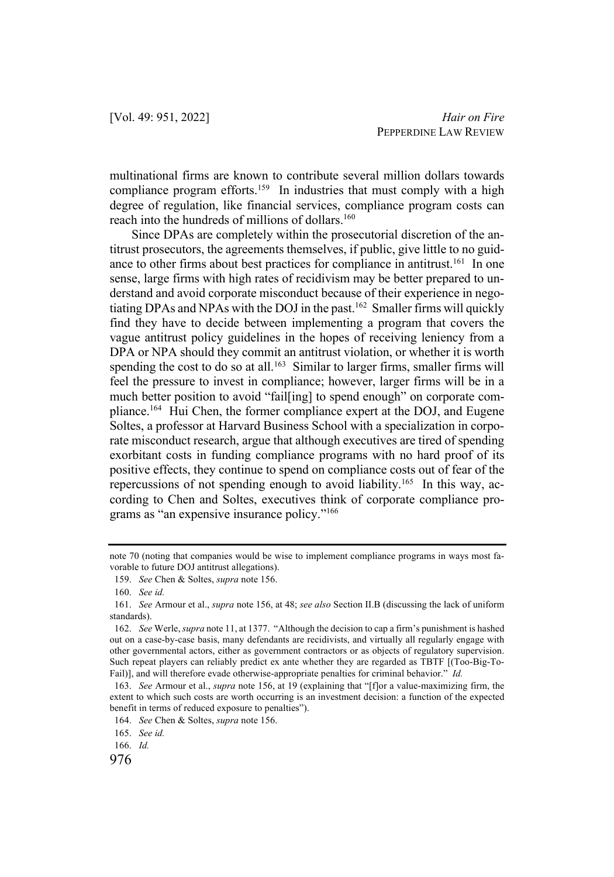multinational firms are known to contribute several million dollars towards compliance program efforts.[159] In industries that must comply with a high degree of regulation, like financial services, compliance program costs can reach into the hundreds of millions of dollars.[160]

Since DPAs are completely within the prosecutorial discretion of the antitrust prosecutors, the agreements themselves, if public, give little to no guidance to other firms about best practices for compliance in antitrust.[161] In one sense, large firms with high rates of recidivism may be better prepared to understand and avoid corporate misconduct because of their experience in negotiating DPAs and NPAs with the DOJ in the past.[162] Smaller firms will quickly find they have to decide between implementing a program that covers the vague antitrust policy guidelines in the hopes of receiving leniency from a DPA or NPA should they commit an antitrust violation, or whether it is worth spending the cost to do so at all.[163] Similar to larger firms, smaller firms will feel the pressure to invest in compliance; however, larger firms will be in a much better position to avoid "fail[ing] to spend enough" on corporate compliance.[164] Hui Chen, the former compliance expert at the DOJ, and Eugene Soltes, a professor at Harvard Business School with a specialization in corporate misconduct research, argue that although executives are tired of spending exorbitant costs in funding compliance programs with no hard proof of its positive effects, they continue to spend on compliance costs out of fear of the repercussions of not spending enough to avoid liability.[165] In this way, according to Chen and Soltes, executives think of corporate compliance programs as "an expensive insurance policy."[166]

---

note 70 (noting that companies would be wise to implement compliance programs in ways most favorable to future DOJ antitrust allegations).

159. *See* Chen & Soltes, *supra* note 156.

160. *See id.*

161. *See* Armour et al., *supra* note 156, at 48; *see also* Section II.B (discussing the lack of uniform standards).

162. *See* Werle, *supra* note 11, at 1377. "Although the decision to cap a firm's punishment is hashed out on a case-by-case basis, many defendants are recidivists, and virtually all regularly engage with other governmental actors, either as government contractors or as objects of regulatory supervision. Such repeat players can reliably predict ex ante whether they are regarded as TBTF [(Too-Big-To-Fail)], and will therefore evade otherwise-appropriate penalties for criminal behavior." *Id.*

163. *See* Armour et al., *supra* note 156, at 19 (explaining that "[f]or a value-maximizing firm, the extent to which such costs are worth occurring is an investment decision: a function of the expected benefit in terms of reduced exposure to penalties").

164. *See* Chen & Soltes, *supra* note 156.

165. *See id.*

166. *Id.*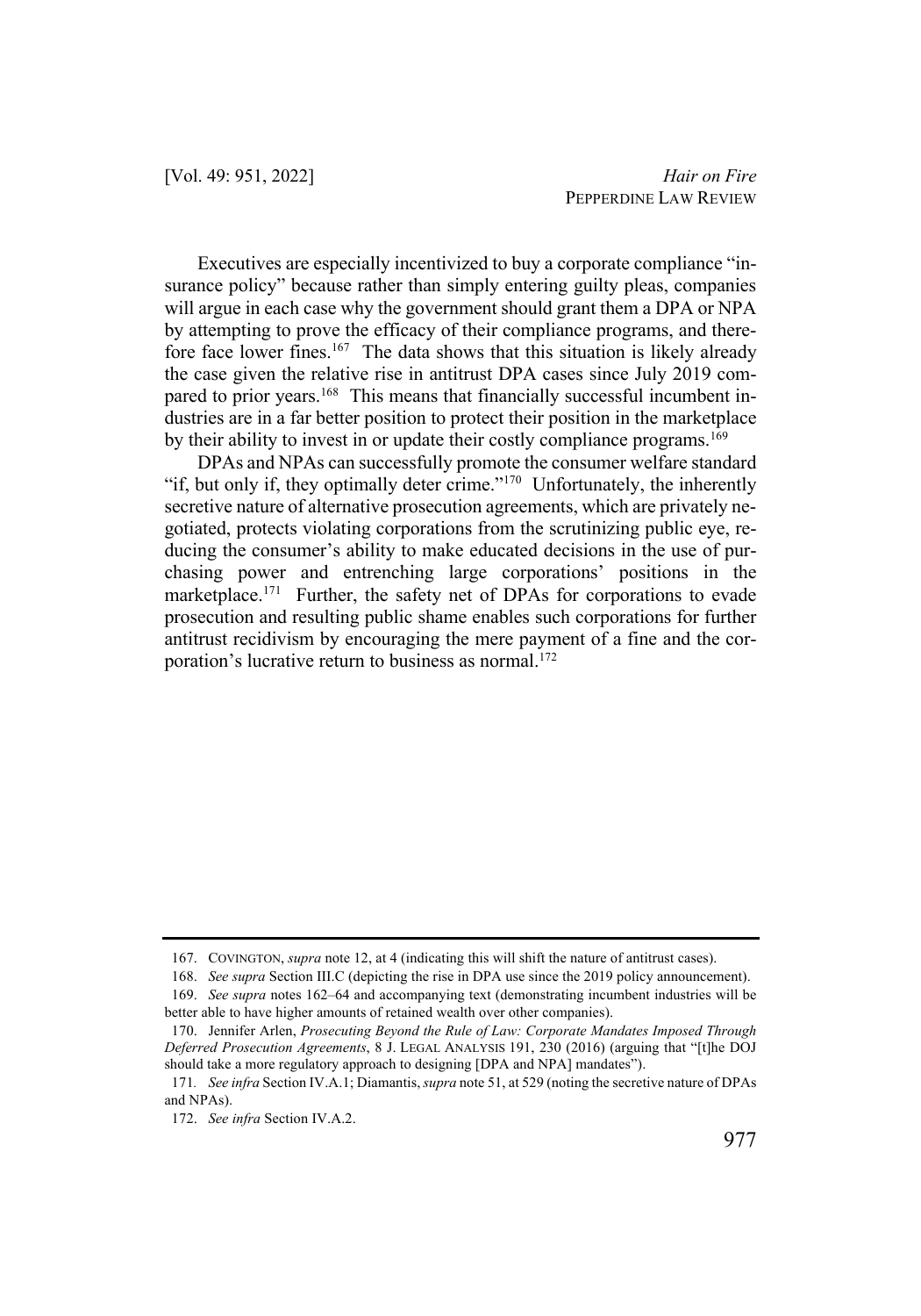Executives are especially incentivized to buy a corporate compliance "insurance policy" because rather than simply entering guilty pleas, companies will argue in each case why the government should grant them a DPA or NPA by attempting to prove the efficacy of their compliance programs, and therefore face lower fines.[167] The data shows that this situation is likely already the case given the relative rise in antitrust DPA cases since July 2019 compared to prior years.[168] This means that financially successful incumbent industries are in a far better position to protect their position in the marketplace by their ability to invest in or update their costly compliance programs.[169]

DPAs and NPAs can successfully promote the consumer welfare standard "if, but only if, they optimally deter crime."[170] Unfortunately, the inherently secretive nature of alternative prosecution agreements, which are privately negotiated, protects violating corporations from the scrutinizing public eye, reducing the consumer's ability to make educated decisions in the use of purchasing power and entrenching large corporations' positions in the marketplace.[171] Further, the safety net of DPAs for corporations to evade prosecution and resulting public shame enables such corporations for further antitrust recidivism by encouraging the mere payment of a fine and the corporation's lucrative return to business as normal.[172]

---

167. COVINGTON, *supra* note 12, at 4 (indicating this will shift the nature of antitrust cases).

168. *See supra* Section III.C (depicting the rise in DPA use since the 2019 policy announcement).

169. *See supra* notes 162–64 and accompanying text (demonstrating incumbent industries will be better able to have higher amounts of retained wealth over other companies).

170. Jennifer Arlen, *Prosecuting Beyond the Rule of Law: Corporate Mandates Imposed Through Deferred Prosecution Agreements*, 8 J. LEGAL ANALYSIS 191, 230 (2016) (arguing that "[t]he DOJ should take a more regulatory approach to designing [DPA and NPA] mandates").

171. *See infra* Section IV.A.1; Diamantis, *supra* note 51, at 529 (noting the secretive nature of DPAs and NPAs).

172. *See infra* Section IV.A.2.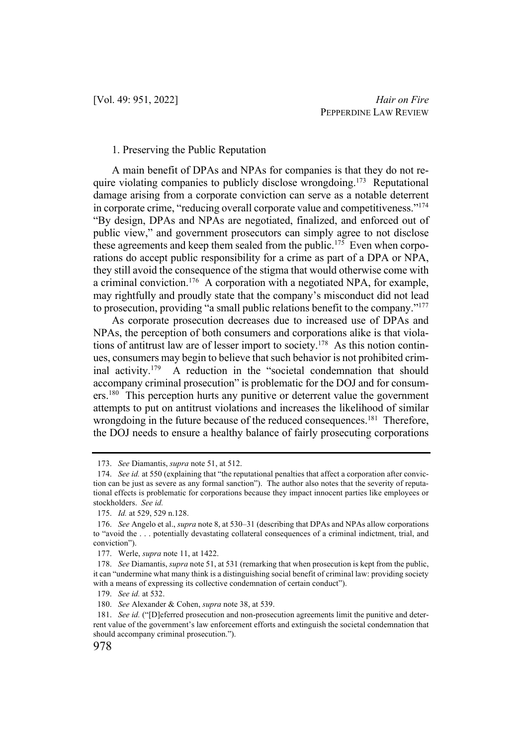### 1. Preserving the Public Reputation

A main benefit of DPAs and NPAs for companies is that they do not require violating companies to publicly disclose wrongdoing.[173] Reputational damage arising from a corporate conviction can serve as a notable deterrent in corporate crime, "reducing overall corporate value and competitiveness."[174] "By design, DPAs and NPAs are negotiated, finalized, and enforced out of public view," and government prosecutors can simply agree to not disclose these agreements and keep them sealed from the public.[175] Even when corporations do accept public responsibility for a crime as part of a DPA or NPA, they still avoid the consequence of the stigma that would otherwise come with a criminal conviction.[176] A corporation with a negotiated NPA, for example, may rightfully and proudly state that the company's misconduct did not lead to prosecution, providing "a small public relations benefit to the company."[177]

As corporate prosecution decreases due to increased use of DPAs and NPAs, the perception of both consumers and corporations alike is that violations of antitrust law are of lesser import to society.[178] As this notion continues, consumers may begin to believe that such behavior is not prohibited criminal activity.[179] A reduction in the "societal condemnation that should accompany criminal prosecution" is problematic for the DOJ and for consumers.[180] This perception hurts any punitive or deterrent value the government attempts to put on antitrust violations and increases the likelihood of similar wrongdoing in the future because of the reduced consequences.[181] Therefore, the DOJ needs to ensure a healthy balance of fairly prosecuting corporations

---

173. *See* Diamantis, *supra* note 51, at 512.

174. *See id.* at 550 (explaining that "the reputational penalties that affect a corporation after conviction can be just as severe as any formal sanction"). The author also notes that the severity of reputational effects is problematic for corporations because they impact innocent parties like employees or stockholders. *See id.*

175. *Id.* at 529, 529 n.128.

176. *See* Angelo et al., *supra* note 8, at 530–31 (describing that DPAs and NPAs allow corporations to "avoid the . . . potentially devastating collateral consequences of a criminal indictment, trial, and conviction").

177. Werle, *supra* note 11, at 1422.

178. *See* Diamantis, *supra* note 51, at 531 (remarking that when prosecution is kept from the public, it can "undermine what many think is a distinguishing social benefit of criminal law: providing society with a means of expressing its collective condemnation of certain conduct").

179. *See id.* at 532.

180. *See* Alexander & Cohen, *supra* note 38, at 539.

181. *See id.* ("[D]eferred prosecution and non-prosecution agreements limit the punitive and deterrent value of the government's law enforcement efforts and extinguish the societal condemnation that should accompany criminal prosecution.").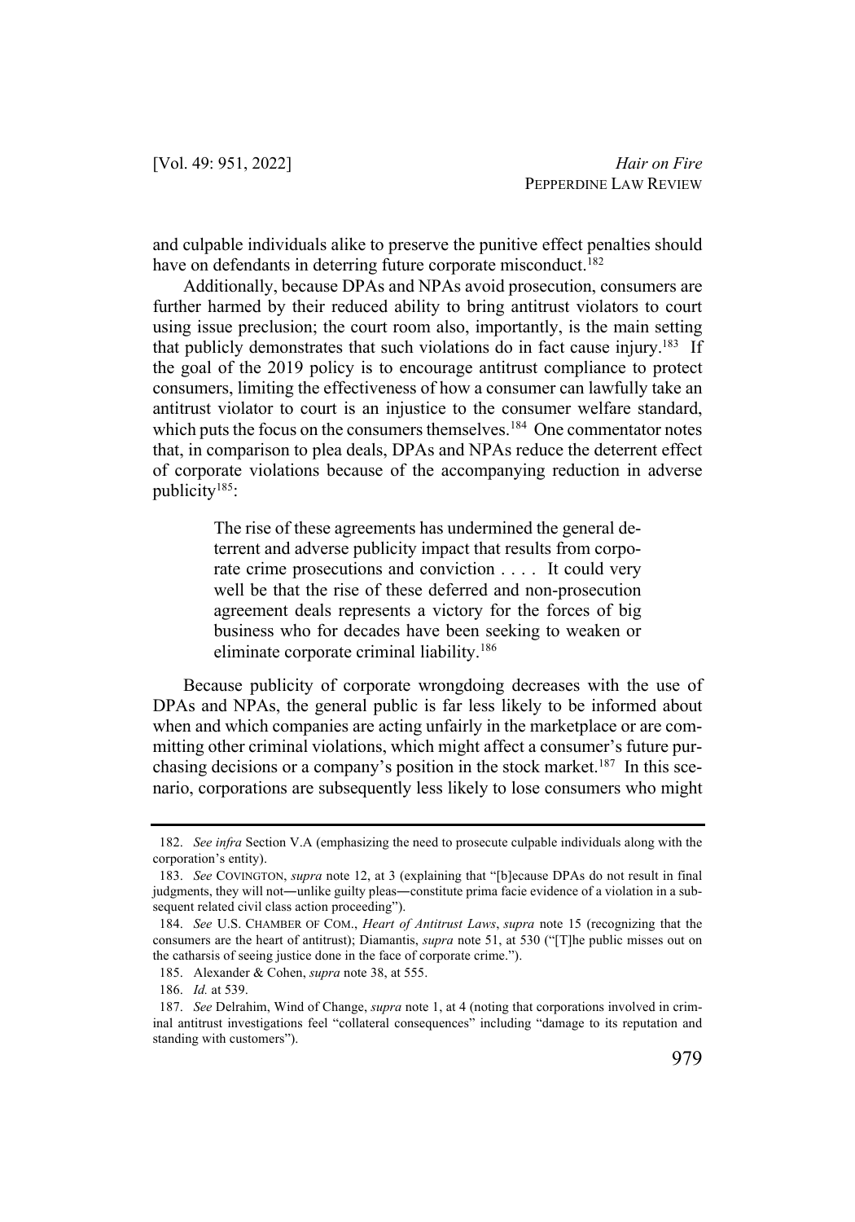and culpable individuals alike to preserve the punitive effect penalties should have on defendants in deterring future corporate misconduct.[182]

Additionally, because DPAs and NPAs avoid prosecution, consumers are further harmed by their reduced ability to bring antitrust violators to court using issue preclusion; the court room also, importantly, is the main setting that publicly demonstrates that such violations do in fact cause injury.[183] If the goal of the 2019 policy is to encourage antitrust compliance to protect consumers, limiting the effectiveness of how a consumer can lawfully take an antitrust violator to court is an injustice to the consumer welfare standard, which puts the focus on the consumers themselves.[184] One commentator notes that, in comparison to plea deals, DPAs and NPAs reduce the deterrent effect of corporate violations because of the accompanying reduction in adverse publicity[185]:

> The rise of these agreements has undermined the general deterrent and adverse publicity impact that results from corporate crime prosecutions and conviction . . . . It could very well be that the rise of these deferred and non-prosecution agreement deals represents a victory for the forces of big business who for decades have been seeking to weaken or eliminate corporate criminal liability.[186]

Because publicity of corporate wrongdoing decreases with the use of DPAs and NPAs, the general public is far less likely to be informed about when and which companies are acting unfairly in the marketplace or are committing other criminal violations, which might affect a consumer's future purchasing decisions or a company's position in the stock market.[187] In this scenario, corporations are subsequently less likely to lose consumers who might

---

182. *See infra* Section V.A (emphasizing the need to prosecute culpable individuals along with the corporation's entity).

183. *See* COVINGTON, *supra* note 12, at 3 (explaining that "[b]ecause DPAs do not result in final judgments, they will not—unlike guilty pleas—constitute prima facie evidence of a violation in a subsequent related civil class action proceeding").

184. *See* U.S. CHAMBER OF COM., *Heart of Antitrust Laws*, *supra* note 15 (recognizing that the consumers are the heart of antitrust); Diamantis, *supra* note 51, at 530 ("[T]he public misses out on the catharsis of seeing justice done in the face of corporate crime.").

185. Alexander & Cohen, *supra* note 38, at 555.

186. *Id.* at 539.

187. *See* Delrahim, Wind of Change, *supra* note 1, at 4 (noting that corporations involved in criminal antitrust investigations feel "collateral consequences" including "damage to its reputation and standing with customers").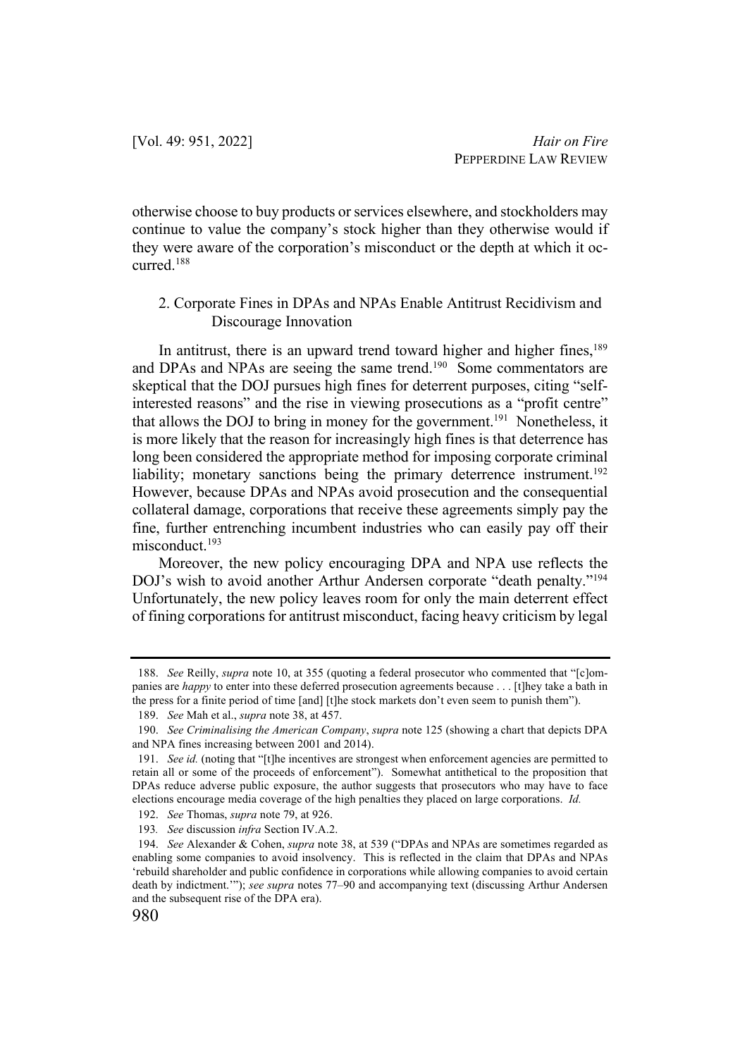otherwise choose to buy products or services elsewhere, and stockholders may continue to value the company's stock higher than they otherwise would if they were aware of the corporation's misconduct or the depth at which it occurred.[188]

### 2. Corporate Fines in DPAs and NPAs Enable Antitrust Recidivism and Discourage Innovation

In antitrust, there is an upward trend toward higher and higher fines,[189] and DPAs and NPAs are seeing the same trend.[190] Some commentators are skeptical that the DOJ pursues high fines for deterrent purposes, citing "self-interested reasons" and the rise in viewing prosecutions as a "profit centre" that allows the DOJ to bring in money for the government.[191] Nonetheless, it is more likely that the reason for increasingly high fines is that deterrence has long been considered the appropriate method for imposing corporate criminal liability; monetary sanctions being the primary deterrence instrument.[192] However, because DPAs and NPAs avoid prosecution and the consequential collateral damage, corporations that receive these agreements simply pay the fine, further entrenching incumbent industries who can easily pay off their misconduct.[193]

Moreover, the new policy encouraging DPA and NPA use reflects the DOJ's wish to avoid another Arthur Andersen corporate "death penalty."[194] Unfortunately, the new policy leaves room for only the main deterrent effect of fining corporations for antitrust misconduct, facing heavy criticism by legal

---

188. *See* Reilly, *supra* note 10, at 355 (quoting a federal prosecutor who commented that "[c]ompanies are *happy* to enter into these deferred prosecution agreements because . . . [t]hey take a bath in the press for a finite period of time [and] [t]he stock markets don't even seem to punish them").

189. *See* Mah et al., *supra* note 38, at 457.

190. *See Criminalising the American Company*, *supra* note 125 (showing a chart that depicts DPA and NPA fines increasing between 2001 and 2014).

191. *See id.* (noting that "[t]he incentives are strongest when enforcement agencies are permitted to retain all or some of the proceeds of enforcement"). Somewhat antithetical to the proposition that DPAs reduce adverse public exposure, the author suggests that prosecutors who may have to face elections encourage media coverage of the high penalties they placed on large corporations. *Id.*

192. *See* Thomas, *supra* note 79, at 926.

193. *See* discussion *infra* Section IV.A.2.

194. *See* Alexander & Cohen, *supra* note 38, at 539 ("DPAs and NPAs are sometimes regarded as enabling some companies to avoid insolvency. This is reflected in the claim that DPAs and NPAs 'rebuild shareholder and public confidence in corporations while allowing companies to avoid certain death by indictment.'"); *see supra* notes 77–90 and accompanying text (discussing Arthur Andersen and the subsequent rise of the DPA era).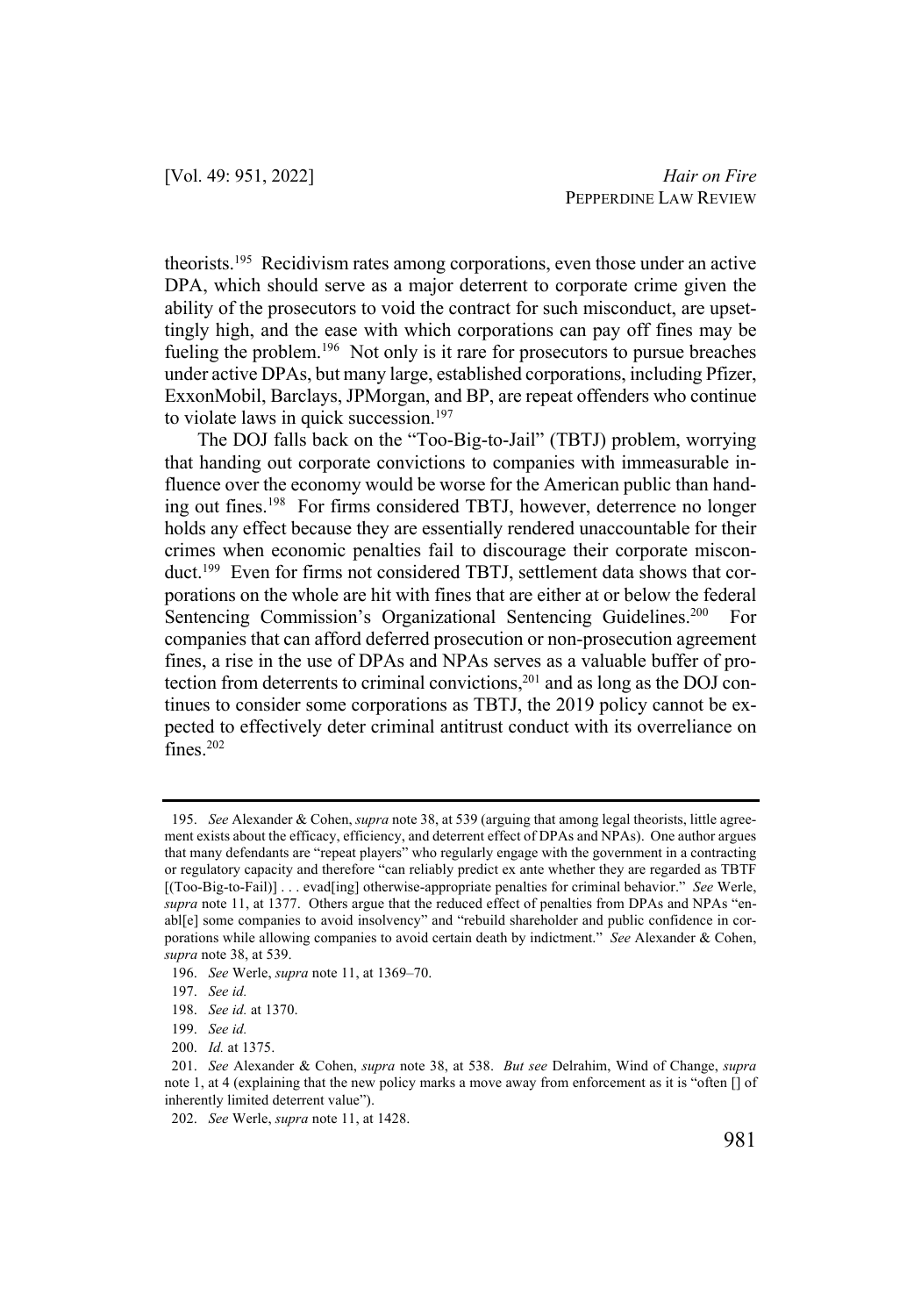theorists.[195] Recidivism rates among corporations, even those under an active DPA, which should serve as a major deterrent to corporate crime given the ability of the prosecutors to void the contract for such misconduct, are upsettingly high, and the ease with which corporations can pay off fines may be fueling the problem.[196] Not only is it rare for prosecutors to pursue breaches under active DPAs, but many large, established corporations, including Pfizer, ExxonMobil, Barclays, JPMorgan, and BP, are repeat offenders who continue to violate laws in quick succession.[197]

The DOJ falls back on the "Too-Big-to-Jail" (TBTJ) problem, worrying that handing out corporate convictions to companies with immeasurable influence over the economy would be worse for the American public than handing out fines.[198] For firms considered TBTJ, however, deterrence no longer holds any effect because they are essentially rendered unaccountable for their crimes when economic penalties fail to discourage their corporate misconduct.[199] Even for firms not considered TBTJ, settlement data shows that corporations on the whole are hit with fines that are either at or below the federal Sentencing Commission's Organizational Sentencing Guidelines.[200] For companies that can afford deferred prosecution or non-prosecution agreement fines, a rise in the use of DPAs and NPAs serves as a valuable buffer of protection from deterrents to criminal convictions,[201] and as long as the DOJ continues to consider some corporations as TBTJ, the 2019 policy cannot be expected to effectively deter criminal antitrust conduct with its overreliance on fines.[202]

---

195. *See* Alexander & Cohen, *supra* note 38, at 539 (arguing that among legal theorists, little agreement exists about the efficacy, efficiency, and deterrent effect of DPAs and NPAs). One author argues that many defendants are "repeat players" who regularly engage with the government in a contracting or regulatory capacity and therefore "can reliably predict ex ante whether they are regarded as TBTF [(Too-Big-to-Fail)] . . . evad[ing] otherwise-appropriate penalties for criminal behavior." *See* Werle, *supra* note 11, at 1377. Others argue that the reduced effect of penalties from DPAs and NPAs "enabl[e] some companies to avoid insolvency" and "rebuild shareholder and public confidence in corporations while allowing companies to avoid certain death by indictment." *See* Alexander & Cohen, *supra* note 38, at 539.

196. *See* Werle, *supra* note 11, at 1369–70.

197. *See id.*

198. *See id.* at 1370.

199. *See id.*

200. *Id.* at 1375.

201. *See* Alexander & Cohen, *supra* note 38, at 538. *But see* Delrahim, Wind of Change, *supra* note 1, at 4 (explaining that the new policy marks a move away from enforcement as it is "often [] of inherently limited deterrent value").

202. *See* Werle, *supra* note 11, at 1428.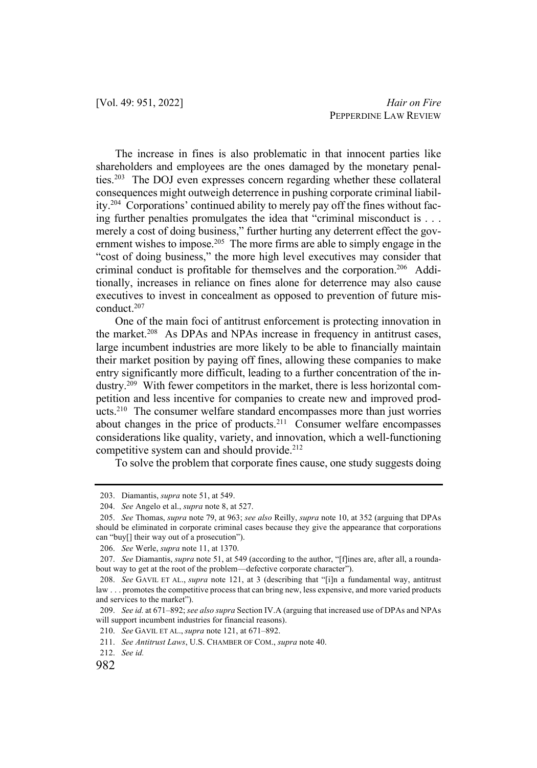The increase in fines is also problematic in that innocent parties like shareholders and employees are the ones damaged by the monetary penalties.[203] The DOJ even expresses concern regarding whether these collateral consequences might outweigh deterrence in pushing corporate criminal liability.[204] Corporations' continued ability to merely pay off the fines without facing further penalties promulgates the idea that "criminal misconduct is . . . merely a cost of doing business," further hurting any deterrent effect the government wishes to impose.[205] The more firms are able to simply engage in the "cost of doing business," the more high level executives may consider that criminal conduct is profitable for themselves and the corporation.[206] Additionally, increases in reliance on fines alone for deterrence may also cause executives to invest in concealment as opposed to prevention of future misconduct.[207]

One of the main foci of antitrust enforcement is protecting innovation in the market.[208] As DPAs and NPAs increase in frequency in antitrust cases, large incumbent industries are more likely to be able to financially maintain their market position by paying off fines, allowing these companies to make entry significantly more difficult, leading to a further concentration of the industry.[209] With fewer competitors in the market, there is less horizontal competition and less incentive for companies to create new and improved products.[210] The consumer welfare standard encompasses more than just worries about changes in the price of products.[211] Consumer welfare encompasses considerations like quality, variety, and innovation, which a well-functioning competitive system can and should provide.[212]

To solve the problem that corporate fines cause, one study suggests doing

---

203. Diamantis, *supra* note 51, at 549.

204. *See* Angelo et al., *supra* note 8, at 527.

205. *See* Thomas, *supra* note 79, at 963; *see also* Reilly, *supra* note 10, at 352 (arguing that DPAs should be eliminated in corporate criminal cases because they give the appearance that corporations can "buy[] their way out of a prosecution").

206. *See* Werle, *supra* note 11, at 1370.

207. *See* Diamantis, *supra* note 51, at 549 (according to the author, "[f]ines are, after all, a roundabout way to get at the root of the problem—defective corporate character").

208. *See* GAVIL ET AL., *supra* note 121, at 3 (describing that "[i]n a fundamental way, antitrust law . . . promotes the competitive process that can bring new, less expensive, and more varied products and services to the market").

209. *See id.* at 671–892; *see also supra* Section IV.A (arguing that increased use of DPAs and NPAs will support incumbent industries for financial reasons).

210. *See* GAVIL ET AL., *supra* note 121, at 671–892.

211. *See Antitrust Laws*, U.S. CHAMBER OF COM., *supra* note 40.

212. *See id.*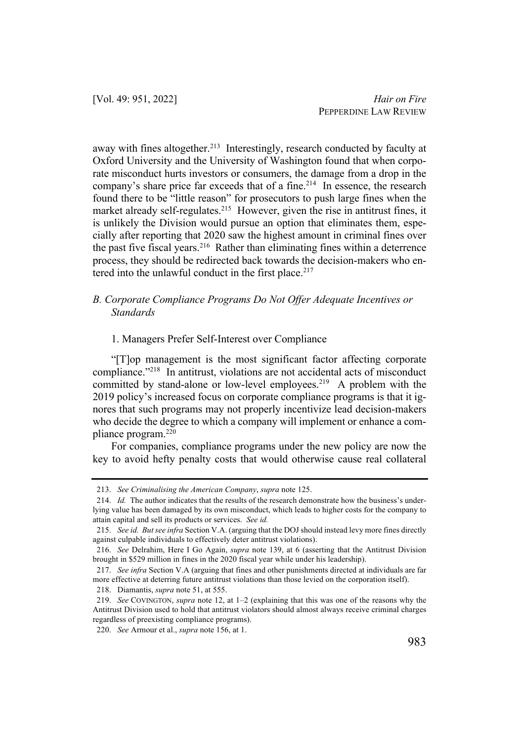away with fines altogether.[213] Interestingly, research conducted by faculty at Oxford University and the University of Washington found that when corporate misconduct hurts investors or consumers, the damage from a drop in the company's share price far exceeds that of a fine.[214] In essence, the research found there to be "little reason" for prosecutors to push large fines when the market already self-regulates.[215] However, given the rise in antitrust fines, it is unlikely the Division would pursue an option that eliminates them, especially after reporting that 2020 saw the highest amount in criminal fines over the past five fiscal years.[216] Rather than eliminating fines within a deterrence process, they should be redirected back towards the decision-makers who entered into the unlawful conduct in the first place.[217]

### *B. Corporate Compliance Programs Do Not Offer Adequate Incentives or Standards*

#### 1. Managers Prefer Self-Interest over Compliance

"[T]op management is the most significant factor affecting corporate compliance."[218] In antitrust, violations are not accidental acts of misconduct committed by stand-alone or low-level employees.[219] A problem with the 2019 policy's increased focus on corporate compliance programs is that it ignores that such programs may not properly incentivize lead decision-makers who decide the degree to which a company will implement or enhance a compliance program.[220]

For companies, compliance programs under the new policy are now the key to avoid hefty penalty costs that would otherwise cause real collateral

---

213. *See Criminalising the American Company*, *supra* note 125.

214. *Id.* The author indicates that the results of the research demonstrate how the business's underlying value has been damaged by its own misconduct, which leads to higher costs for the company to attain capital and sell its products or services. *See id.*

215. *See id. But see infra* Section V.A. (arguing that the DOJ should instead levy more fines directly against culpable individuals to effectively deter antitrust violations).

216. *See* Delrahim, Here I Go Again, *supra* note 139, at 6 (asserting that the Antitrust Division brought in $529 million in fines in the 2020 fiscal year while under his leadership).

217. *See infra* Section V.A (arguing that fines and other punishments directed at individuals are far more effective at deterring future antitrust violations than those levied on the corporation itself).

218. Diamantis, *supra* note 51, at 555.

219. *See* COVINGTON, *supra* note 12, at 1–2 (explaining that this was one of the reasons why the Antitrust Division used to hold that antitrust violators should almost always receive criminal charges regardless of preexisting compliance programs).

220. *See* Armour et al., *supra* note 156, at 1.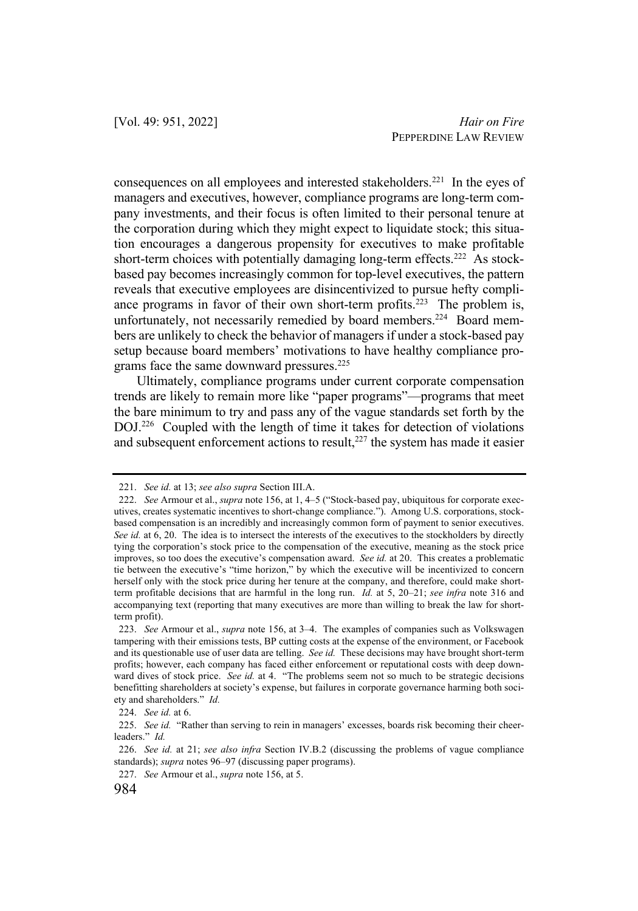consequences on all employees and interested stakeholders.[221] In the eyes of managers and executives, however, compliance programs are long-term company investments, and their focus is often limited to their personal tenure at the corporation during which they might expect to liquidate stock; this situation encourages a dangerous propensity for executives to make profitable short-term choices with potentially damaging long-term effects.[222] As stock-based pay becomes increasingly common for top-level executives, the pattern reveals that executive employees are disincentivized to pursue hefty compliance programs in favor of their own short-term profits.[223] The problem is, unfortunately, not necessarily remedied by board members.[224] Board members are unlikely to check the behavior of managers if under a stock-based pay setup because board members' motivations to have healthy compliance programs face the same downward pressures.[225]

Ultimately, compliance programs under current corporate compensation trends are likely to remain more like "paper programs"—programs that meet the bare minimum to try and pass any of the vague standards set forth by the DOJ.[226] Coupled with the length of time it takes for detection of violations and subsequent enforcement actions to result,[227] the system has made it easier

---

221. *See id.* at 13; *see also supra* Section III.A.

222. *See* Armour et al., *supra* note 156, at 1, 4–5 ("Stock-based pay, ubiquitous for corporate executives, creates systematic incentives to short-change compliance."). Among U.S. corporations, stock-based compensation is an incredibly and increasingly common form of payment to senior executives. *See id.* at 6, 20. The idea is to intersect the interests of the executives to the stockholders by directly tying the corporation's stock price to the compensation of the executive, meaning as the stock price improves, so too does the executive's compensation award. *See id.* at 20. This creates a problematic tie between the executive's "time horizon," by which the executive will be incentivized to concern herself only with the stock price during her tenure at the company, and therefore, could make short-term profitable decisions that are harmful in the long run. *Id.* at 5, 20–21; *see infra* note 316 and accompanying text (reporting that many executives are more than willing to break the law for short-term profit).

223. *See* Armour et al., *supra* note 156, at 3–4. The examples of companies such as Volkswagen tampering with their emissions tests, BP cutting costs at the expense of the environment, or Facebook and its questionable use of user data are telling. *See id.* These decisions may have brought short-term profits; however, each company has faced either enforcement or reputational costs with deep downward dives of stock price. *See id.* at 4. "The problems seem not so much to be strategic decisions benefitting shareholders at society's expense, but failures in corporate governance harming both society and shareholders." *Id.*

224. *See id.* at 6.

225. *See id.* "Rather than serving to rein in managers' excesses, boards risk becoming their cheerleaders." *Id.*

226. *See id.* at 21; *see also infra* Section IV.B.2 (discussing the problems of vague compliance standards); *supra* notes 96–97 (discussing paper programs).

227. *See* Armour et al., *supra* note 156, at 5.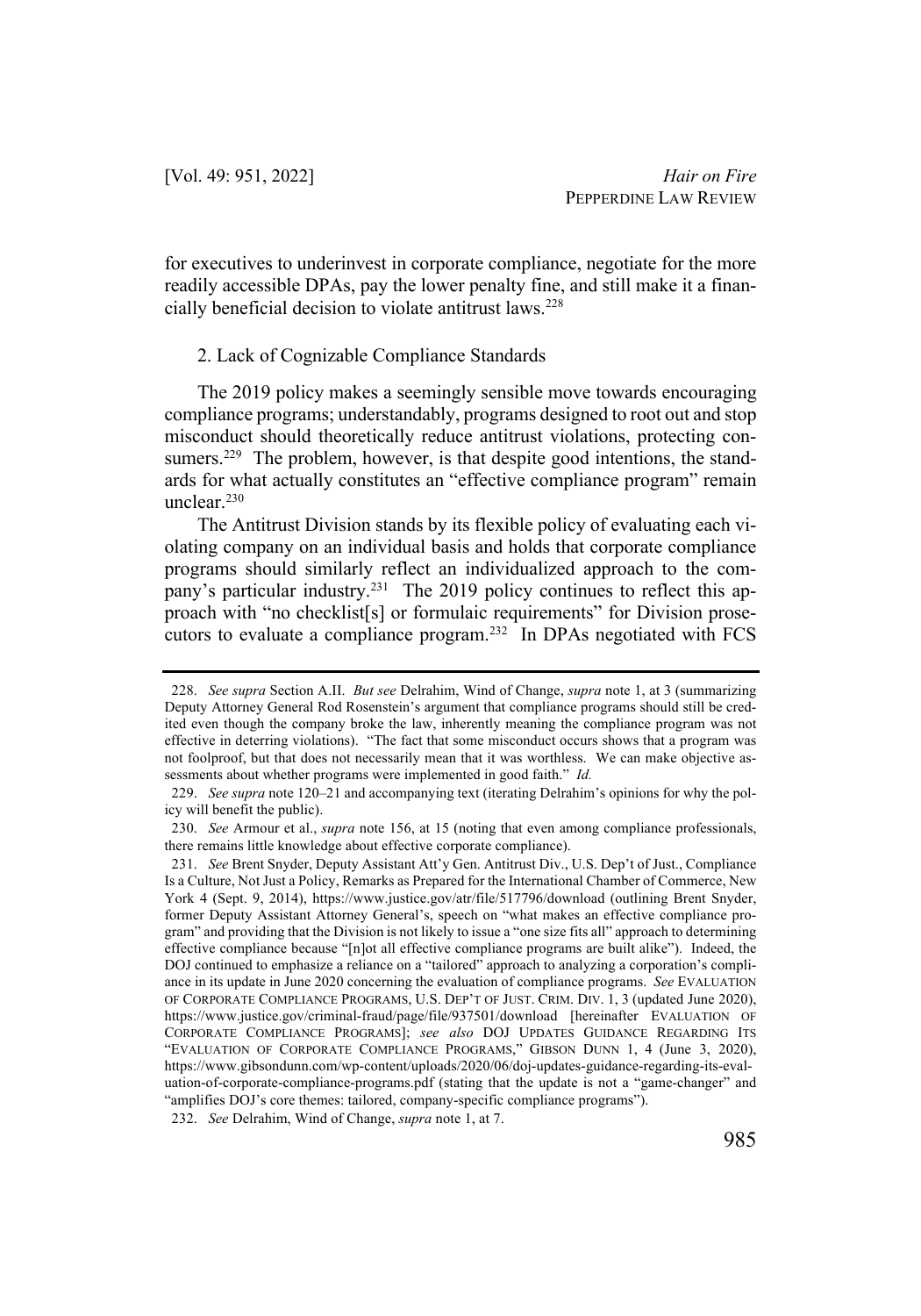for executives to underinvest in corporate compliance, negotiate for the more readily accessible DPAs, pay the lower penalty fine, and still make it a financially beneficial decision to violate antitrust laws.[228]

### 2. Lack of Cognizable Compliance Standards

The 2019 policy makes a seemingly sensible move towards encouraging compliance programs; understandably, programs designed to root out and stop misconduct should theoretically reduce antitrust violations, protecting consumers.[229] The problem, however, is that despite good intentions, the standards for what actually constitutes an "effective compliance program" remain unclear.[230]

The Antitrust Division stands by its flexible policy of evaluating each violating company on an individual basis and holds that corporate compliance programs should similarly reflect an individualized approach to the company's particular industry.[231] The 2019 policy continues to reflect this approach with "no checklist[s] or formulaic requirements" for Division prosecutors to evaluate a compliance program.[232] In DPAs negotiated with FCS

---

228. *See supra* Section A.II. *But see* Delrahim, Wind of Change, *supra* note 1, at 3 (summarizing Deputy Attorney General Rod Rosenstein's argument that compliance programs should still be credited even though the company broke the law, inherently meaning the compliance program was not effective in deterring violations). "The fact that some misconduct occurs shows that a program was not foolproof, but that does not necessarily mean that it was worthless. We can make objective assessments about whether programs were implemented in good faith." *Id.*

229. *See supra* note 120–21 and accompanying text (iterating Delrahim's opinions for why the policy will benefit the public).

230. *See* Armour et al., *supra* note 156, at 15 (noting that even among compliance professionals, there remains little knowledge about effective corporate compliance).

231. *See* Brent Snyder, Deputy Assistant Att'y Gen. Antitrust Div., U.S. Dep't of Just., Compliance Is a Culture, Not Just a Policy, Remarks as Prepared for the International Chamber of Commerce, New York 4 (Sept. 9, 2014), https://www.justice.gov/atr/file/517796/download (outlining Brent Snyder, former Deputy Assistant Attorney General's, speech on "what makes an effective compliance program" and providing that the Division is not likely to issue a "one size fits all" approach to determining effective compliance because "[n]ot all effective compliance programs are built alike"). Indeed, the DOJ continued to emphasize a reliance on a "tailored" approach to analyzing a corporation's compliance in its update in June 2020 concerning the evaluation of compliance programs. *See* EVALUATION OF CORPORATE COMPLIANCE PROGRAMS, U.S. DEP'T OF JUST. CRIM. DIV. 1, 3 (updated June 2020), https://www.justice.gov/criminal-fraud/page/file/937501/download [hereinafter EVALUATION OF CORPORATE COMPLIANCE PROGRAMS]; *see also* DOJ UPDATES GUIDANCE REGARDING ITS "EVALUATION OF CORPORATE COMPLIANCE PROGRAMS," GIBSON DUNN 1, 4 (June 3, 2020), https://www.gibsondunn.com/wp-content/uploads/2020/06/doj-updates-guidance-regarding-its-evaluation-of-corporate-compliance-programs.pdf (stating that the update is not a "game-changer" and "amplifies DOJ's core themes: tailored, company-specific compliance programs").

232. *See* Delrahim, Wind of Change, *supra* note 1, at 7.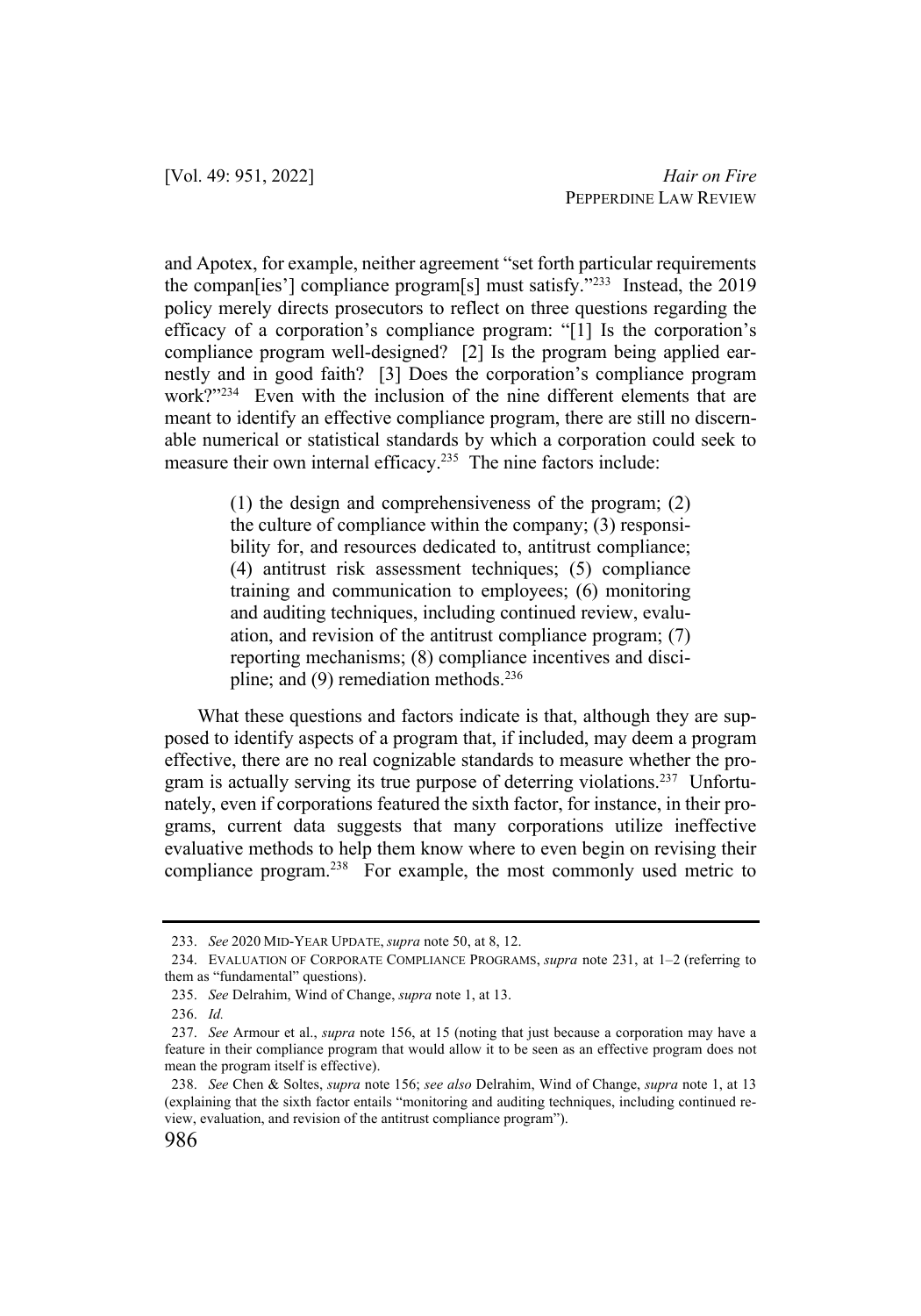and Apotex, for example, neither agreement "set forth particular requirements the compan[ies'] compliance program[s] must satisfy."[233] Instead, the 2019 policy merely directs prosecutors to reflect on three questions regarding the efficacy of a corporation's compliance program: "[1] Is the corporation's compliance program well-designed? [2] Is the program being applied earnestly and in good faith? [3] Does the corporation's compliance program work?"[234] Even with the inclusion of the nine different elements that are meant to identify an effective compliance program, there are still no discernable numerical or statistical standards by which a corporation could seek to measure their own internal efficacy.[235] The nine factors include:

> (1) the design and comprehensiveness of the program; (2) the culture of compliance within the company; (3) responsibility for, and resources dedicated to, antitrust compliance; (4) antitrust risk assessment techniques; (5) compliance training and communication to employees; (6) monitoring and auditing techniques, including continued review, evaluation, and revision of the antitrust compliance program; (7) reporting mechanisms; (8) compliance incentives and discipline; and (9) remediation methods.[236]

What these questions and factors indicate is that, although they are supposed to identify aspects of a program that, if included, may deem a program effective, there are no real cognizable standards to measure whether the program is actually serving its true purpose of deterring violations.[237] Unfortunately, even if corporations featured the sixth factor, for instance, in their programs, current data suggests that many corporations utilize ineffective evaluative methods to help them know where to even begin on revising their compliance program.[238] For example, the most commonly used metric to

---

233. *See* 2020 MID-YEAR UPDATE, *supra* note 50, at 8, 12.

234. EVALUATION OF CORPORATE COMPLIANCE PROGRAMS, *supra* note 231, at 1–2 (referring to them as "fundamental" questions).

235. *See* Delrahim, Wind of Change, *supra* note 1, at 13.

236. *Id.*

237. *See* Armour et al., *supra* note 156, at 15 (noting that just because a corporation may have a feature in their compliance program that would allow it to be seen as an effective program does not mean the program itself is effective).

238. *See* Chen & Soltes, *supra* note 156; *see also* Delrahim, Wind of Change, *supra* note 1, at 13 (explaining that the sixth factor entails "monitoring and auditing techniques, including continued review, evaluation, and revision of the antitrust compliance program").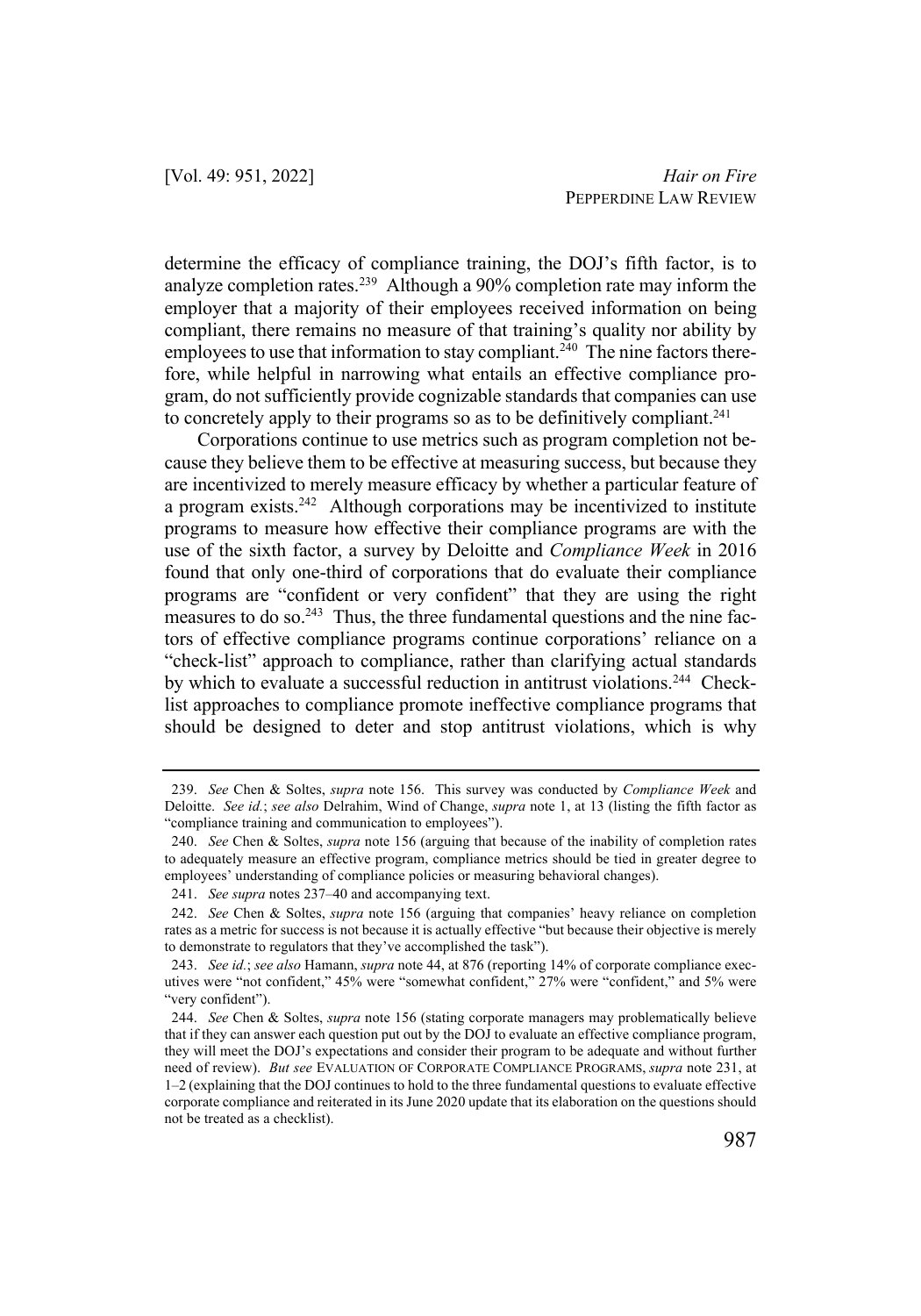determine the efficacy of compliance training, the DOJ's fifth factor, is to analyze completion rates.[239] Although a 90% completion rate may inform the employer that a majority of their employees received information on being compliant, there remains no measure of that training's quality nor ability by employees to use that information to stay compliant.[240] The nine factors therefore, while helpful in narrowing what entails an effective compliance program, do not sufficiently provide cognizable standards that companies can use to concretely apply to their programs so as to be definitively compliant.[241]

Corporations continue to use metrics such as program completion not because they believe them to be effective at measuring success, but because they are incentivized to merely measure efficacy by whether a particular feature of a program exists.[242] Although corporations may be incentivized to institute programs to measure how effective their compliance programs are with the use of the sixth factor, a survey by Deloitte and *Compliance Week* in 2016 found that only one-third of corporations that do evaluate their compliance programs are "confident or very confident" that they are using the right measures to do so.[243] Thus, the three fundamental questions and the nine factors of effective compliance programs continue corporations' reliance on a "check-list" approach to compliance, rather than clarifying actual standards by which to evaluate a successful reduction in antitrust violations.[244] Check-list approaches to compliance promote ineffective compliance programs that should be designed to deter and stop antitrust violations, which is why

---

239. *See* Chen & Soltes, *supra* note 156. This survey was conducted by *Compliance Week* and Deloitte. *See id.*; *see also* Delrahim, Wind of Change, *supra* note 1, at 13 (listing the fifth factor as "compliance training and communication to employees").

240. *See* Chen & Soltes, *supra* note 156 (arguing that because of the inability of completion rates to adequately measure an effective program, compliance metrics should be tied in greater degree to employees' understanding of compliance policies or measuring behavioral changes).

241. *See supra* notes 237–40 and accompanying text.

242. *See* Chen & Soltes, *supra* note 156 (arguing that companies' heavy reliance on completion rates as a metric for success is not because it is actually effective "but because their objective is merely to demonstrate to regulators that they've accomplished the task").

243. *See id.*; *see also* Hamann, *supra* note 44, at 876 (reporting 14% of corporate compliance executives were "not confident," 45% were "somewhat confident," 27% were "confident," and 5% were "very confident").

244. *See* Chen & Soltes, *supra* note 156 (stating corporate managers may problematically believe that if they can answer each question put out by the DOJ to evaluate an effective compliance program, they will meet the DOJ's expectations and consider their program to be adequate and without further need of review). *But see* EVALUATION OF CORPORATE COMPLIANCE PROGRAMS, *supra* note 231, at 1–2 (explaining that the DOJ continues to hold to the three fundamental questions to evaluate effective corporate compliance and reiterated in its June 2020 update that its elaboration on the questions should not be treated as a checklist).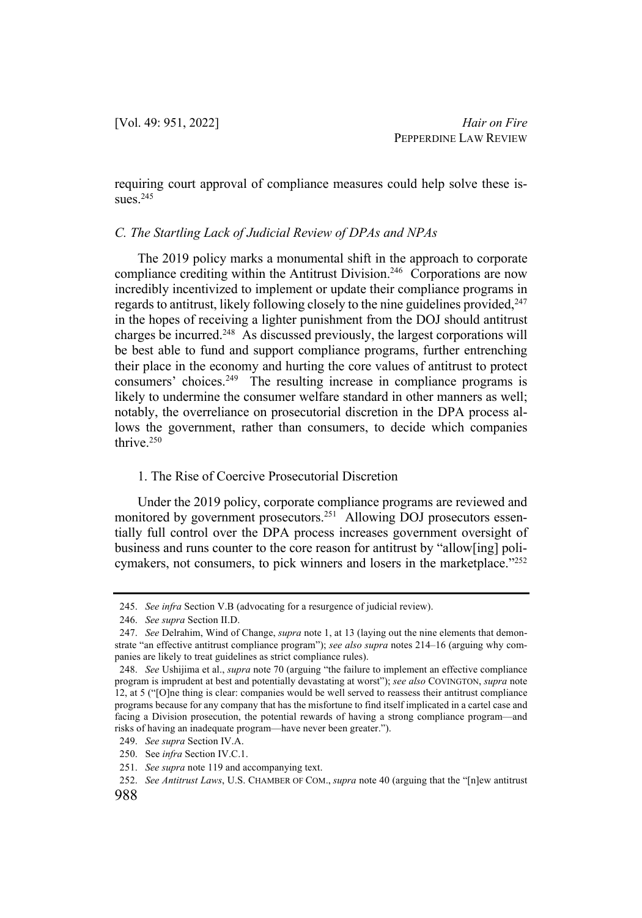requiring court approval of compliance measures could help solve these issues.[245]

### C. The Startling Lack of Judicial Review of DPAs and NPAs

The 2019 policy marks a monumental shift in the approach to corporate compliance crediting within the Antitrust Division.[246] Corporations are now incredibly incentivized to implement or update their compliance programs in regards to antitrust, likely following closely to the nine guidelines provided,[247] in the hopes of receiving a lighter punishment from the DOJ should antitrust charges be incurred.[248] As discussed previously, the largest corporations will be best able to fund and support compliance programs, further entrenching their place in the economy and hurting the core values of antitrust to protect consumers' choices.[249] The resulting increase in compliance programs is likely to undermine the consumer welfare standard in other manners as well; notably, the overreliance on prosecutorial discretion in the DPA process allows the government, rather than consumers, to decide which companies thrive.[250]

#### 1. The Rise of Coercive Prosecutorial Discretion

Under the 2019 policy, corporate compliance programs are reviewed and monitored by government prosecutors.[251] Allowing DOJ prosecutors essentially full control over the DPA process increases government oversight of business and runs counter to the core reason for antitrust by "allow[ing] policymakers, not consumers, to pick winners and losers in the marketplace."[252]

---

245. *See infra* Section V.B (advocating for a resurgence of judicial review).

246. *See supra* Section II.D.

247. *See* Delrahim, Wind of Change, *supra* note 1, at 13 (laying out the nine elements that demonstrate "an effective antitrust compliance program"); *see also supra* notes 214–16 (arguing why companies are likely to treat guidelines as strict compliance rules).

248. *See* Ushijima et al., *supra* note 70 (arguing "the failure to implement an effective compliance program is imprudent at best and potentially devastating at worst"); *see also* COVINGTON, *supra* note 12, at 5 ("[O]ne thing is clear: companies would be well served to reassess their antitrust compliance programs because for any company that has the misfortune to find itself implicated in a cartel case and facing a Division prosecution, the potential rewards of having a strong compliance program—and risks of having an inadequate program—have never been greater.").

249. *See supra* Section IV.A.

250. See *infra* Section IV.C.1.

251. *See supra* note 119 and accompanying text.

252. *See Antitrust Laws*, U.S. CHAMBER OF COM., *supra* note 40 (arguing that the "[n]ew antitrust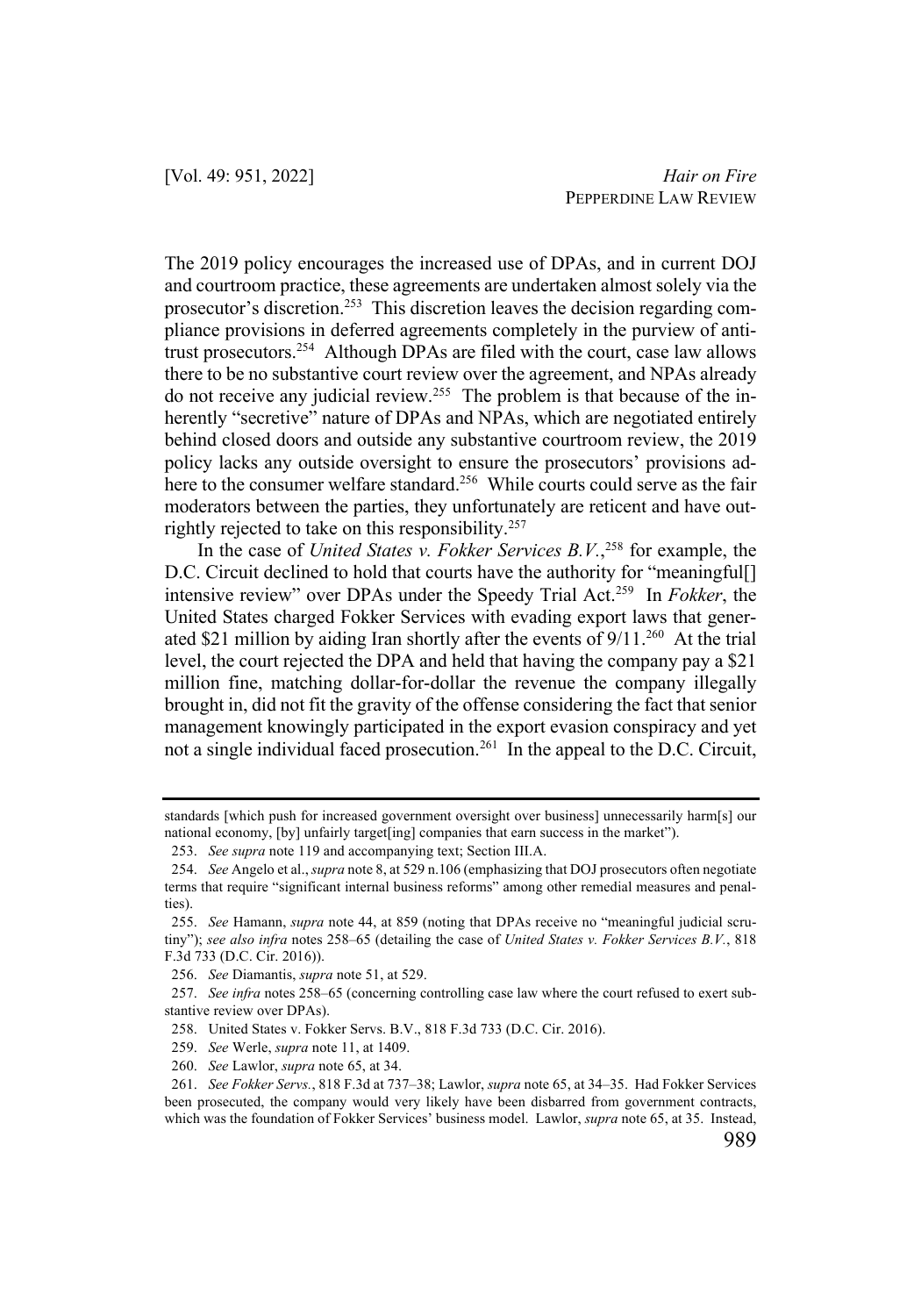The 2019 policy encourages the increased use of DPAs, and in current DOJ and courtroom practice, these agreements are undertaken almost solely via the prosecutor's discretion.[253] This discretion leaves the decision regarding compliance provisions in deferred agreements completely in the purview of antitrust prosecutors.[254] Although DPAs are filed with the court, case law allows there to be no substantive court review over the agreement, and NPAs already do not receive any judicial review.[255] The problem is that because of the inherently "secretive" nature of DPAs and NPAs, which are negotiated entirely behind closed doors and outside any substantive courtroom review, the 2019 policy lacks any outside oversight to ensure the prosecutors' provisions adhere to the consumer welfare standard.[256] While courts could serve as the fair moderators between the parties, they unfortunately are reticent and have outrightly rejected to take on this responsibility.[257]

In the case of *United States v. Fokker Services B.V.*,[258] for example, the D.C. Circuit declined to hold that courts have the authority for "meaningful[] intensive review" over DPAs under the Speedy Trial Act.[259] In *Fokker*, the United States charged Fokker Services with evading export laws that generated $21 million by aiding Iran shortly after the events of 9/11.[260] At the trial level, the court rejected the DPA and held that having the company pay a $21 million fine, matching dollar-for-dollar the revenue the company illegally brought in, did not fit the gravity of the offense considering the fact that senior management knowingly participated in the export evasion conspiracy and yet not a single individual faced prosecution.[261] In the appeal to the D.C. Circuit,

---

standards [which push for increased government oversight over business] unnecessarily harm[s] our national economy, [by] unfairly target[ing] companies that earn success in the market").

253. *See supra* note 119 and accompanying text; Section III.A.

254. *See* Angelo et al., *supra* note 8, at 529 n.106 (emphasizing that DOJ prosecutors often negotiate terms that require "significant internal business reforms" among other remedial measures and penalties).

255. *See* Hamann, *supra* note 44, at 859 (noting that DPAs receive no "meaningful judicial scrutiny"); *see also infra* notes 258–65 (detailing the case of *United States v. Fokker Services B.V.*, 818 F.3d 733 (D.C. Cir. 2016)).

256. *See* Diamantis, *supra* note 51, at 529.

257. *See infra* notes 258–65 (concerning controlling case law where the court refused to exert substantive review over DPAs).

258. United States v. Fokker Servs. B.V., 818 F.3d 733 (D.C. Cir. 2016).

259. *See* Werle, *supra* note 11, at 1409.

260. *See* Lawlor, *supra* note 65, at 34.

261. *See Fokker Servs.*, 818 F.3d at 737–38; Lawlor, *supra* note 65, at 34–35. Had Fokker Services been prosecuted, the company would very likely have been disbarred from government contracts, which was the foundation of Fokker Services' business model. Lawlor, *supra* note 65, at 35. Instead,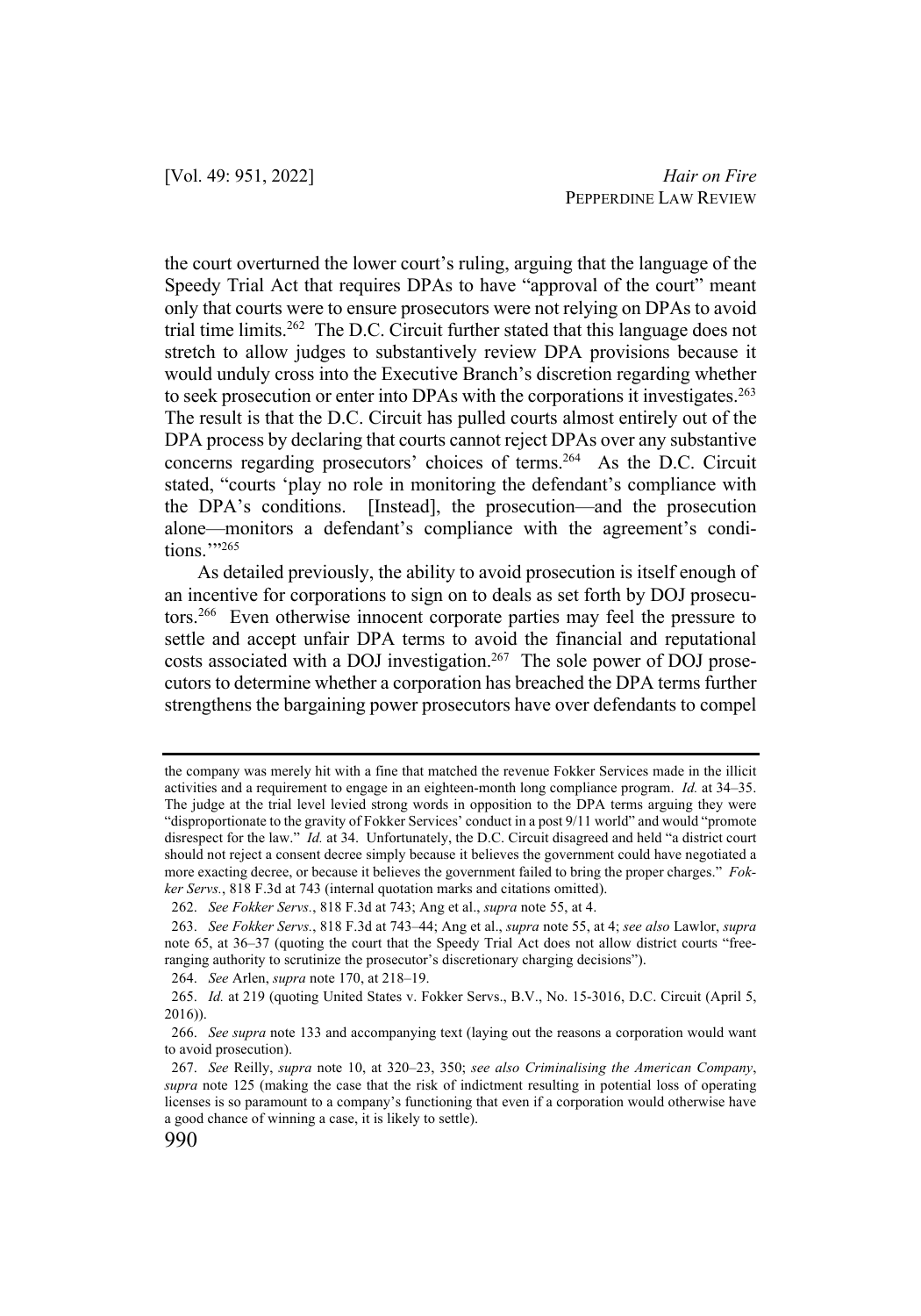the court overturned the lower court's ruling, arguing that the language of the Speedy Trial Act that requires DPAs to have "approval of the court" meant only that courts were to ensure prosecutors were not relying on DPAs to avoid trial time limits.[262] The D.C. Circuit further stated that this language does not stretch to allow judges to substantively review DPA provisions because it would unduly cross into the Executive Branch's discretion regarding whether to seek prosecution or enter into DPAs with the corporations it investigates.[263] The result is that the D.C. Circuit has pulled courts almost entirely out of the DPA process by declaring that courts cannot reject DPAs over any substantive concerns regarding prosecutors' choices of terms.[264] As the D.C. Circuit stated, "courts 'play no role in monitoring the defendant's compliance with the DPA's conditions. [Instead], the prosecution—and the prosecution alone—monitors a defendant's compliance with the agreement's conditions.'"[265]

As detailed previously, the ability to avoid prosecution is itself enough of an incentive for corporations to sign on to deals as set forth by DOJ prosecutors.[266] Even otherwise innocent corporate parties may feel the pressure to settle and accept unfair DPA terms to avoid the financial and reputational costs associated with a DOJ investigation.[267] The sole power of DOJ prosecutors to determine whether a corporation has breached the DPA terms further strengthens the bargaining power prosecutors have over defendants to compel

---

the company was merely hit with a fine that matched the revenue Fokker Services made in the illicit activities and a requirement to engage in an eighteen-month long compliance program. *Id.* at 34–35. The judge at the trial level levied strong words in opposition to the DPA terms arguing they were "disproportionate to the gravity of Fokker Services' conduct in a post 9/11 world" and would "promote disrespect for the law." *Id.* at 34. Unfortunately, the D.C. Circuit disagreed and held "a district court should not reject a consent decree simply because it believes the government could have negotiated a more exacting decree, or because it believes the government failed to bring the proper charges." *Fokker Servs.*, 818 F.3d at 743 (internal quotation marks and citations omitted).

262. *See Fokker Servs.*, 818 F.3d at 743; Ang et al., *supra* note 55, at 4.

263. *See Fokker Servs.*, 818 F.3d at 743–44; Ang et al., *supra* note 55, at 4; *see also* Lawlor, *supra* note 65, at 36–37 (quoting the court that the Speedy Trial Act does not allow district courts "free-ranging authority to scrutinize the prosecutor's discretionary charging decisions").

264. *See* Arlen, *supra* note 170, at 218–19.

265. *Id.* at 219 (quoting United States v. Fokker Servs., B.V., No. 15-3016, D.C. Circuit (April 5, 2016)).

266. *See supra* note 133 and accompanying text (laying out the reasons a corporation would want to avoid prosecution).

267. *See* Reilly, *supra* note 10, at 320–23, 350; *see also Criminalising the American Company*, *supra* note 125 (making the case that the risk of indictment resulting in potential loss of operating licenses is so paramount to a company's functioning that even if a corporation would otherwise have a good chance of winning a case, it is likely to settle).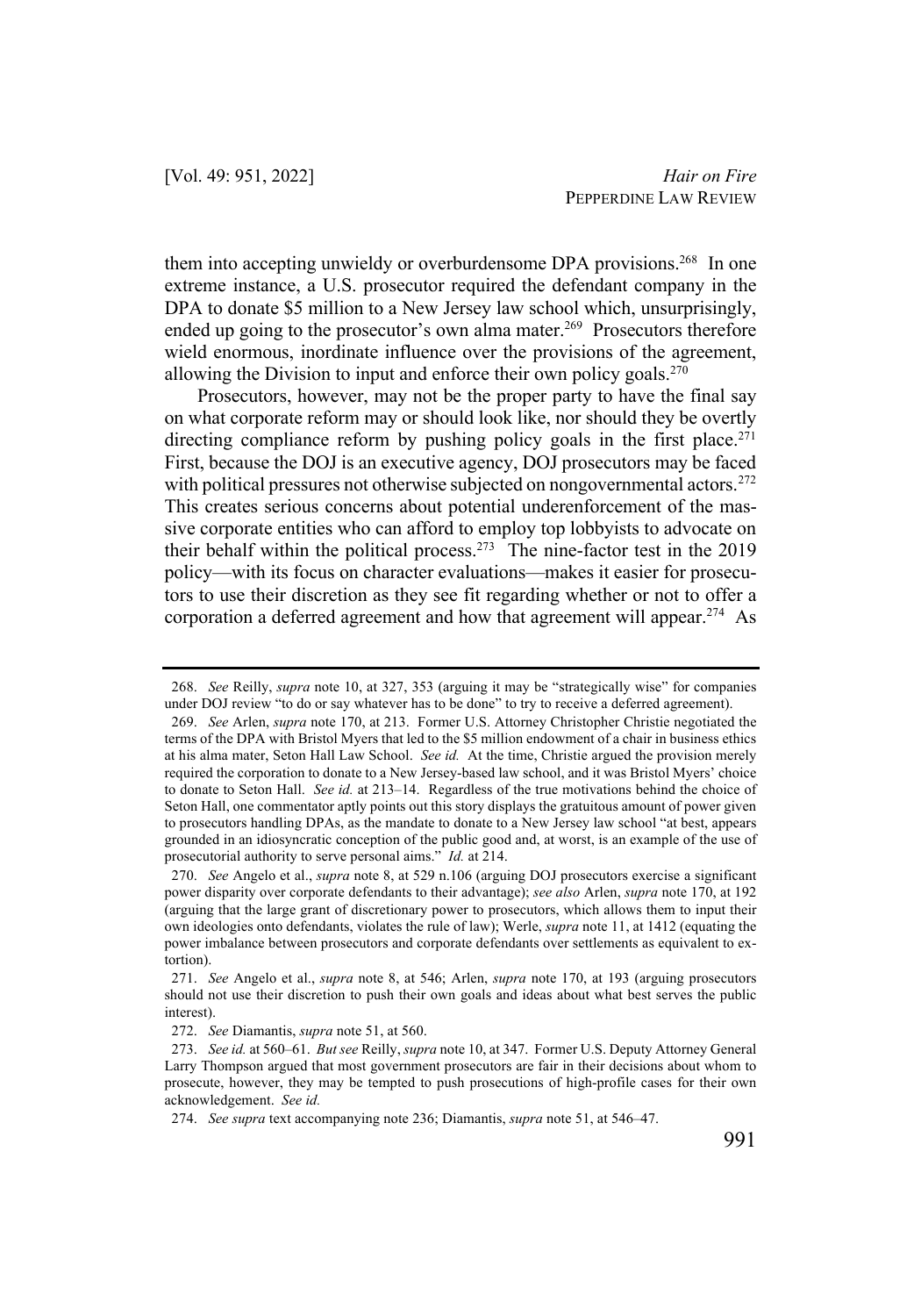them into accepting unwieldy or overburdensome DPA provisions.[268] In one extreme instance, a U.S. prosecutor required the defendant company in the DPA to donate $5 million to a New Jersey law school which, unsurprisingly, ended up going to the prosecutor's own alma mater.[269] Prosecutors therefore wield enormous, inordinate influence over the provisions of the agreement, allowing the Division to input and enforce their own policy goals.[270]

Prosecutors, however, may not be the proper party to have the final say on what corporate reform may or should look like, nor should they be overtly directing compliance reform by pushing policy goals in the first place.[271] First, because the DOJ is an executive agency, DOJ prosecutors may be faced with political pressures not otherwise subjected on nongovernmental actors.[272] This creates serious concerns about potential underenforcement of the massive corporate entities who can afford to employ top lobbyists to advocate on their behalf within the political process.[273] The nine-factor test in the 2019 policy—with its focus on character evaluations—makes it easier for prosecutors to use their discretion as they see fit regarding whether or not to offer a corporation a deferred agreement and how that agreement will appear.[274] As

---

268. *See* Reilly, *supra* note 10, at 327, 353 (arguing it may be "strategically wise" for companies under DOJ review "to do or say whatever has to be done" to try to receive a deferred agreement).

269. *See* Arlen, *supra* note 170, at 213. Former U.S. Attorney Christopher Christie negotiated the terms of the DPA with Bristol Myers that led to the $5 million endowment of a chair in business ethics at his alma mater, Seton Hall Law School. *See id.* At the time, Christie argued the provision merely required the corporation to donate to a New Jersey-based law school, and it was Bristol Myers' choice to donate to Seton Hall. *See id.* at 213–14. Regardless of the true motivations behind the choice of Seton Hall, one commentator aptly points out this story displays the gratuitous amount of power given to prosecutors handling DPAs, as the mandate to donate to a New Jersey law school "at best, appears grounded in an idiosyncratic conception of the public good and, at worst, is an example of the use of prosecutorial authority to serve personal aims." *Id.* at 214.

270. *See* Angelo et al., *supra* note 8, at 529 n.106 (arguing DOJ prosecutors exercise a significant power disparity over corporate defendants to their advantage); *see also* Arlen, *supra* note 170, at 192 (arguing that the large grant of discretionary power to prosecutors, which allows them to input their own ideologies onto defendants, violates the rule of law); Werle, *supra* note 11, at 1412 (equating the power imbalance between prosecutors and corporate defendants over settlements as equivalent to extortion).

271. *See* Angelo et al., *supra* note 8, at 546; Arlen, *supra* note 170, at 193 (arguing prosecutors should not use their discretion to push their own goals and ideas about what best serves the public interest).

272. *See* Diamantis, *supra* note 51, at 560.

273. *See id.* at 560–61. *But see* Reilly, *supra* note 10, at 347. Former U.S. Deputy Attorney General Larry Thompson argued that most government prosecutors are fair in their decisions about whom to prosecute, however, they may be tempted to push prosecutions of high-profile cases for their own acknowledgement. *See id.*

274. *See supra* text accompanying note 236; Diamantis, *supra* note 51, at 546–47.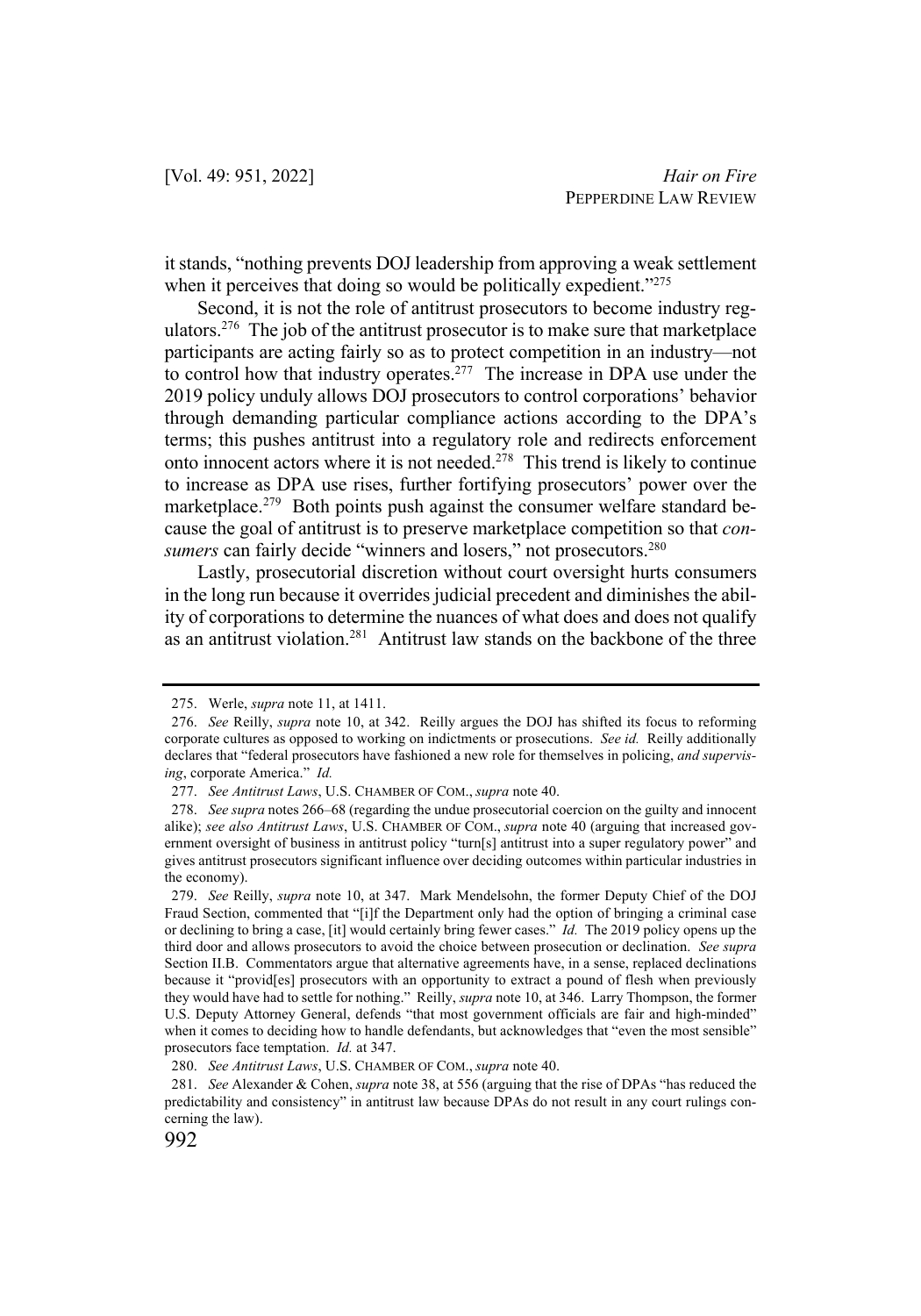it stands, "nothing prevents DOJ leadership from approving a weak settlement when it perceives that doing so would be politically expedient."[275]

Second, it is not the role of antitrust prosecutors to become industry regulators.[276] The job of the antitrust prosecutor is to make sure that marketplace participants are acting fairly so as to protect competition in an industry—not to control how that industry operates.[277] The increase in DPA use under the 2019 policy unduly allows DOJ prosecutors to control corporations' behavior through demanding particular compliance actions according to the DPA's terms; this pushes antitrust into a regulatory role and redirects enforcement onto innocent actors where it is not needed.[278] This trend is likely to continue to increase as DPA use rises, further fortifying prosecutors' power over the marketplace.[279] Both points push against the consumer welfare standard because the goal of antitrust is to preserve marketplace competition so that *consumers* can fairly decide "winners and losers," not prosecutors.[280]

Lastly, prosecutorial discretion without court oversight hurts consumers in the long run because it overrides judicial precedent and diminishes the ability of corporations to determine the nuances of what does and does not qualify as an antitrust violation.[281] Antitrust law stands on the backbone of the three

---

275. Werle, *supra* note 11, at 1411.

276. *See* Reilly, *supra* note 10, at 342. Reilly argues the DOJ has shifted its focus to reforming corporate cultures as opposed to working on indictments or prosecutions. *See id.* Reilly additionally declares that "federal prosecutors have fashioned a new role for themselves in policing, *and supervising*, corporate America." *Id.*

277. *See Antitrust Laws*, U.S. CHAMBER OF COM., *supra* note 40.

278. *See supra* notes 266–68 (regarding the undue prosecutorial coercion on the guilty and innocent alike); *see also Antitrust Laws*, U.S. CHAMBER OF COM., *supra* note 40 (arguing that increased government oversight of business in antitrust policy "turn[s] antitrust into a super regulatory power" and gives antitrust prosecutors significant influence over deciding outcomes within particular industries in the economy).

279. *See* Reilly, *supra* note 10, at 347. Mark Mendelsohn, the former Deputy Chief of the DOJ Fraud Section, commented that "[i]f the Department only had the option of bringing a criminal case or declining to bring a case, [it] would certainly bring fewer cases." *Id.* The 2019 policy opens up the third door and allows prosecutors to avoid the choice between prosecution or declination. *See supra* Section II.B. Commentators argue that alternative agreements have, in a sense, replaced declinations because it "provid[es] prosecutors with an opportunity to extract a pound of flesh when previously they would have had to settle for nothing." Reilly, *supra* note 10, at 346. Larry Thompson, the former U.S. Deputy Attorney General, defends "that most government officials are fair and high-minded" when it comes to deciding how to handle defendants, but acknowledges that "even the most sensible" prosecutors face temptation. *Id.* at 347.

280. *See Antitrust Laws*, U.S. CHAMBER OF COM., *supra* note 40.

281. *See* Alexander & Cohen, *supra* note 38, at 556 (arguing that the rise of DPAs "has reduced the predictability and consistency" in antitrust law because DPAs do not result in any court rulings concerning the law).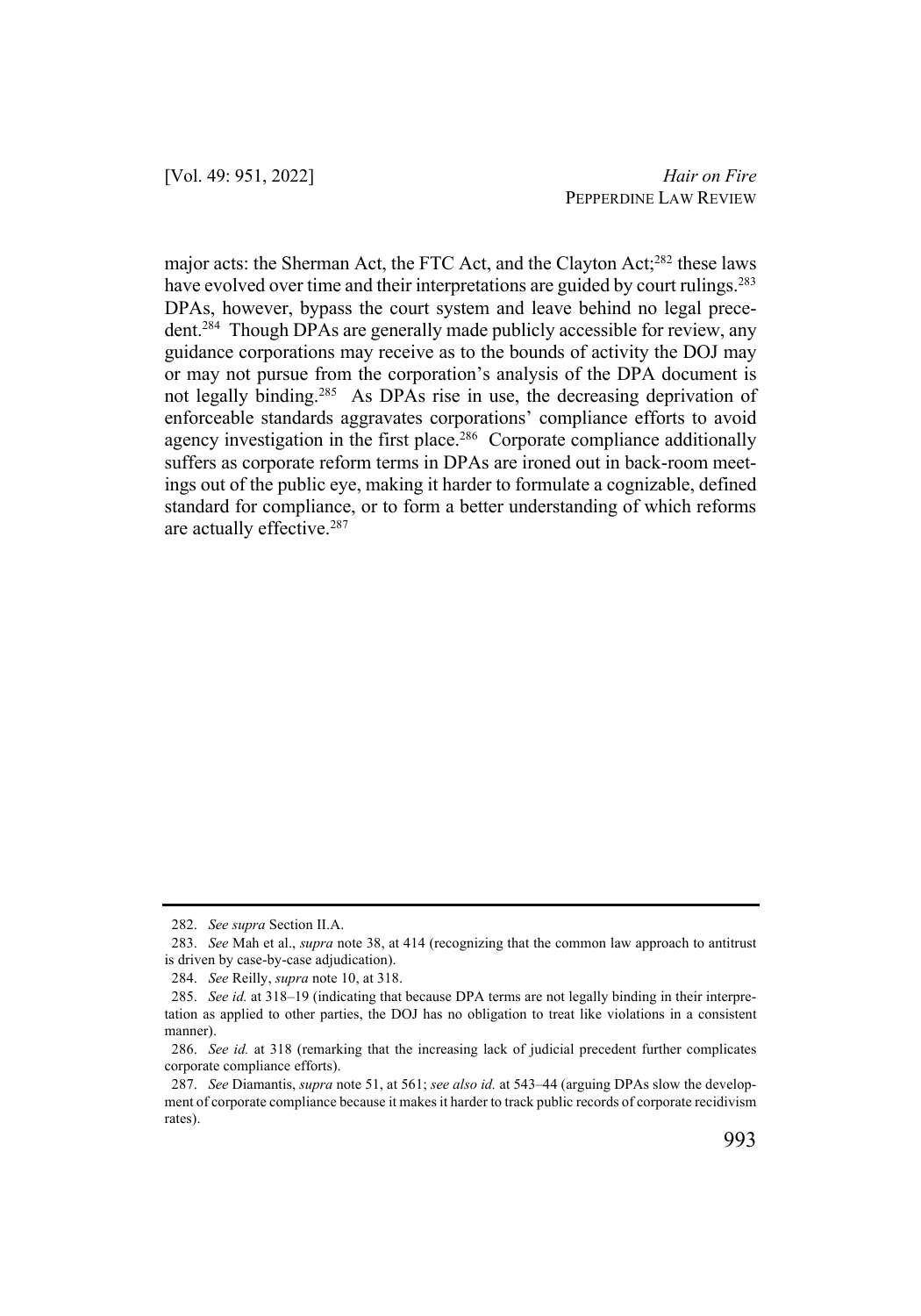major acts: the Sherman Act, the FTC Act, and the Clayton Act;[282] these laws have evolved over time and their interpretations are guided by court rulings.[283] DPAs, however, bypass the court system and leave behind no legal precedent.[284] Though DPAs are generally made publicly accessible for review, any guidance corporations may receive as to the bounds of activity the DOJ may or may not pursue from the corporation's analysis of the DPA document is not legally binding.[285] As DPAs rise in use, the decreasing deprivation of enforceable standards aggravates corporations' compliance efforts to avoid agency investigation in the first place.[286] Corporate compliance additionally suffers as corporate reform terms in DPAs are ironed out in back-room meetings out of the public eye, making it harder to formulate a cognizable, defined standard for compliance, or to form a better understanding of which reforms are actually effective.[287]

---

282. *See supra* Section II.A.

283. *See* Mah et al., *supra* note 38, at 414 (recognizing that the common law approach to antitrust is driven by case-by-case adjudication).

284. *See* Reilly, *supra* note 10, at 318.

285. *See id.* at 318–19 (indicating that because DPA terms are not legally binding in their interpretation as applied to other parties, the DOJ has no obligation to treat like violations in a consistent manner).

286. *See id.* at 318 (remarking that the increasing lack of judicial precedent further complicates corporate compliance efforts).

287. *See* Diamantis, *supra* note 51, at 561; *see also id.* at 543–44 (arguing DPAs slow the development of corporate compliance because it makes it harder to track public records of corporate recidivism rates).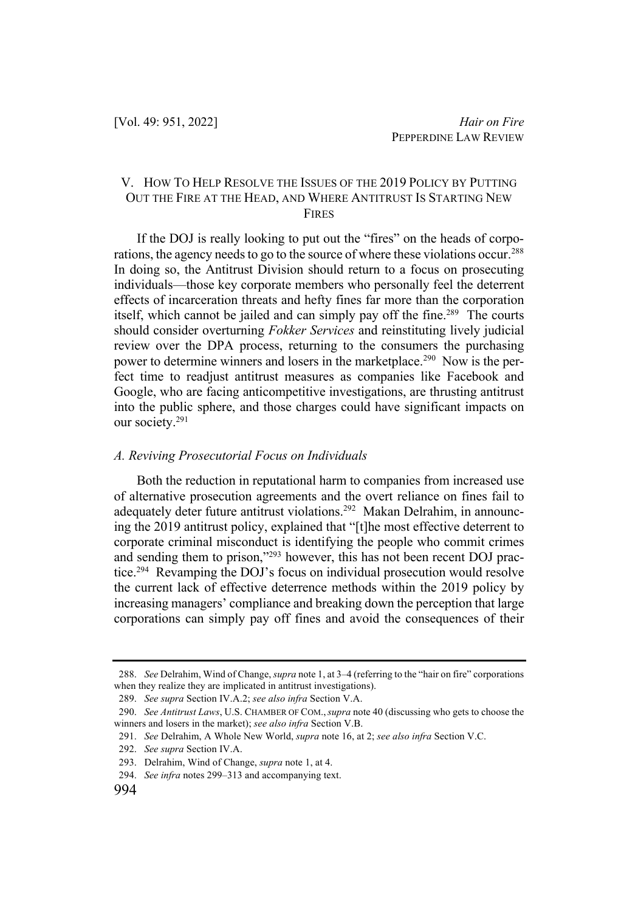## V. How To Help Resolve the Issues of the 2019 Policy by Putting Out the Fire at the Head, and Where Antitrust Is Starting New Fires

If the DOJ is really looking to put out the "fires" on the heads of corporations, the agency needs to go to the source of where these violations occur.[288] In doing so, the Antitrust Division should return to a focus on prosecuting individuals—those key corporate members who personally feel the deterrent effects of incarceration threats and hefty fines far more than the corporation itself, which cannot be jailed and can simply pay off the fine.[289] The courts should consider overturning *Fokker Services* and reinstituting lively judicial review over the DPA process, returning to the consumers the purchasing power to determine winners and losers in the marketplace.[290] Now is the perfect time to readjust antitrust measures as companies like Facebook and Google, who are facing anticompetitive investigations, are thrusting antitrust into the public sphere, and those charges could have significant impacts on our society.[291]

### *A. Reviving Prosecutorial Focus on Individuals*

Both the reduction in reputational harm to companies from increased use of alternative prosecution agreements and the overt reliance on fines fail to adequately deter future antitrust violations.[292] Makan Delrahim, in announcing the 2019 antitrust policy, explained that "[t]he most effective deterrent to corporate criminal misconduct is identifying the people who commit crimes and sending them to prison,"[293] however, this has not been recent DOJ practice.[294] Revamping the DOJ's focus on individual prosecution would resolve the current lack of effective deterrence methods within the 2019 policy by increasing managers' compliance and breaking down the perception that large corporations can simply pay off fines and avoid the consequences of their

---

288. *See* Delrahim, Wind of Change, *supra* note 1, at 3–4 (referring to the "hair on fire" corporations when they realize they are implicated in antitrust investigations).

289. *See supra* Section IV.A.2; *see also infra* Section V.A.

290. *See Antitrust Laws*, U.S. Chamber of Com., *supra* note 40 (discussing who gets to choose the winners and losers in the market); *see also infra* Section V.B.

291. *See* Delrahim, A Whole New World, *supra* note 16, at 2; *see also infra* Section V.C.

292. *See supra* Section IV.A.

293. Delrahim, Wind of Change, *supra* note 1, at 4.

294. *See infra* notes 299–313 and accompanying text.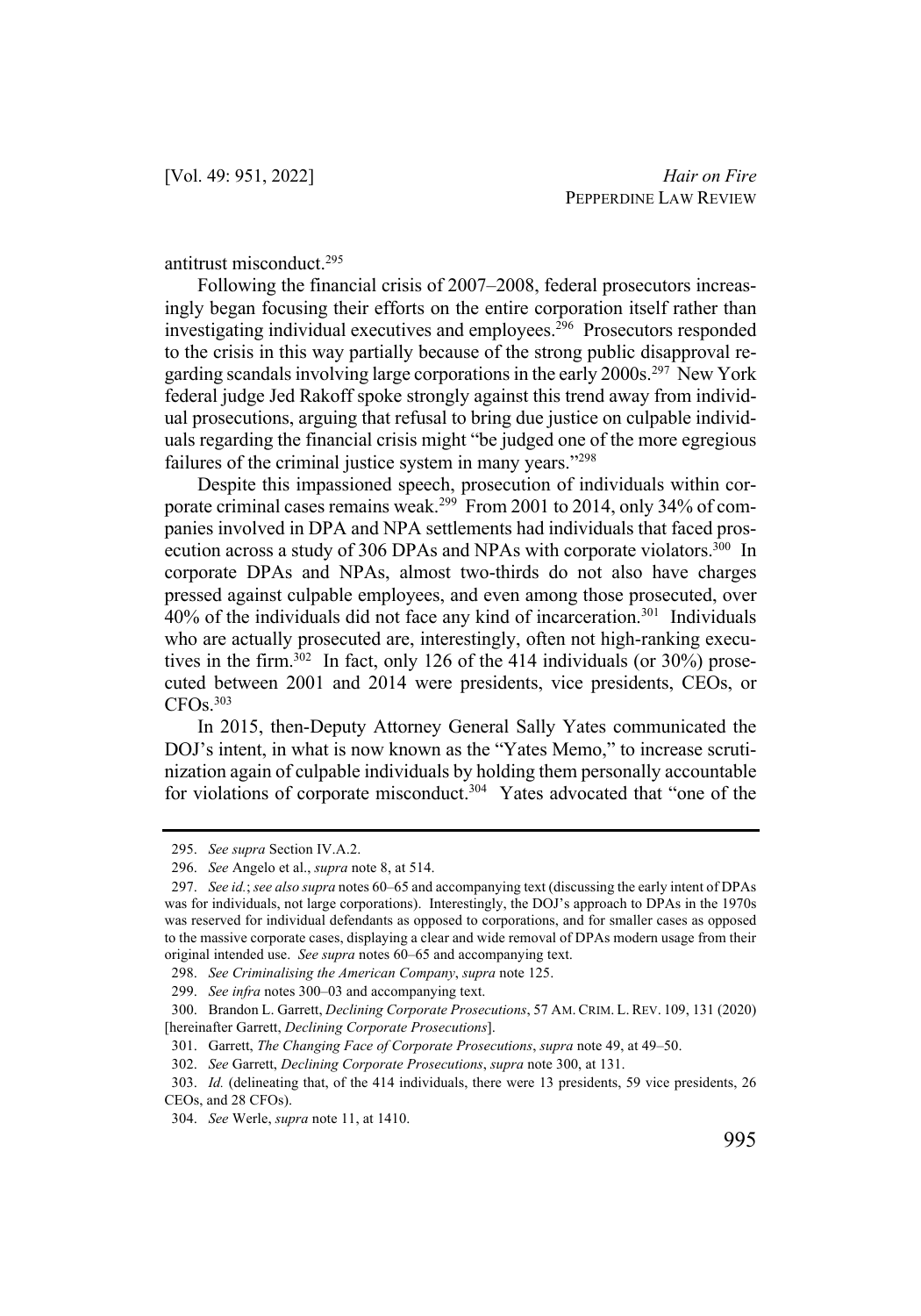antitrust misconduct.[295]

Following the financial crisis of 2007–2008, federal prosecutors increasingly began focusing their efforts on the entire corporation itself rather than investigating individual executives and employees.[296] Prosecutors responded to the crisis in this way partially because of the strong public disapproval regarding scandals involving large corporations in the early 2000s.[297] New York federal judge Jed Rakoff spoke strongly against this trend away from individual prosecutions, arguing that refusal to bring due justice on culpable individuals regarding the financial crisis might "be judged one of the more egregious failures of the criminal justice system in many years."[298]

Despite this impassioned speech, prosecution of individuals within corporate criminal cases remains weak.[299] From 2001 to 2014, only 34% of companies involved in DPA and NPA settlements had individuals that faced prosecution across a study of 306 DPAs and NPAs with corporate violators.[300] In corporate DPAs and NPAs, almost two-thirds do not also have charges pressed against culpable employees, and even among those prosecuted, over 40% of the individuals did not face any kind of incarceration.[301] Individuals who are actually prosecuted are, interestingly, often not high-ranking executives in the firm.[302] In fact, only 126 of the 414 individuals (or 30%) prosecuted between 2001 and 2014 were presidents, vice presidents, CEOs, or CFOs.[303]

In 2015, then-Deputy Attorney General Sally Yates communicated the DOJ's intent, in what is now known as the "Yates Memo," to increase scrutinization again of culpable individuals by holding them personally accountable for violations of corporate misconduct.[304] Yates advocated that "one of the

---

295. *See supra* Section IV.A.2.

296. *See* Angelo et al., *supra* note 8, at 514.

297. *See id.*; *see also supra* notes 60–65 and accompanying text (discussing the early intent of DPAs was for individuals, not large corporations). Interestingly, the DOJ's approach to DPAs in the 1970s was reserved for individual defendants as opposed to corporations, and for smaller cases as opposed to the massive corporate cases, displaying a clear and wide removal of DPAs modern usage from their original intended use. *See supra* notes 60–65 and accompanying text.

298. *See Criminalising the American Company*, *supra* note 125.

299. *See infra* notes 300–03 and accompanying text.

300. Brandon L. Garrett, *Declining Corporate Prosecutions*, 57 AM. CRIM. L. REV. 109, 131 (2020) [hereinafter Garrett, *Declining Corporate Prosecutions*].

301. Garrett, *The Changing Face of Corporate Prosecutions*, *supra* note 49, at 49–50.

302. *See* Garrett, *Declining Corporate Prosecutions*, *supra* note 300, at 131.

303. *Id.* (delineating that, of the 414 individuals, there were 13 presidents, 59 vice presidents, 26 CEOs, and 28 CFOs).

304. *See* Werle, *supra* note 11, at 1410.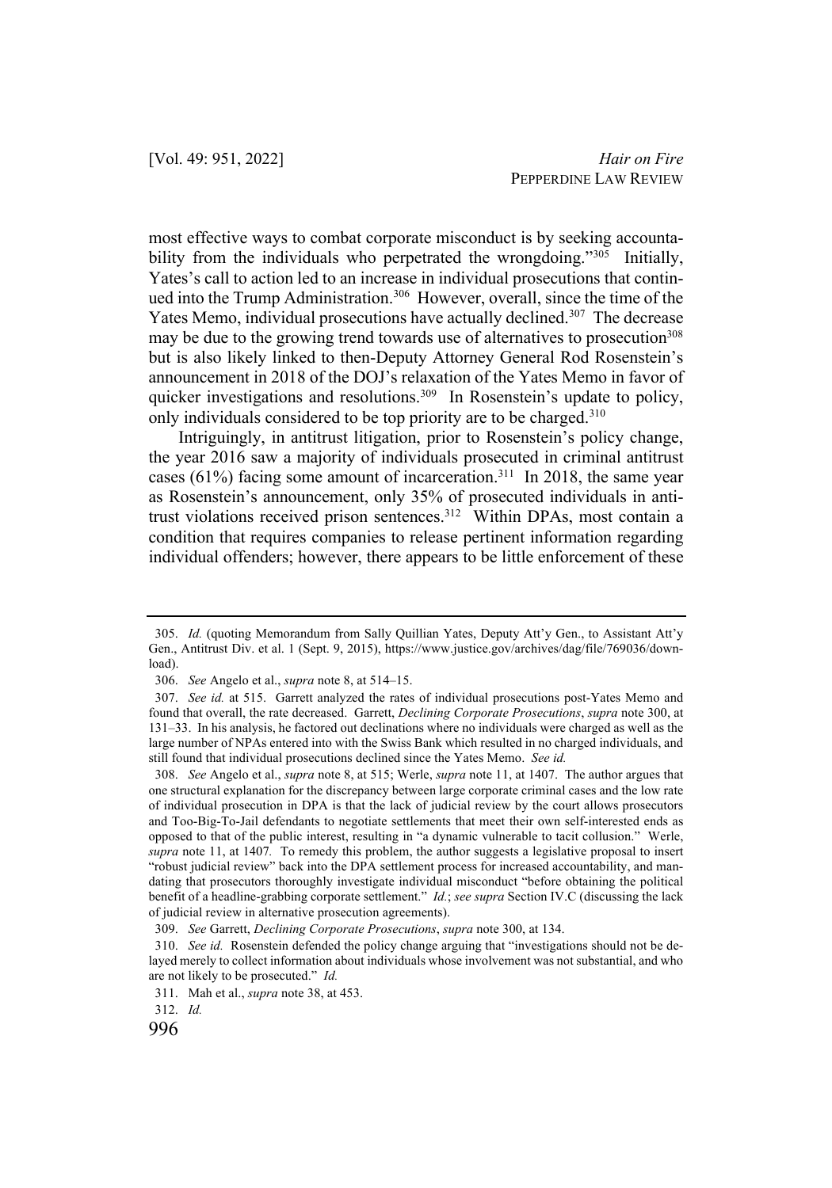most effective ways to combat corporate misconduct is by seeking accountability from the individuals who perpetrated the wrongdoing."[305] Initially, Yates's call to action led to an increase in individual prosecutions that continued into the Trump Administration.[306] However, overall, since the time of the Yates Memo, individual prosecutions have actually declined.[307] The decrease may be due to the growing trend towards use of alternatives to prosecution[308] but is also likely linked to then-Deputy Attorney General Rod Rosenstein's announcement in 2018 of the DOJ's relaxation of the Yates Memo in favor of quicker investigations and resolutions.[309] In Rosenstein's update to policy, only individuals considered to be top priority are to be charged.[310]

Intriguingly, in antitrust litigation, prior to Rosenstein's policy change, the year 2016 saw a majority of individuals prosecuted in criminal antitrust cases (61%) facing some amount of incarceration.[311] In 2018, the same year as Rosenstein's announcement, only 35% of prosecuted individuals in antitrust violations received prison sentences.[312] Within DPAs, most contain a condition that requires companies to release pertinent information regarding individual offenders; however, there appears to be little enforcement of these

---

305. *Id.* (quoting Memorandum from Sally Quillian Yates, Deputy Att'y Gen., to Assistant Att'y Gen., Antitrust Div. et al. 1 (Sept. 9, 2015), https://www.justice.gov/archives/dag/file/769036/download).

306. *See* Angelo et al., *supra* note 8, at 514–15.

307. *See id.* at 515. Garrett analyzed the rates of individual prosecutions post-Yates Memo and found that overall, the rate decreased. Garrett, *Declining Corporate Prosecutions*, *supra* note 300, at 131–33. In his analysis, he factored out declinations where no individuals were charged as well as the large number of NPAs entered into with the Swiss Bank which resulted in no charged individuals, and still found that individual prosecutions declined since the Yates Memo. *See id.*

308. *See* Angelo et al., *supra* note 8, at 515; Werle, *supra* note 11, at 1407. The author argues that one structural explanation for the discrepancy between large corporate criminal cases and the low rate of individual prosecution in DPA is that the lack of judicial review by the court allows prosecutors and Too-Big-To-Jail defendants to negotiate settlements that meet their own self-interested ends as opposed to that of the public interest, resulting in "a dynamic vulnerable to tacit collusion." Werle, *supra* note 11, at 1407. To remedy this problem, the author suggests a legislative proposal to insert "robust judicial review" back into the DPA settlement process for increased accountability, and mandating that prosecutors thoroughly investigate individual misconduct "before obtaining the political benefit of a headline-grabbing corporate settlement." *Id.*; *see supra* Section IV.C (discussing the lack of judicial review in alternative prosecution agreements).

309. *See* Garrett, *Declining Corporate Prosecutions*, *supra* note 300, at 134.

310. *See id.* Rosenstein defended the policy change arguing that "investigations should not be delayed merely to collect information about individuals whose involvement was not substantial, and who are not likely to be prosecuted." *Id.*

311. Mah et al., *supra* note 38, at 453.

312. *Id.*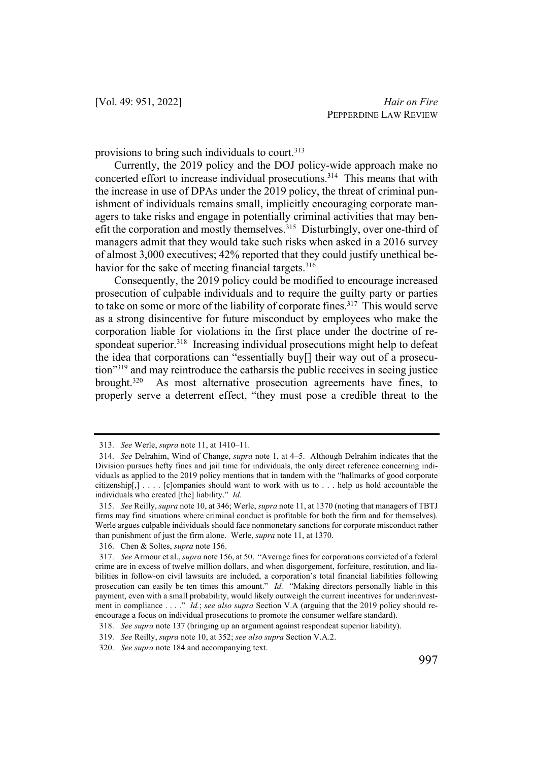provisions to bring such individuals to court.[313]

Currently, the 2019 policy and the DOJ policy-wide approach make no concerted effort to increase individual prosecutions.[314] This means that with the increase in use of DPAs under the 2019 policy, the threat of criminal punishment of individuals remains small, implicitly encouraging corporate managers to take risks and engage in potentially criminal activities that may benefit the corporation and mostly themselves.[315] Disturbingly, over one-third of managers admit that they would take such risks when asked in a 2016 survey of almost 3,000 executives; 42% reported that they could justify unethical behavior for the sake of meeting financial targets.[316]

Consequently, the 2019 policy could be modified to encourage increased prosecution of culpable individuals and to require the guilty party or parties to take on some or more of the liability of corporate fines.[317] This would serve as a strong disincentive for future misconduct by employees who make the corporation liable for violations in the first place under the doctrine of respondeat superior.[318] Increasing individual prosecutions might help to defeat the idea that corporations can "essentially buy[] their way out of a prosecution"[319] and may reintroduce the catharsis the public receives in seeing justice brought.[320] As most alternative prosecution agreements have fines, to properly serve a deterrent effect, "they must pose a credible threat to the

---

313. *See* Werle, *supra* note 11, at 1410–11.

314. *See* Delrahim, Wind of Change, *supra* note 1, at 4–5. Although Delrahim indicates that the Division pursues hefty fines and jail time for individuals, the only direct reference concerning individuals as applied to the 2019 policy mentions that in tandem with the "hallmarks of good corporate citizenship[,] . . . . [c]ompanies should want to work with us to . . . help us hold accountable the individuals who created [the] liability." *Id.*

315. *See* Reilly, *supra* note 10, at 346; Werle, *supra* note 11, at 1370 (noting that managers of TBTJ firms may find situations where criminal conduct is profitable for both the firm and for themselves). Werle argues culpable individuals should face nonmonetary sanctions for corporate misconduct rather than punishment of just the firm alone. Werle, *supra* note 11, at 1370.

316. Chen & Soltes, *supra* note 156.

317. *See* Armour et al., *supra* note 156, at 50. "Average fines for corporations convicted of a federal crime are in excess of twelve million dollars, and when disgorgement, forfeiture, restitution, and liabilities in follow-on civil lawsuits are included, a corporation's total financial liabilities following prosecution can easily be ten times this amount." *Id.* "Making directors personally liable in this payment, even with a small probability, would likely outweigh the current incentives for underinvestment in compliance . . . ." *Id.*; *see also supra* Section V.A (arguing that the 2019 policy should re-encourage a focus on individual prosecutions to promote the consumer welfare standard).

318. *See supra* note 137 (bringing up an argument against respondeat superior liability).

319. *See* Reilly, *supra* note 10, at 352; *see also supra* Section V.A.2.

320. *See supra* note 184 and accompanying text.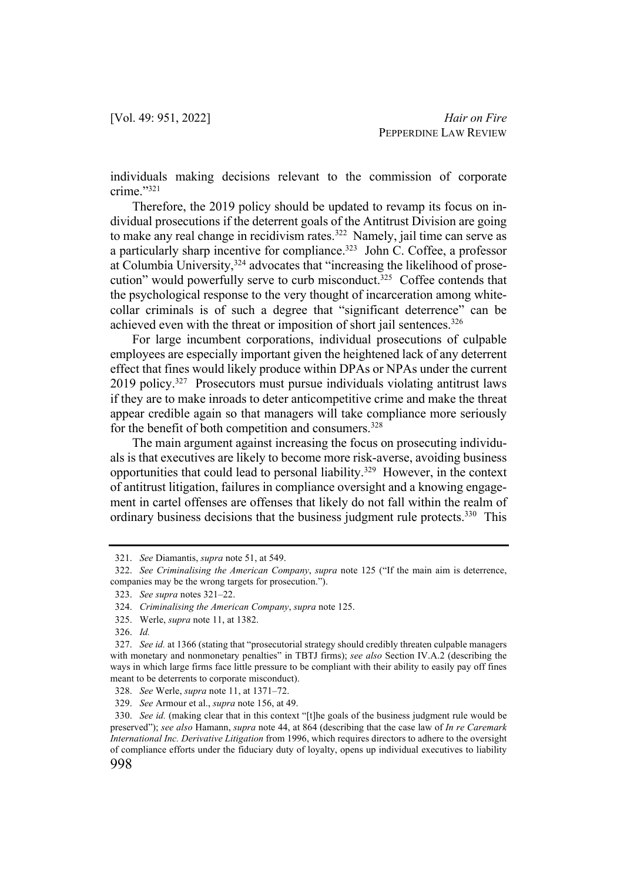individuals making decisions relevant to the commission of corporate crime."[321]

Therefore, the 2019 policy should be updated to revamp its focus on individual prosecutions if the deterrent goals of the Antitrust Division are going to make any real change in recidivism rates.[322] Namely, jail time can serve as a particularly sharp incentive for compliance.[323] John C. Coffee, a professor at Columbia University,[324] advocates that "increasing the likelihood of prosecution" would powerfully serve to curb misconduct.[325] Coffee contends that the psychological response to the very thought of incarceration among white-collar criminals is of such a degree that "significant deterrence" can be achieved even with the threat or imposition of short jail sentences.[326]

For large incumbent corporations, individual prosecutions of culpable employees are especially important given the heightened lack of any deterrent effect that fines would likely produce within DPAs or NPAs under the current 2019 policy.[327] Prosecutors must pursue individuals violating antitrust laws if they are to make inroads to deter anticompetitive crime and make the threat appear credible again so that managers will take compliance more seriously for the benefit of both competition and consumers.[328]

The main argument against increasing the focus on prosecuting individuals is that executives are likely to become more risk-averse, avoiding business opportunities that could lead to personal liability.[329] However, in the context of antitrust litigation, failures in compliance oversight and a knowing engagement in cartel offenses are offenses that likely do not fall within the realm of ordinary business decisions that the business judgment rule protects.[330] This

---

321. *See* Diamantis, *supra* note 51, at 549.

322. *See Criminalising the American Company*, *supra* note 125 ("If the main aim is deterrence, companies may be the wrong targets for prosecution.").

323. *See supra* notes 321–22.

324. *Criminalising the American Company*, *supra* note 125.

325. Werle, *supra* note 11, at 1382.

326. *Id.*

327. *See id.* at 1366 (stating that "prosecutorial strategy should credibly threaten culpable managers with monetary and nonmonetary penalties" in TBTJ firms); *see also* Section IV.A.2 (describing the ways in which large firms face little pressure to be compliant with their ability to easily pay off fines meant to be deterrents to corporate misconduct).

328. *See* Werle, *supra* note 11, at 1371–72.

329. *See* Armour et al., *supra* note 156, at 49.

330. *See id.* (making clear that in this context "[t]he goals of the business judgment rule would be preserved"); *see also* Hamann, *supra* note 44, at 864 (describing that the case law of *In re Caremark International Inc. Derivative Litigation* from 1996, which requires directors to adhere to the oversight of compliance efforts under the fiduciary duty of loyalty, opens up individual executives to liability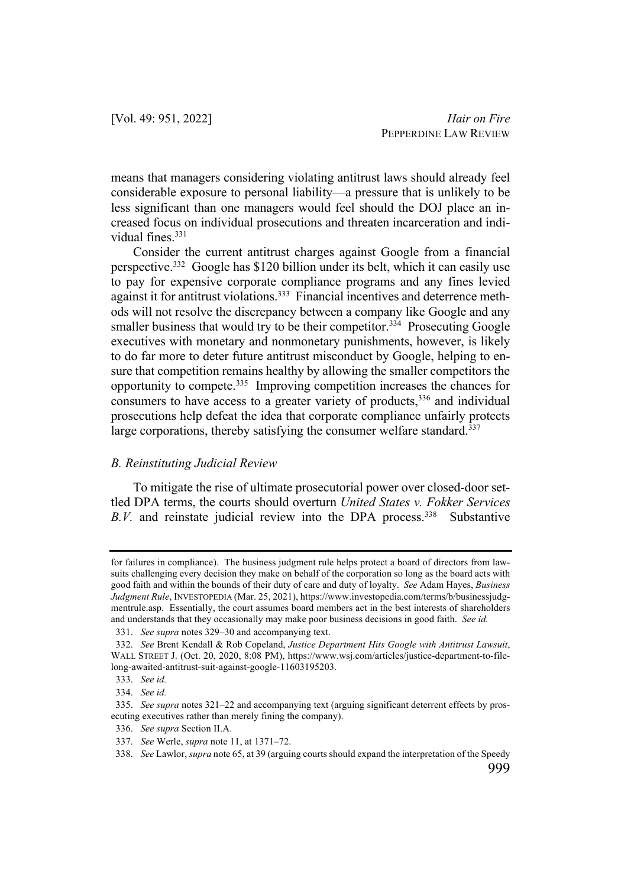means that managers considering violating antitrust laws should already feel considerable exposure to personal liability—a pressure that is unlikely to be less significant than one managers would feel should the DOJ place an increased focus on individual prosecutions and threaten incarceration and individual fines.[331]

Consider the current antitrust charges against Google from a financial perspective.[332] Google has $120 billion under its belt, which it can easily use to pay for expensive corporate compliance programs and any fines levied against it for antitrust violations.[333] Financial incentives and deterrence methods will not resolve the discrepancy between a company like Google and any smaller business that would try to be their competitor.[334] Prosecuting Google executives with monetary and nonmonetary punishments, however, is likely to do far more to deter future antitrust misconduct by Google, helping to ensure that competition remains healthy by allowing the smaller competitors the opportunity to compete.[335] Improving competition increases the chances for consumers to have access to a greater variety of products,[336] and individual prosecutions help defeat the idea that corporate compliance unfairly protects large corporations, thereby satisfying the consumer welfare standard.[337]

### *B. Reinstituting Judicial Review*

To mitigate the rise of ultimate prosecutorial power over closed-door settled DPA terms, the courts should overturn *United States v. Fokker Services B.V.* and reinstate judicial review into the DPA process.[338] Substantive

---

for failures in compliance). The business judgment rule helps protect a board of directors from lawsuits challenging every decision they make on behalf of the corporation so long as the board acts with good faith and within the bounds of their duty of care and duty of loyalty. *See* Adam Hayes, *Business Judgment Rule*, INVESTOPEDIA (Mar. 25, 2021), https://www.investopedia.com/terms/b/businessjudgmentrule.asp. Essentially, the court assumes board members act in the best interests of shareholders and understands that they occasionally may make poor business decisions in good faith. *See id.*

331. *See supra* notes 329–30 and accompanying text.

332. *See* Brent Kendall & Rob Copeland, *Justice Department Hits Google with Antitrust Lawsuit*, WALL STREET J. (Oct. 20, 2020, 8:08 PM), https://www.wsj.com/articles/justice-department-to-file-long-awaited-antitrust-suit-against-google-11603195203.

333. *See id.*

334. *See id.*

335. *See supra* notes 321–22 and accompanying text (arguing significant deterrent effects by prosecuting executives rather than merely fining the company).

336. *See supra* Section II.A.

337. *See* Werle, *supra* note 11, at 1371–72.

338. *See* Lawlor, *supra* note 65, at 39 (arguing courts should expand the interpretation of the Speedy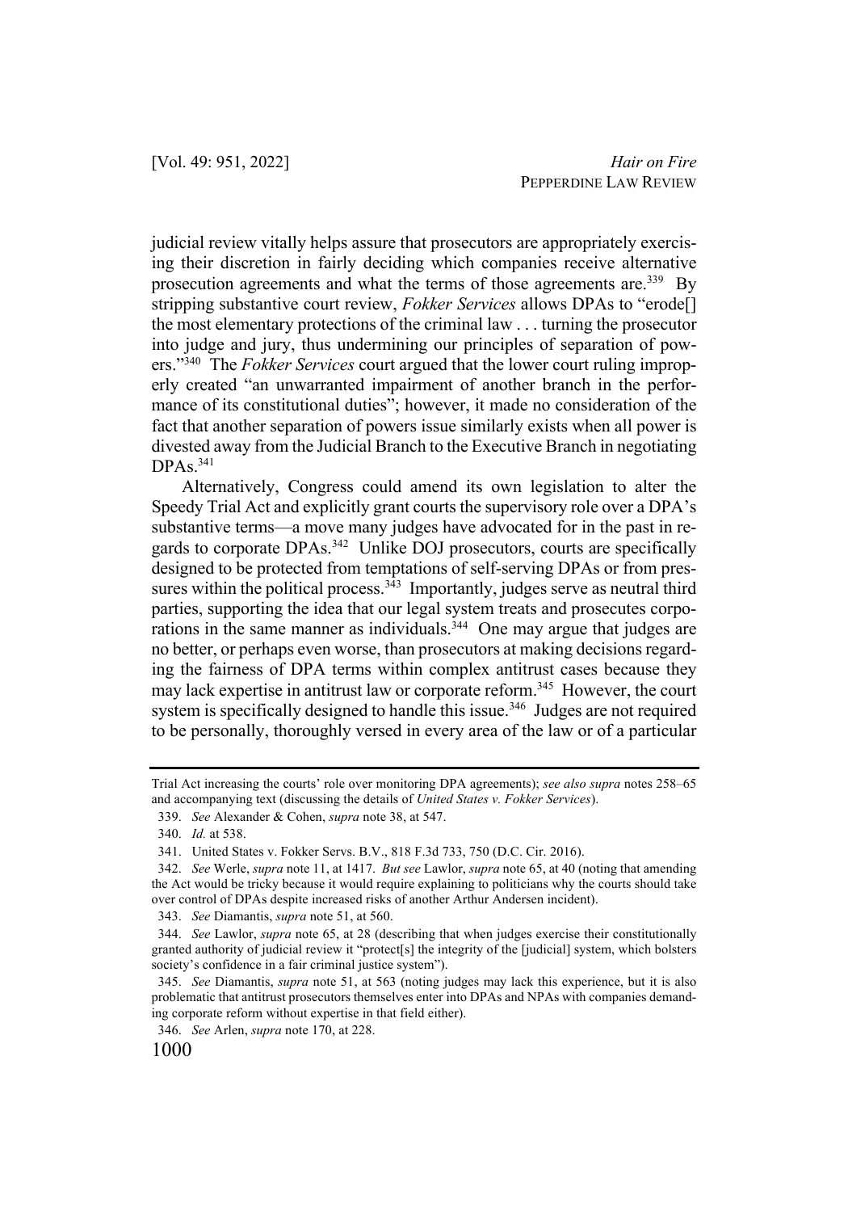judicial review vitally helps assure that prosecutors are appropriately exercising their discretion in fairly deciding which companies receive alternative prosecution agreements and what the terms of those agreements are.[339] By stripping substantive court review, *Fokker Services* allows DPAs to "erode[] the most elementary protections of the criminal law . . . turning the prosecutor into judge and jury, thus undermining our principles of separation of powers."[340] The *Fokker Services* court argued that the lower court ruling improperly created "an unwarranted impairment of another branch in the performance of its constitutional duties"; however, it made no consideration of the fact that another separation of powers issue similarly exists when all power is divested away from the Judicial Branch to the Executive Branch in negotiating DPAs.[341]

Alternatively, Congress could amend its own legislation to alter the Speedy Trial Act and explicitly grant courts the supervisory role over a DPA's substantive terms—a move many judges have advocated for in the past in regards to corporate DPAs.[342] Unlike DOJ prosecutors, courts are specifically designed to be protected from temptations of self-serving DPAs or from pressures within the political process.[343] Importantly, judges serve as neutral third parties, supporting the idea that our legal system treats and prosecutes corporations in the same manner as individuals.[344] One may argue that judges are no better, or perhaps even worse, than prosecutors at making decisions regarding the fairness of DPA terms within complex antitrust cases because they may lack expertise in antitrust law or corporate reform.[345] However, the court system is specifically designed to handle this issue.[346] Judges are not required to be personally, thoroughly versed in every area of the law or of a particular

---

Trial Act increasing the courts' role over monitoring DPA agreements); *see also supra* notes 258–65 and accompanying text (discussing the details of *United States v. Fokker Services*).

339. *See* Alexander & Cohen, *supra* note 38, at 547.

340. *Id.* at 538.

341. United States v. Fokker Servs. B.V., 818 F.3d 733, 750 (D.C. Cir. 2016).

342. *See* Werle, *supra* note 11, at 1417. *But see* Lawlor, *supra* note 65, at 40 (noting that amending the Act would be tricky because it would require explaining to politicians why the courts should take over control of DPAs despite increased risks of another Arthur Andersen incident).

343. *See* Diamantis, *supra* note 51, at 560.

344. *See* Lawlor, *supra* note 65, at 28 (describing that when judges exercise their constitutionally granted authority of judicial review it "protect[s] the integrity of the [judicial] system, which bolsters society's confidence in a fair criminal justice system").

345. *See* Diamantis, *supra* note 51, at 563 (noting judges may lack this experience, but it is also problematic that antitrust prosecutors themselves enter into DPAs and NPAs with companies demanding corporate reform without expertise in that field either).

346. *See* Arlen, *supra* note 170, at 228.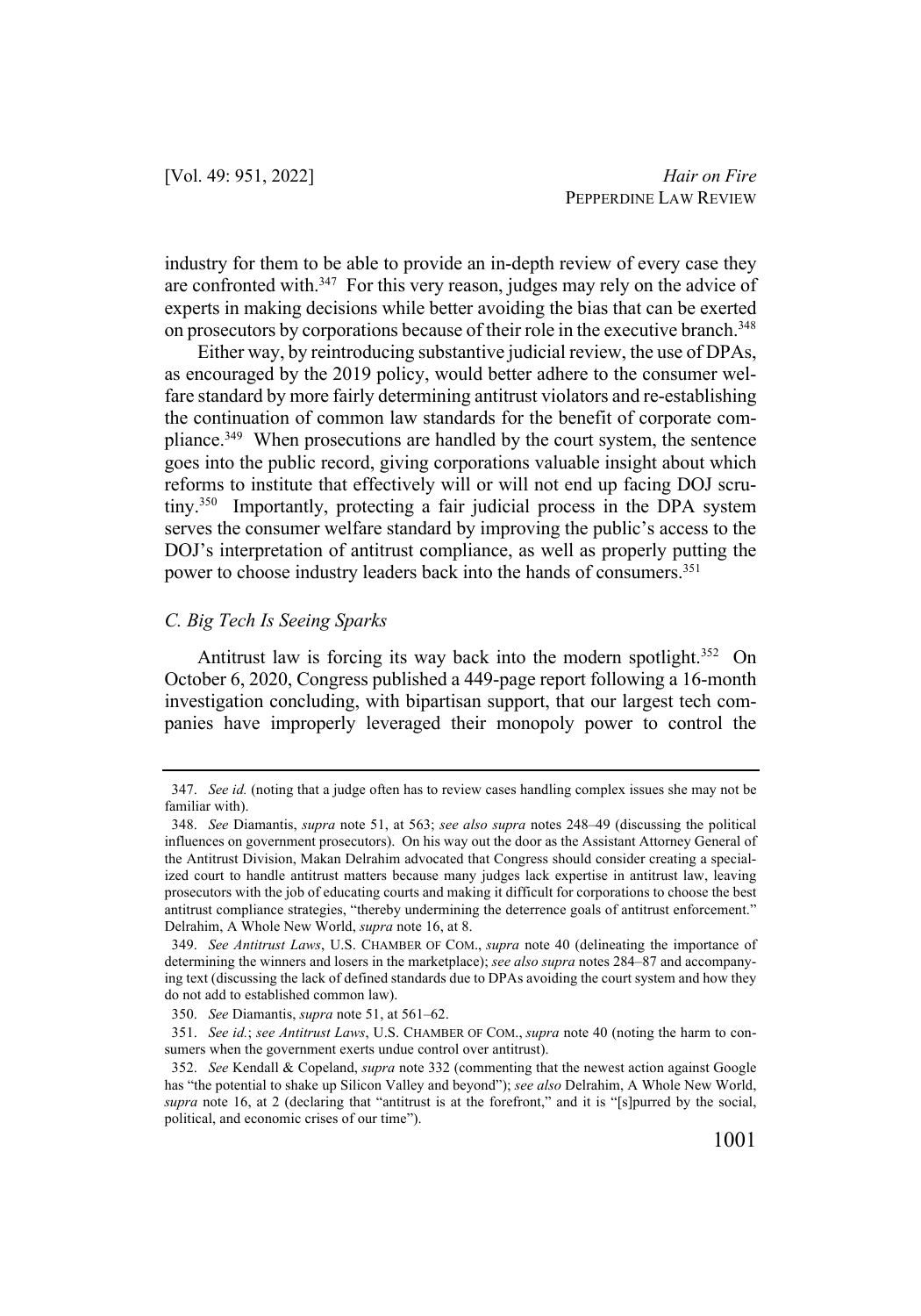industry for them to be able to provide an in-depth review of every case they are confronted with.[347] For this very reason, judges may rely on the advice of experts in making decisions while better avoiding the bias that can be exerted on prosecutors by corporations because of their role in the executive branch.[348]

Either way, by reintroducing substantive judicial review, the use of DPAs, as encouraged by the 2019 policy, would better adhere to the consumer welfare standard by more fairly determining antitrust violators and re-establishing the continuation of common law standards for the benefit of corporate compliance.[349] When prosecutions are handled by the court system, the sentence goes into the public record, giving corporations valuable insight about which reforms to institute that effectively will or will not end up facing DOJ scrutiny.[350] Importantly, protecting a fair judicial process in the DPA system serves the consumer welfare standard by improving the public's access to the DOJ's interpretation of antitrust compliance, as well as properly putting the power to choose industry leaders back into the hands of consumers.[351]

### *C. Big Tech Is Seeing Sparks*

Antitrust law is forcing its way back into the modern spotlight.[352] On October 6, 2020, Congress published a 449-page report following a 16-month investigation concluding, with bipartisan support, that our largest tech companies have improperly leveraged their monopoly power to control the

---

347. *See id.* (noting that a judge often has to review cases handling complex issues she may not be familiar with).

348. *See* Diamantis, *supra* note 51, at 563; *see also supra* notes 248–49 (discussing the political influences on government prosecutors). On his way out the door as the Assistant Attorney General of the Antitrust Division, Makan Delrahim advocated that Congress should consider creating a specialized court to handle antitrust matters because many judges lack expertise in antitrust law, leaving prosecutors with the job of educating courts and making it difficult for corporations to choose the best antitrust compliance strategies, "thereby undermining the deterrence goals of antitrust enforcement." Delrahim, A Whole New World, *supra* note 16, at 8.

349. *See Antitrust Laws*, U.S. CHAMBER OF COM., *supra* note 40 (delineating the importance of determining the winners and losers in the marketplace); *see also supra* notes 284–87 and accompanying text (discussing the lack of defined standards due to DPAs avoiding the court system and how they do not add to established common law).

350. *See* Diamantis, *supra* note 51, at 561–62.

351. *See id.*; *see Antitrust Laws*, U.S. CHAMBER OF COM., *supra* note 40 (noting the harm to consumers when the government exerts undue control over antitrust).

352. *See* Kendall & Copeland, *supra* note 332 (commenting that the newest action against Google has "the potential to shake up Silicon Valley and beyond"); *see also* Delrahim, A Whole New World, *supra* note 16, at 2 (declaring that "antitrust is at the forefront," and it is "[s]purred by the social, political, and economic crises of our time").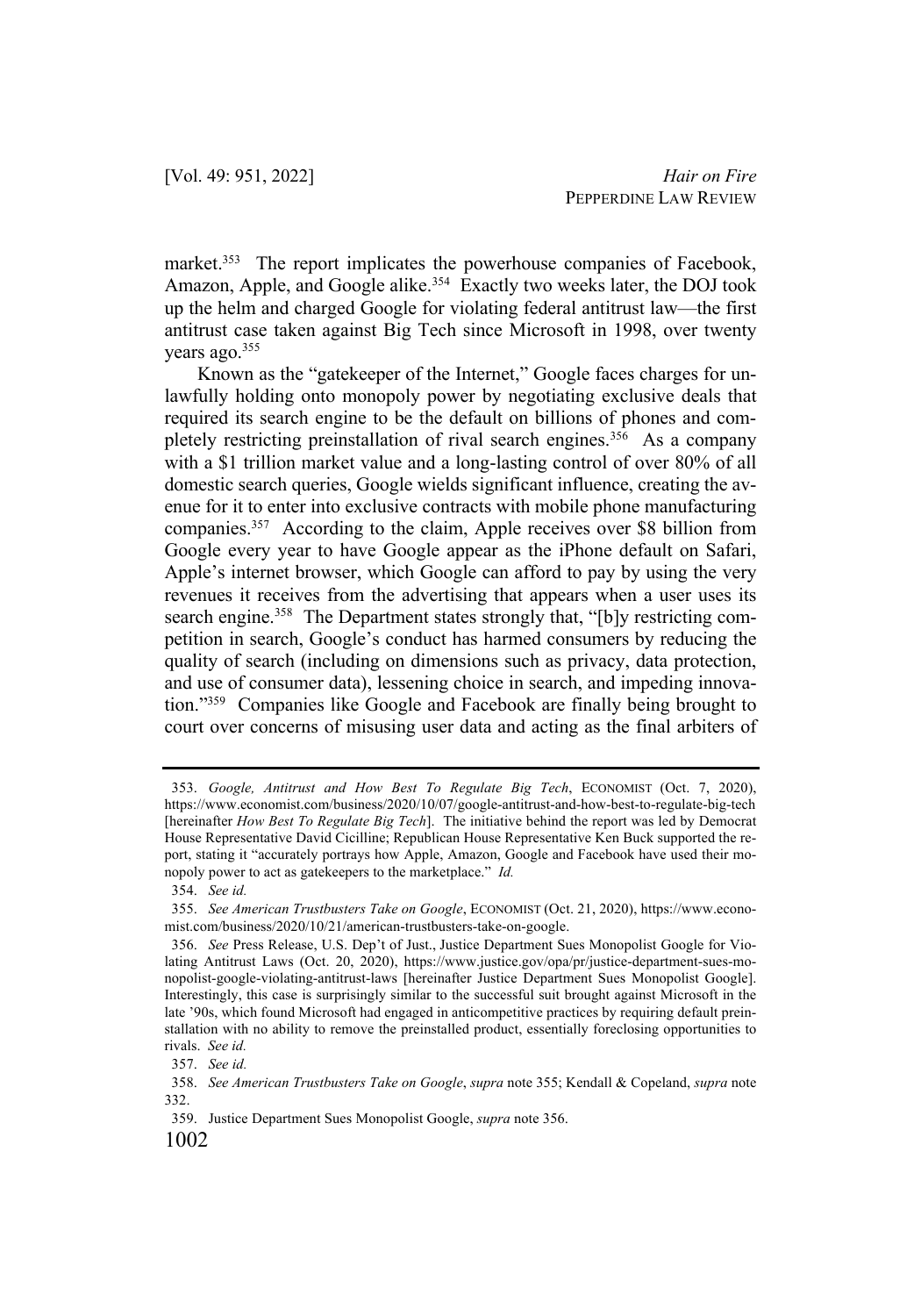market.[353] The report implicates the powerhouse companies of Facebook, Amazon, Apple, and Google alike.[354] Exactly two weeks later, the DOJ took up the helm and charged Google for violating federal antitrust law—the first antitrust case taken against Big Tech since Microsoft in 1998, over twenty years ago.[355]

Known as the "gatekeeper of the Internet," Google faces charges for unlawfully holding onto monopoly power by negotiating exclusive deals that required its search engine to be the default on billions of phones and completely restricting preinstallation of rival search engines.[356] As a company with a $1 trillion market value and a long-lasting control of over 80% of all domestic search queries, Google wields significant influence, creating the avenue for it to enter into exclusive contracts with mobile phone manufacturing companies.[357] According to the claim, Apple receives over $8 billion from Google every year to have Google appear as the iPhone default on Safari, Apple's internet browser, which Google can afford to pay by using the very revenues it receives from the advertising that appears when a user uses its search engine.[358] The Department states strongly that, "[b]y restricting competition in search, Google's conduct has harmed consumers by reducing the quality of search (including on dimensions such as privacy, data protection, and use of consumer data), lessening choice in search, and impeding innovation."[359] Companies like Google and Facebook are finally being brought to court over concerns of misusing user data and acting as the final arbiters of

---

353. *Google, Antitrust and How Best To Regulate Big Tech*, ECONOMIST (Oct. 7, 2020), https://www.economist.com/business/2020/10/07/google-antitrust-and-how-best-to-regulate-big-tech [hereinafter *How Best To Regulate Big Tech*]. The initiative behind the report was led by Democrat House Representative David Cicilline; Republican House Representative Ken Buck supported the report, stating it "accurately portrays how Apple, Amazon, Google and Facebook have used their monopoly power to act as gatekeepers to the marketplace." *Id.*

354. *See id.*

355. *See American Trustbusters Take on Google*, ECONOMIST (Oct. 21, 2020), https://www.economist.com/business/2020/10/21/american-trustbusters-take-on-google.

356. *See* Press Release, U.S. Dep't of Just., Justice Department Sues Monopolist Google for Violating Antitrust Laws (Oct. 20, 2020), https://www.justice.gov/opa/pr/justice-department-sues-monopolist-google-violating-antitrust-laws [hereinafter Justice Department Sues Monopolist Google]. Interestingly, this case is surprisingly similar to the successful suit brought against Microsoft in the late '90s, which found Microsoft had engaged in anticompetitive practices by requiring default preinstallation with no ability to remove the preinstalled product, essentially foreclosing opportunities to rivals. *See id.*

357. *See id.*

358. *See American Trustbusters Take on Google*, *supra* note 355; Kendall & Copeland, *supra* note 332.

359. Justice Department Sues Monopolist Google, *supra* note 356.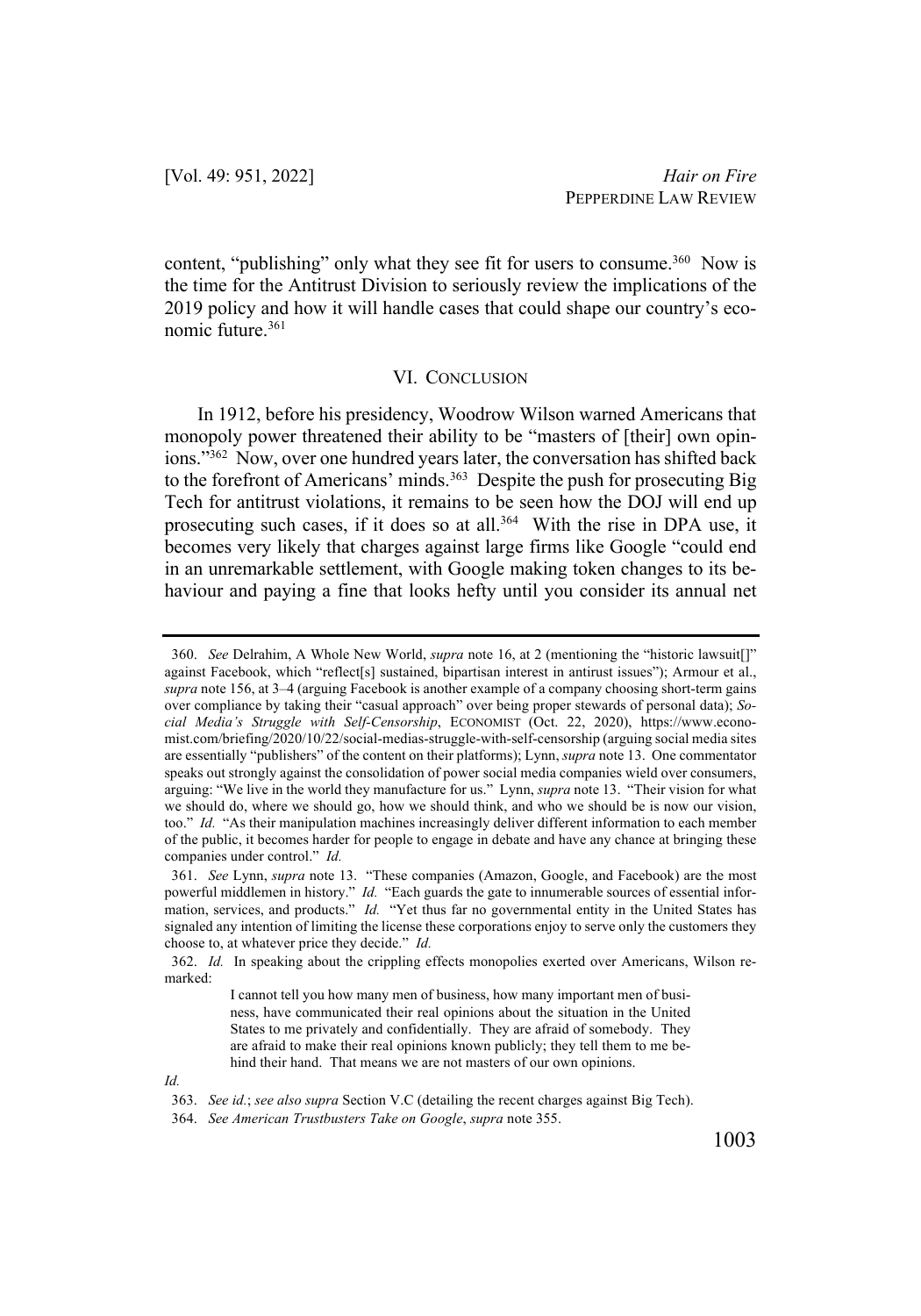content, "publishing" only what they see fit for users to consume.[360] Now is the time for the Antitrust Division to seriously review the implications of the 2019 policy and how it will handle cases that could shape our country's economic future.[361]

## VI. CONCLUSION

In 1912, before his presidency, Woodrow Wilson warned Americans that monopoly power threatened their ability to be "masters of [their] own opinions."[362] Now, over one hundred years later, the conversation has shifted back to the forefront of Americans' minds.[363] Despite the push for prosecuting Big Tech for antitrust violations, it remains to be seen how the DOJ will end up prosecuting such cases, if it does so at all.[364] With the rise in DPA use, it becomes very likely that charges against large firms like Google "could end in an unremarkable settlement, with Google making token changes to its behaviour and paying a fine that looks hefty until you consider its annual net

---

360. *See* Delrahim, A Whole New World, *supra* note 16, at 2 (mentioning the "historic lawsuit[]" against Facebook, which "reflect[s] sustained, bipartisan interest in antitrust issues"); Armour et al., *supra* note 156, at 3–4 (arguing Facebook is another example of a company choosing short-term gains over compliance by taking their "casual approach" over being proper stewards of personal data); *Social Media's Struggle with Self-Censorship*, ECONOMIST (Oct. 22, 2020), https://www.economist.com/briefing/2020/10/22/social-medias-struggle-with-self-censorship (arguing social media sites are essentially "publishers" of the content on their platforms); Lynn, *supra* note 13. One commentator speaks out strongly against the consolidation of power social media companies wield over consumers, arguing: "We live in the world they manufacture for us." Lynn, *supra* note 13. "Their vision for what we should do, where we should go, how we should think, and who we should be is now our vision, too." *Id.* "As their manipulation machines increasingly deliver different information to each member of the public, it becomes harder for people to engage in debate and have any chance at bringing these companies under control." *Id.*

361. *See* Lynn, *supra* note 13. "These companies (Amazon, Google, and Facebook) are the most powerful middlemen in history." *Id.* "Each guards the gate to innumerable sources of essential information, services, and products." *Id.* "Yet thus far no governmental entity in the United States has signaled any intention of limiting the license these corporations enjoy to serve only the customers they choose to, at whatever price they decide." *Id.*

362. *Id.* In speaking about the crippling effects monopolies exerted over Americans, Wilson remarked:

> I cannot tell you how many men of business, how many important men of business, have communicated their real opinions about the situation in the United States to me privately and confidentially. They are afraid of somebody. They are afraid to make their real opinions known publicly; they tell them to me behind their hand. That means we are not masters of our own opinions.

*Id.*

363. *See id.*; *see also supra* Section V.C (detailing the recent charges against Big Tech).

364. *See American Trustbusters Take on Google*, *supra* note 355.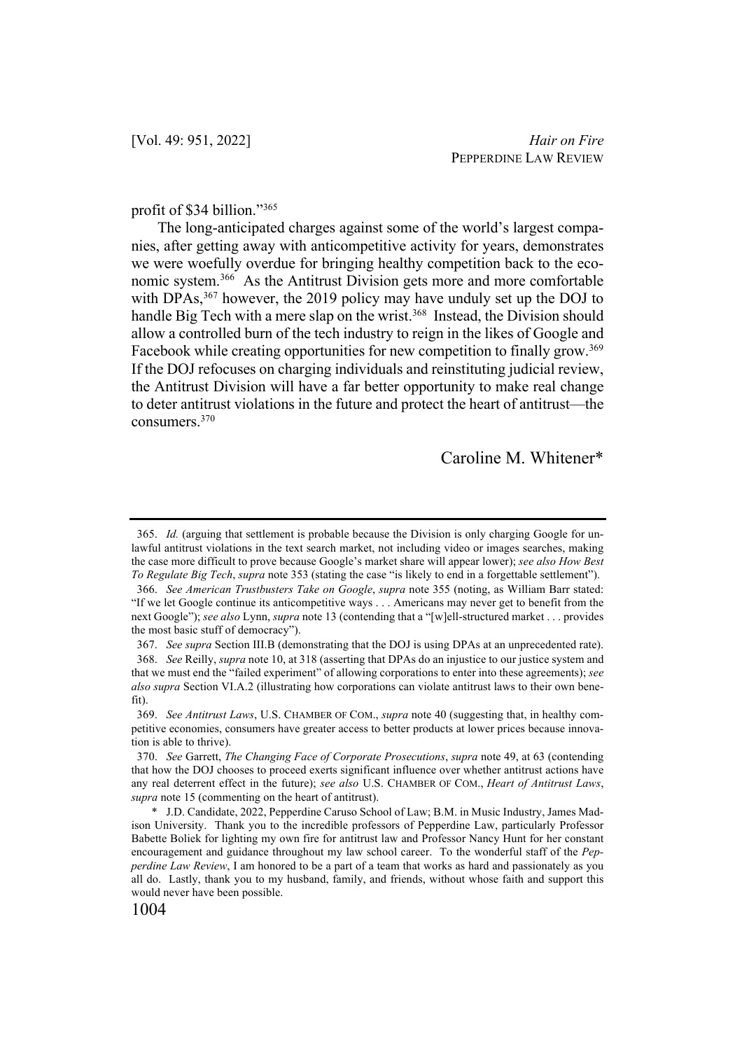profit of $34 billion."[365]

The long-anticipated charges against some of the world's largest companies, after getting away with anticompetitive activity for years, demonstrates we were woefully overdue for bringing healthy competition back to the economic system.[366] As the Antitrust Division gets more and more comfortable with DPAs,[367] however, the 2019 policy may have unduly set up the DOJ to handle Big Tech with a mere slap on the wrist.[368] Instead, the Division should allow a controlled burn of the tech industry to reign in the likes of Google and Facebook while creating opportunities for new competition to finally grow.[369] If the DOJ refocuses on charging individuals and reinstituting judicial review, the Antitrust Division will have a far better opportunity to make real change to deter antitrust violations in the future and protect the heart of antitrust—the consumers.[370]

Caroline M. Whitener*

---

365. *Id.* (arguing that settlement is probable because the Division is only charging Google for unlawful antitrust violations in the text search market, not including video or images searches, making the case more difficult to prove because Google's market share will appear lower); *see also How Best To Regulate Big Tech*, *supra* note 353 (stating the case "is likely to end in a forgettable settlement").

366. *See American Trustbusters Take on Google*, *supra* note 355 (noting, as William Barr stated: "If we let Google continue its anticompetitive ways . . . Americans may never get to benefit from the next Google"); *see also* Lynn, *supra* note 13 (contending that a "[w]ell-structured market . . . provides the most basic stuff of democracy").

367. *See supra* Section III.B (demonstrating that the DOJ is using DPAs at an unprecedented rate).

368. *See* Reilly, *supra* note 10, at 318 (asserting that DPAs do an injustice to our justice system and that we must end the "failed experiment" of allowing corporations to enter into these agreements); *see also supra* Section VI.A.2 (illustrating how corporations can violate antitrust laws to their own benefit).

369. *See Antitrust Laws*, U.S. CHAMBER OF COM., *supra* note 40 (suggesting that, in healthy competitive economies, consumers have greater access to better products at lower prices because innovation is able to thrive).

370. *See* Garrett, *The Changing Face of Corporate Prosecutions*, *supra* note 49, at 63 (contending that how the DOJ chooses to proceed exerts significant influence over whether antitrust actions have any real deterrent effect in the future); *see also* U.S. CHAMBER OF COM., *Heart of Antitrust Laws*, *supra* note 15 (commenting on the heart of antitrust).

\* J.D. Candidate, 2022, Pepperdine Caruso School of Law; B.M. in Music Industry, James Madison University. Thank you to the incredible professors of Pepperdine Law, particularly Professor Babette Boliek for lighting my own fire for antitrust law and Professor Nancy Hunt for her constant encouragement and guidance throughout my law school career. To the wonderful staff of the *Pepperdine Law Review*, I am honored to be a part of a team that works as hard and passionately as you all do. Lastly, thank you to my husband, family, and friends, without whose faith and support this would never have been possible.